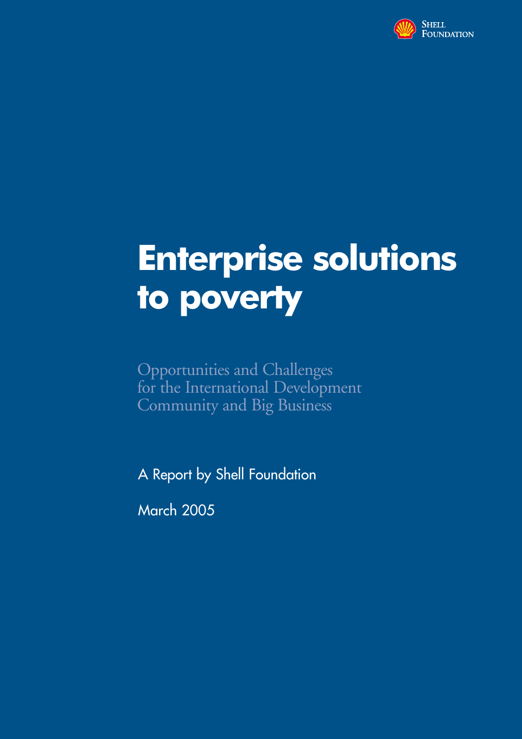Shell Foundation

# Enterprise solutions to poverty

## Opportunities and Challenges for the International Development Community and Big Business

A Report by Shell Foundation

March 2005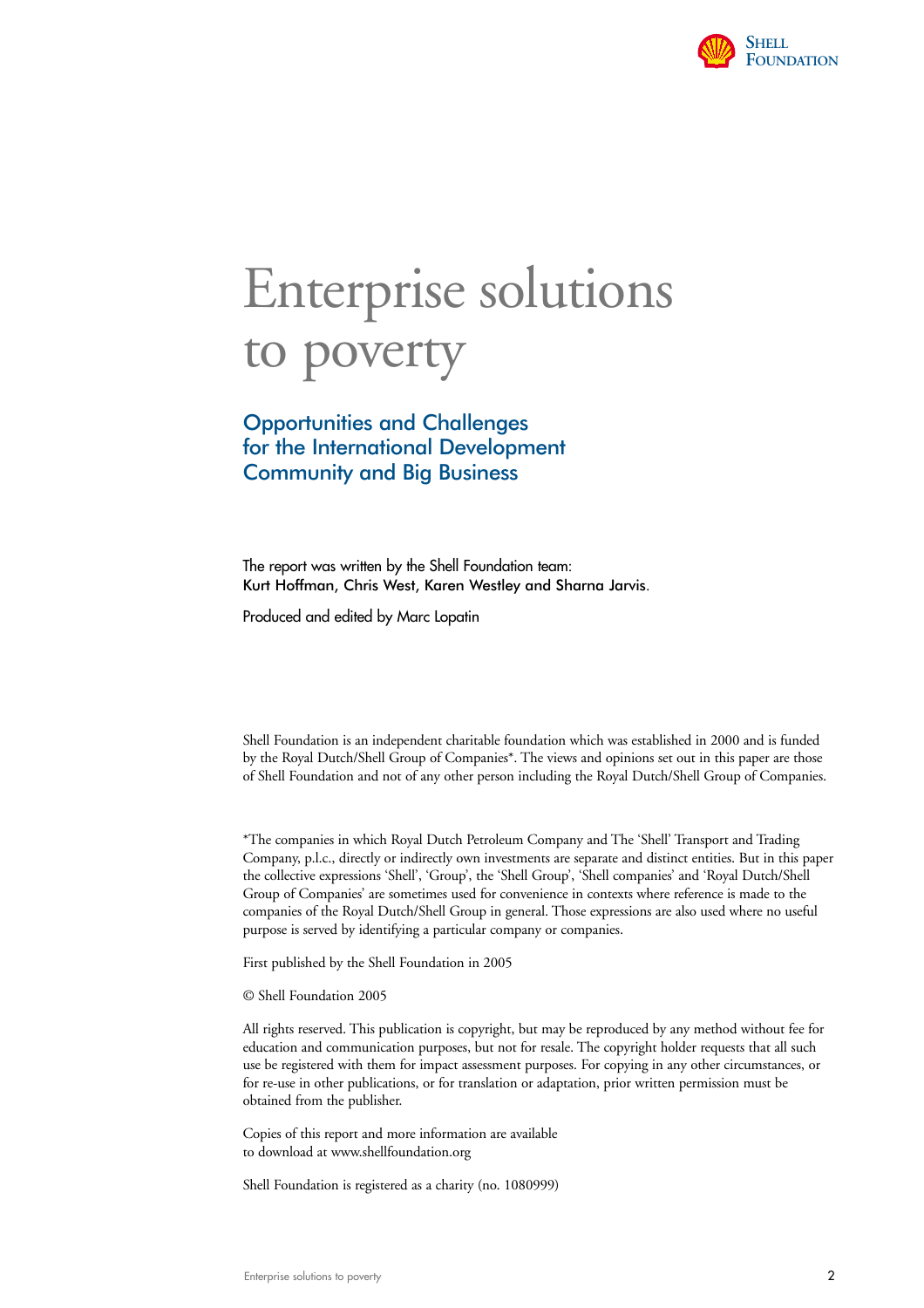Shell Foundation

# Enterprise solutions to poverty

## Opportunities and Challenges for the International Development Community and Big Business

The report was written by the Shell Foundation team:
**Kurt Hoffman, Chris West, Karen Westley and Sharna Jarvis**.

Produced and edited by Marc Lopatin

Shell Foundation is an independent charitable foundation which was established in 2000 and is funded by the Royal Dutch/Shell Group of Companies*. The views and opinions set out in this paper are those of Shell Foundation and not of any other person including the Royal Dutch/Shell Group of Companies.

*The companies in which Royal Dutch Petroleum Company and The 'Shell' Transport and Trading Company, p.l.c., directly or indirectly own investments are separate and distinct entities. But in this paper the collective expressions 'Shell', 'Group', the 'Shell Group', 'Shell companies' and 'Royal Dutch/Shell Group of Companies' are sometimes used for convenience in contexts where reference is made to the companies of the Royal Dutch/Shell Group in general. Those expressions are also used where no useful purpose is served by identifying a particular company or companies.

First published by the Shell Foundation in 2005

© Shell Foundation 2005

All rights reserved. This publication is copyright, but may be reproduced by any method without fee for education and communication purposes, but not for resale. The copyright holder requests that all such use be registered with them for impact assessment purposes. For copying in any other circumstances, or for re-use in other publications, or for translation or adaptation, prior written permission must be obtained from the publisher.

Copies of this report and more information are available to download at www.shellfoundation.org

Shell Foundation is registered as a charity (no. 1080999)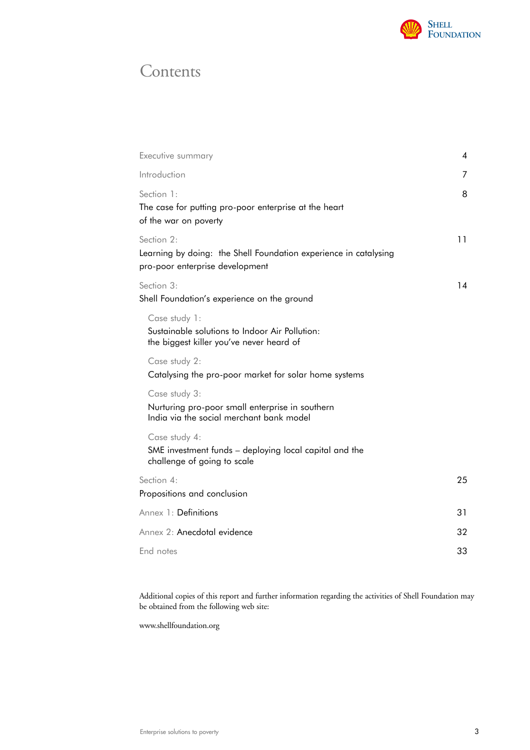# Contents

| | |
|---|---|
| Executive summary | 4 |
| Introduction | 7 |
| Section 1: The case for putting pro-poor enterprise at the heart of the war on poverty | 8 |
| Section 2: Learning by doing: the Shell Foundation experience in catalysing pro-poor enterprise development | 11 |
| Section 3: Shell Foundation's experience on the ground | 14 |
| Case study 1: Sustainable solutions to Indoor Air Pollution: the biggest killer you've never heard of | |
| Case study 2: Catalysing the pro-poor market for solar home systems | |
| Case study 3: Nurturing pro-poor small enterprise in southern India via the social merchant bank model | |
| Case study 4: SME investment funds – deploying local capital and the challenge of going to scale | |
| Section 4: Propositions and conclusion | 25 |
| Annex 1: Definitions | 31 |
| Annex 2: Anecdotal evidence | 32 |
| End notes | 33 |

Additional copies of this report and further information regarding the activities of Shell Foundation may be obtained from the following web site:

www.shellfoundation.org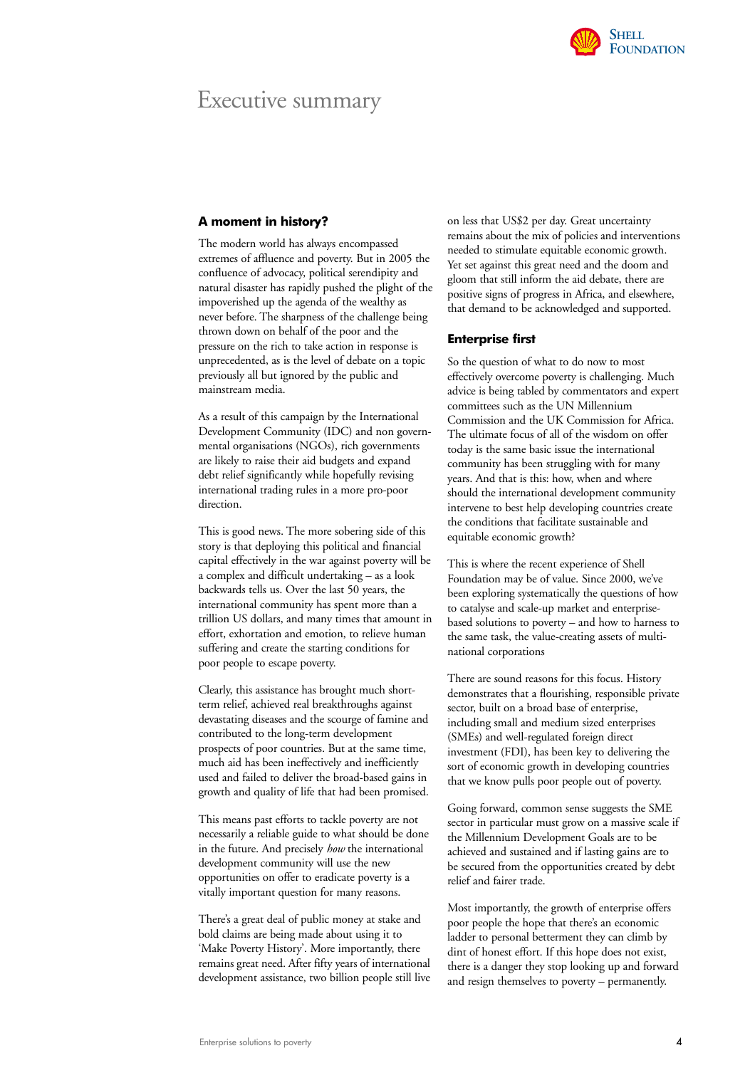# Executive summary

## A moment in history?

The modern world has always encompassed extremes of affluence and poverty. But in 2005 the confluence of advocacy, political serendipity and natural disaster has rapidly pushed the plight of the impoverished up the agenda of the wealthy as never before. The sharpness of the challenge being thrown down on behalf of the poor and the pressure on the rich to take action in response is unprecedented, as is the level of debate on a topic previously all but ignored by the public and mainstream media.

As a result of this campaign by the International Development Community (IDC) and non governmental organisations (NGOs), rich governments are likely to raise their aid budgets and expand debt relief significantly while hopefully revising international trading rules in a more pro-poor direction.

This is good news. The more sobering side of this story is that deploying this political and financial capital effectively in the war against poverty will be a complex and difficult undertaking – as a look backwards tells us. Over the last 50 years, the international community has spent more than a trillion US dollars, and many times that amount in effort, exhortation and emotion, to relieve human suffering and create the starting conditions for poor people to escape poverty.

Clearly, this assistance has brought much short-term relief, achieved real breakthroughs against devastating diseases and the scourge of famine and contributed to the long-term development prospects of poor countries. But at the same time, much aid has been ineffectively and inefficiently used and failed to deliver the broad-based gains in growth and quality of life that had been promised.

This means past efforts to tackle poverty are not necessarily a reliable guide to what should be done in the future. And precisely *how* the international development community will use the new opportunities on offer to eradicate poverty is a vitally important question for many reasons.

There's a great deal of public money at stake and bold claims are being made about using it to 'Make Poverty History'. More importantly, there remains great need. After fifty years of international development assistance, two billion people still live on less that US$2 per day. Great uncertainty remains about the mix of policies and interventions needed to stimulate equitable economic growth. Yet set against this great need and the doom and gloom that still inform the aid debate, there are positive signs of progress in Africa, and elsewhere, that demand to be acknowledged and supported.

## Enterprise first

So the question of what to do now to most effectively overcome poverty is challenging. Much advice is being tabled by commentators and expert committees such as the UN Millennium Commission and the UK Commission for Africa. The ultimate focus of all of the wisdom on offer today is the same basic issue the international community has been struggling with for many years. And that is this: how, when and where should the international development community intervene to best help developing countries create the conditions that facilitate sustainable and equitable economic growth?

This is where the recent experience of Shell Foundation may be of value. Since 2000, we've been exploring systematically the questions of how to catalyse and scale-up market and enterprise-based solutions to poverty – and how to harness to the same task, the value-creating assets of multi-national corporations

There are sound reasons for this focus. History demonstrates that a flourishing, responsible private sector, built on a broad base of enterprise, including small and medium sized enterprises (SMEs) and well-regulated foreign direct investment (FDI), has been key to delivering the sort of economic growth in developing countries that we know pulls poor people out of poverty.

Going forward, common sense suggests the SME sector in particular must grow on a massive scale if the Millennium Development Goals are to be achieved and sustained and if lasting gains are to be secured from the opportunities created by debt relief and fairer trade.

Most importantly, the growth of enterprise offers poor people the hope that there's an economic ladder to personal betterment they can climb by dint of honest effort. If this hope does not exist, there is a danger they stop looking up and forward and resign themselves to poverty – permanently.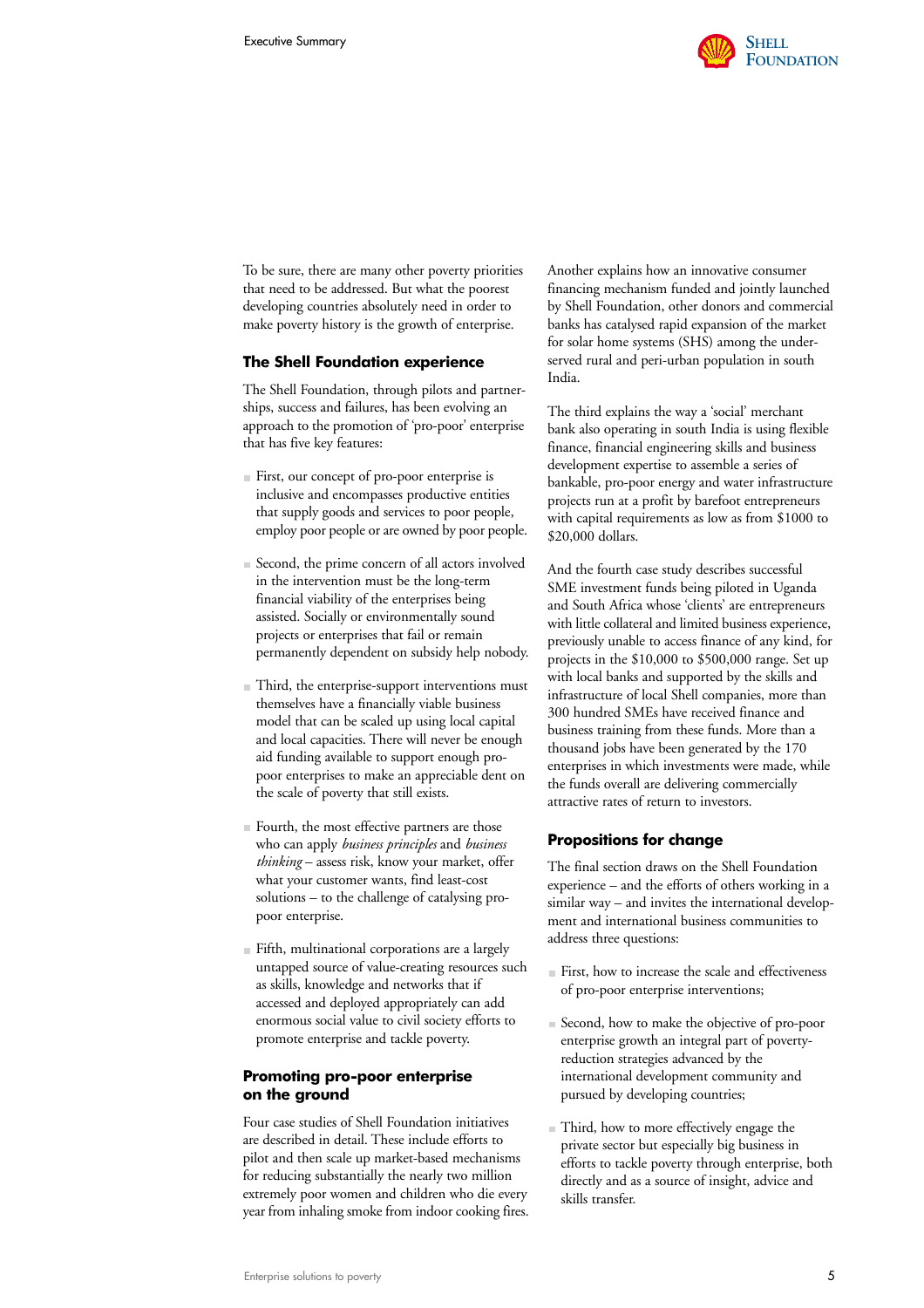To be sure, there are many other poverty priorities that need to be addressed. But what the poorest developing countries absolutely need in order to make poverty history is the growth of enterprise.

## The Shell Foundation experience

The Shell Foundation, through pilots and partnerships, success and failures, has been evolving an approach to the promotion of 'pro-poor' enterprise that has five key features:

- First, our concept of pro-poor enterprise is inclusive and encompasses productive entities that supply goods and services to poor people, employ poor people or are owned by poor people.
- Second, the prime concern of all actors involved in the intervention must be the long-term financial viability of the enterprises being assisted. Socially or environmentally sound projects or enterprises that fail or remain permanently dependent on subsidy help nobody.
- Third, the enterprise-support interventions must themselves have a financially viable business model that can be scaled up using local capital and local capacities. There will never be enough aid funding available to support enough pro-poor enterprises to make an appreciable dent on the scale of poverty that still exists.
- Fourth, the most effective partners are those who can apply *business principles* and *business thinking* – assess risk, know your market, offer what your customer wants, find least-cost solutions – to the challenge of catalysing pro-poor enterprise.
- Fifth, multinational corporations are a largely untapped source of value-creating resources such as skills, knowledge and networks that if accessed and deployed appropriately can add enormous social value to civil society efforts to promote enterprise and tackle poverty.

## Promoting pro-poor enterprise on the ground

Four case studies of Shell Foundation initiatives are described in detail. These include efforts to pilot and then scale up market-based mechanisms for reducing substantially the nearly two million extremely poor women and children who die every year from inhaling smoke from indoor cooking fires.

Another explains how an innovative consumer financing mechanism funded and jointly launched by Shell Foundation, other donors and commercial banks has catalysed rapid expansion of the market for solar home systems (SHS) among the under-served rural and peri-urban population in south India.

The third explains the way a 'social' merchant bank also operating in south India is using flexible finance, financial engineering skills and business development expertise to assemble a series of bankable, pro-poor energy and water infrastructure projects run at a profit by barefoot entrepreneurs with capital requirements as low as from $1000 to $20,000 dollars.

And the fourth case study describes successful SME investment funds being piloted in Uganda and South Africa whose 'clients' are entrepreneurs with little collateral and limited business experience, previously unable to access finance of any kind, for projects in the $10,000 to $500,000 range. Set up with local banks and supported by the skills and infrastructure of local Shell companies, more than 300 hundred SMEs have received finance and business training from these funds. More than a thousand jobs have been generated by the 170 enterprises in which investments were made, while the funds overall are delivering commercially attractive rates of return to investors.

## Propositions for change

The final section draws on the Shell Foundation experience – and the efforts of others working in a similar way – and invites the international development and international business communities to address three questions:

- First, how to increase the scale and effectiveness of pro-poor enterprise interventions;
- Second, how to make the objective of pro-poor enterprise growth an integral part of poverty-reduction strategies advanced by the international development community and pursued by developing countries;
- Third, how to more effectively engage the private sector but especially big business in efforts to tackle poverty through enterprise, both directly and as a source of insight, advice and skills transfer.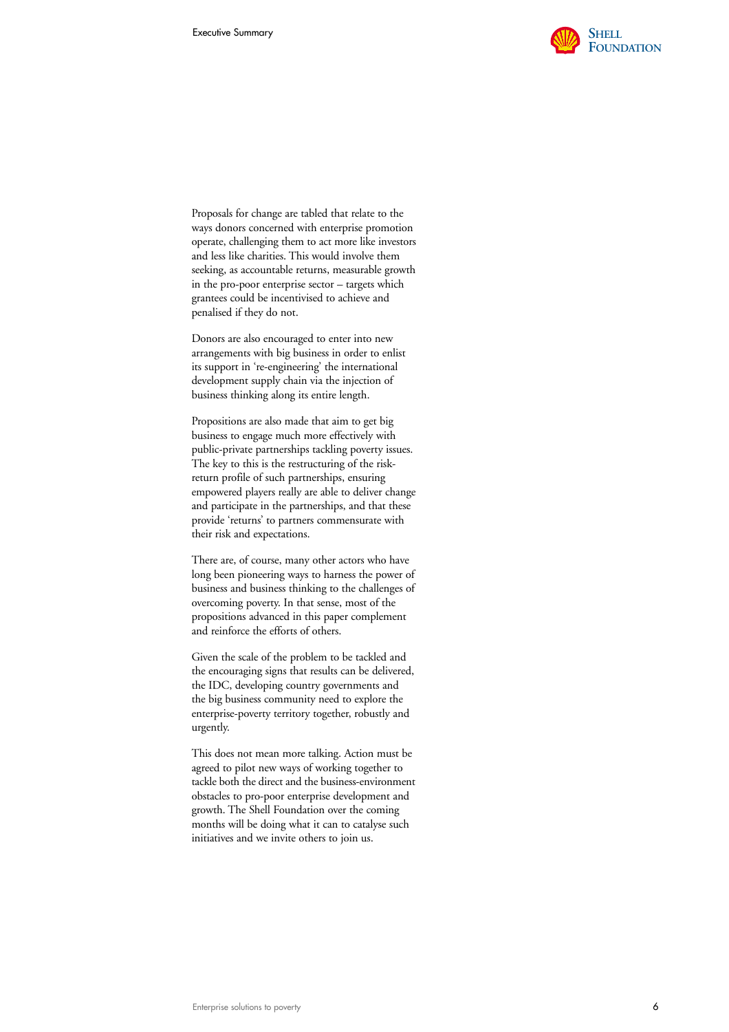Proposals for change are tabled that relate to the ways donors concerned with enterprise promotion operate, challenging them to act more like investors and less like charities. This would involve them seeking, as accountable returns, measurable growth in the pro-poor enterprise sector – targets which grantees could be incentivised to achieve and penalised if they do not.

Donors are also encouraged to enter into new arrangements with big business in order to enlist its support in 're-engineering' the international development supply chain via the injection of business thinking along its entire length.

Propositions are also made that aim to get big business to engage much more effectively with public-private partnerships tackling poverty issues. The key to this is the restructuring of the risk-return profile of such partnerships, ensuring empowered players really are able to deliver change and participate in the partnerships, and that these provide 'returns' to partners commensurate with their risk and expectations.

There are, of course, many other actors who have long been pioneering ways to harness the power of business and business thinking to the challenges of overcoming poverty. In that sense, most of the propositions advanced in this paper complement and reinforce the efforts of others.

Given the scale of the problem to be tackled and the encouraging signs that results can be delivered, the IDC, developing country governments and the big business community need to explore the enterprise-poverty territory together, robustly and urgently.

This does not mean more talking. Action must be agreed to pilot new ways of working together to tackle both the direct and the business-environment obstacles to pro-poor enterprise development and growth. The Shell Foundation over the coming months will be doing what it can to catalyse such initiatives and we invite others to join us.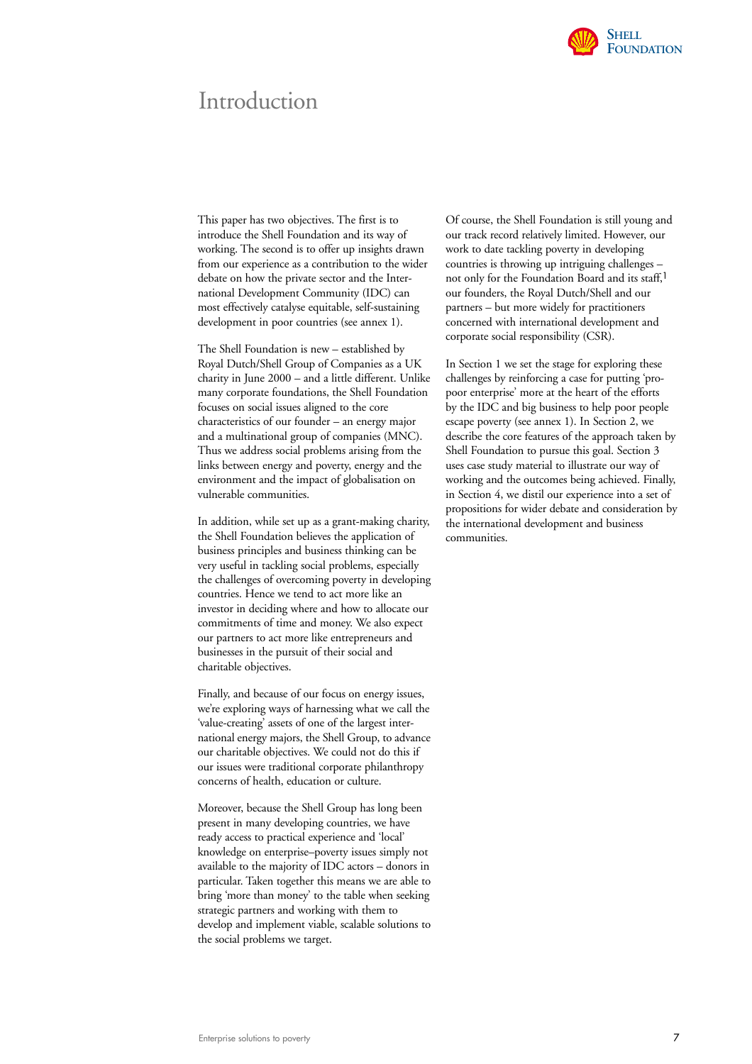# Introduction

This paper has two objectives. The first is to introduce the Shell Foundation and its way of working. The second is to offer up insights drawn from our experience as a contribution to the wider debate on how the private sector and the International Development Community (IDC) can most effectively catalyse equitable, self-sustaining development in poor countries (see annex 1).

The Shell Foundation is new – established by Royal Dutch/Shell Group of Companies as a UK charity in June 2000 – and a little different. Unlike many corporate foundations, the Shell Foundation focuses on social issues aligned to the core characteristics of our founder – an energy major and a multinational group of companies (MNC). Thus we address social problems arising from the links between energy and poverty, energy and the environment and the impact of globalisation on vulnerable communities.

In addition, while set up as a grant-making charity, the Shell Foundation believes the application of business principles and business thinking can be very useful in tackling social problems, especially the challenges of overcoming poverty in developing countries. Hence we tend to act more like an investor in deciding where and how to allocate our commitments of time and money. We also expect our partners to act more like entrepreneurs and businesses in the pursuit of their social and charitable objectives.

Finally, and because of our focus on energy issues, we're exploring ways of harnessing what we call the 'value-creating' assets of one of the largest international energy majors, the Shell Group, to advance our charitable objectives. We could not do this if our issues were traditional corporate philanthropy concerns of health, education or culture.

Moreover, because the Shell Group has long been present in many developing countries, we have ready access to practical experience and 'local' knowledge on enterprise–poverty issues simply not available to the majority of IDC actors – donors in particular. Taken together this means we are able to bring 'more than money' to the table when seeking strategic partners and working with them to develop and implement viable, scalable solutions to the social problems we target.

Of course, the Shell Foundation is still young and our track record relatively limited. However, our work to date tackling poverty in developing countries is throwing up intriguing challenges – not only for the Foundation Board and its staff,[1] our founders, the Royal Dutch/Shell and our partners – but more widely for practitioners concerned with international development and corporate social responsibility (CSR).

In Section 1 we set the stage for exploring these challenges by reinforcing a case for putting 'pro-poor enterprise' more at the heart of the efforts by the IDC and big business to help poor people escape poverty (see annex 1). In Section 2, we describe the core features of the approach taken by Shell Foundation to pursue this goal. Section 3 uses case study material to illustrate our way of working and the outcomes being achieved. Finally, in Section 4, we distil our experience into a set of propositions for wider debate and consideration by the international development and business communities.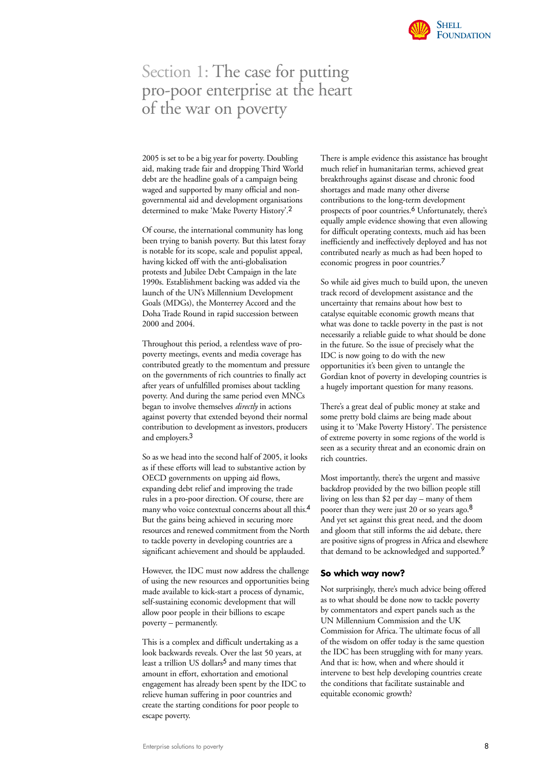# Section 1: The case for putting pro-poor enterprise at the heart of the war on poverty

2005 is set to be a big year for poverty. Doubling aid, making trade fair and dropping Third World debt are the headline goals of a campaign being waged and supported by many official and non-governmental aid and development organisations determined to make 'Make Poverty History'.[2]

Of course, the international community has long been trying to banish poverty. But this latest foray is notable for its scope, scale and populist appeal, having kicked off with the anti-globalisation protests and Jubilee Debt Campaign in the late 1990s. Establishment backing was added via the launch of the UN's Millennium Development Goals (MDGs), the Monterrey Accord and the Doha Trade Round in rapid succession between 2000 and 2004.

Throughout this period, a relentless wave of pro-poverty meetings, events and media coverage has contributed greatly to the momentum and pressure on the governments of rich countries to finally act after years of unfulfilled promises about tackling poverty. And during the same period even MNCs began to involve themselves *directly* in actions against poverty that extended beyond their normal contribution to development as investors, producers and employers.[3]

So as we head into the second half of 2005, it looks as if these efforts will lead to substantive action by OECD governments on upping aid flows, expanding debt relief and improving the trade rules in a pro-poor direction. Of course, there are many who voice contextual concerns about all this.[4] But the gains being achieved in securing more resources and renewed commitment from the North to tackle poverty in developing countries are a significant achievement and should be applauded.

However, the IDC must now address the challenge of using the new resources and opportunities being made available to kick-start a process of dynamic, self-sustaining economic development that will allow poor people in their billions to escape poverty – permanently.

This is a complex and difficult undertaking as a look backwards reveals. Over the last 50 years, at least a trillion US dollars[5] and many times that amount in effort, exhortation and emotional engagement has already been spent by the IDC to relieve human suffering in poor countries and create the starting conditions for poor people to escape poverty.

There is ample evidence this assistance has brought much relief in humanitarian terms, achieved great breakthroughs against disease and chronic food shortages and made many other diverse contributions to the long-term development prospects of poor countries.[6] Unfortunately, there's equally ample evidence showing that even allowing for difficult operating contexts, much aid has been inefficiently and ineffectively deployed and has not contributed nearly as much as had been hoped to economic progress in poor countries.[7]

So while aid gives much to build upon, the uneven track record of development assistance and the uncertainty that remains about how best to catalyse equitable economic growth means that what was done to tackle poverty in the past is not necessarily a reliable guide to what should be done in the future. So the issue of precisely what the IDC is now going to do with the new opportunities it's been given to untangle the Gordian knot of poverty in developing countries is a hugely important question for many reasons.

There's a great deal of public money at stake and some pretty bold claims are being made about using it to 'Make Poverty History'. The persistence of extreme poverty in some regions of the world is seen as a security threat and an economic drain on rich countries.

Most importantly, there's the urgent and massive backdrop provided by the two billion people still living on less than $2 per day – many of them poorer than they were just 20 or so years ago.[8] And yet set against this great need, and the doom and gloom that still informs the aid debate, there are positive signs of progress in Africa and elsewhere that demand to be acknowledged and supported.[9]

## So which way now?

Not surprisingly, there's much advice being offered as to what should be done now to tackle poverty by commentators and expert panels such as the UN Millennium Commission and the UK Commission for Africa. The ultimate focus of all of the wisdom on offer today is the same question the IDC has been struggling with for many years. And that is: how, when and where should it intervene to best help developing countries create the conditions that facilitate sustainable and equitable economic growth?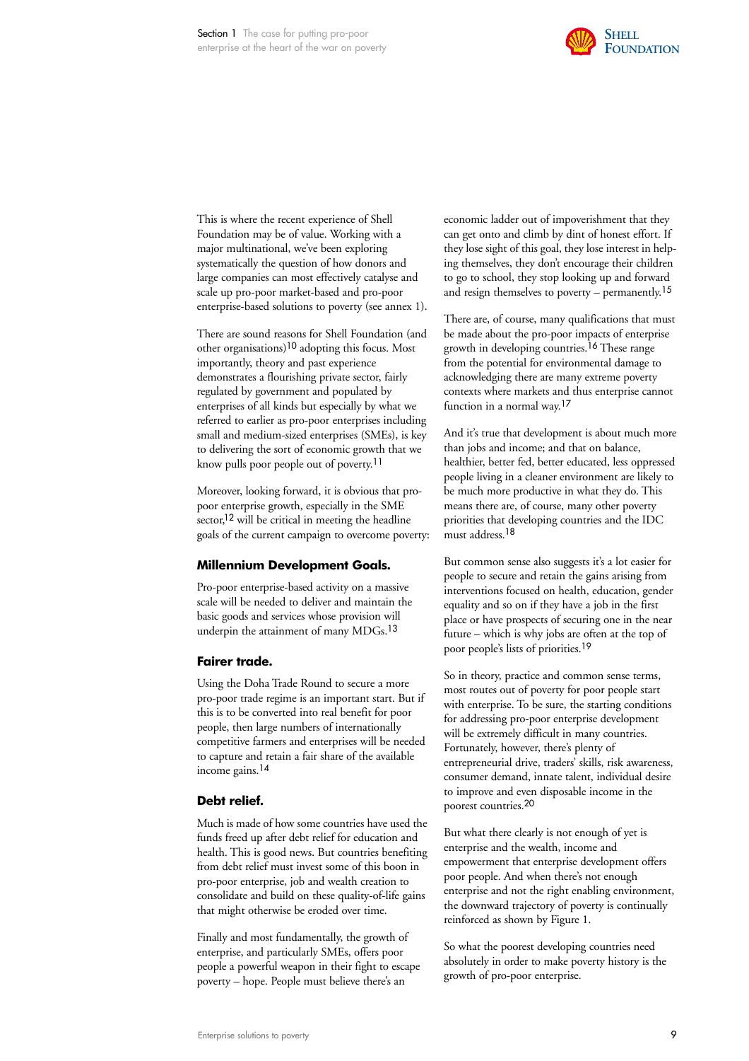This is where the recent experience of Shell Foundation may be of value. Working with a major multinational, we've been exploring systematically the question of how donors and large companies can most effectively catalyse and scale up pro-poor market-based and pro-poor enterprise-based solutions to poverty (see annex 1).

There are sound reasons for Shell Foundation (and other organisations)[10] adopting this focus. Most importantly, theory and past experience demonstrates a flourishing private sector, fairly regulated by government and populated by enterprises of all kinds but especially by what we referred to earlier as pro-poor enterprises including small and medium-sized enterprises (SMEs), is key to delivering the sort of economic growth that we know pulls poor people out of poverty.[11]

Moreover, looking forward, it is obvious that pro-poor enterprise growth, especially in the SME sector,[12] will be critical in meeting the headline goals of the current campaign to overcome poverty:

### Millennium Development Goals.

Pro-poor enterprise-based activity on a massive scale will be needed to deliver and maintain the basic goods and services whose provision will underpin the attainment of many MDGs.[13]

### Fairer trade.

Using the Doha Trade Round to secure a more pro-poor trade regime is an important start. But if this is to be converted into real benefit for poor people, then large numbers of internationally competitive farmers and enterprises will be needed to capture and retain a fair share of the available income gains.[14]

### Debt relief.

Much is made of how some countries have used the funds freed up after debt relief for education and health. This is good news. But countries benefiting from debt relief must invest some of this boon in pro-poor enterprise, job and wealth creation to consolidate and build on these quality-of-life gains that might otherwise be eroded over time.

Finally and most fundamentally, the growth of enterprise, and particularly SMEs, offers poor people a powerful weapon in their fight to escape poverty – hope. People must believe there's an economic ladder out of impoverishment that they can get onto and climb by dint of honest effort. If they lose sight of this goal, they lose interest in helping themselves, they don't encourage their children to go to school, they stop looking up and forward and resign themselves to poverty – permanently.[15]

There are, of course, many qualifications that must be made about the pro-poor impacts of enterprise growth in developing countries.[16] These range from the potential for environmental damage to acknowledging there are many extreme poverty contexts where markets and thus enterprise cannot function in a normal way.[17]

And it's true that development is about much more than jobs and income; and that on balance, healthier, better fed, better educated, less oppressed people living in a cleaner environment are likely to be much more productive in what they do. This means there are, of course, many other poverty priorities that developing countries and the IDC must address.[18]

But common sense also suggests it's a lot easier for people to secure and retain the gains arising from interventions focused on health, education, gender equality and so on if they have a job in the first place or have prospects of securing one in the near future – which is why jobs are often at the top of poor people's lists of priorities.[19]

So in theory, practice and common sense terms, most routes out of poverty for poor people start with enterprise. To be sure, the starting conditions for addressing pro-poor enterprise development will be extremely difficult in many countries. Fortunately, however, there's plenty of entrepreneurial drive, traders' skills, risk awareness, consumer demand, innate talent, individual desire to improve and even disposable income in the poorest countries.[20]

But what there clearly is not enough of yet is enterprise and the wealth, income and empowerment that enterprise development offers poor people. And when there's not enough enterprise and not the right enabling environment, the downward trajectory of poverty is continually reinforced as shown by Figure 1.

So what the poorest developing countries need absolutely in order to make poverty history is the growth of pro-poor enterprise.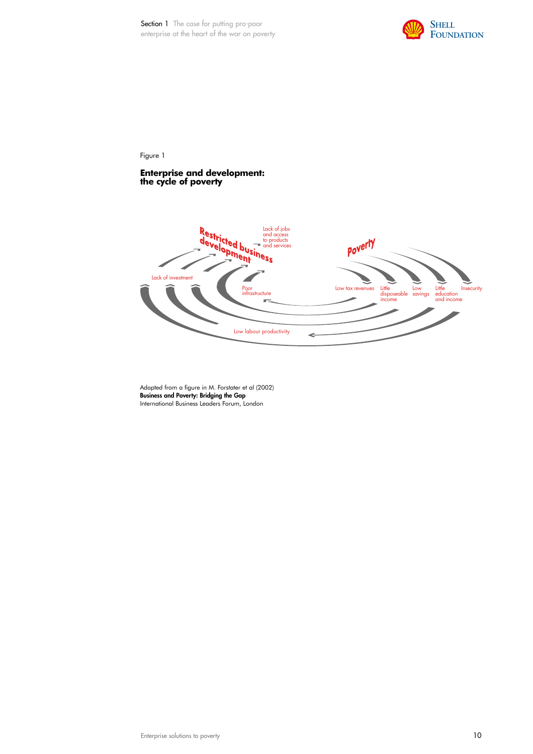Figure 1

## Enterprise and development: the cycle of poverty

Restricted business development

Lack of jobs and access to products and services

Poverty

Lack of investment

Poor infrastructure

Low tax revenues

Little disposeable income

Low savings

Little education and income

Insecurity

Low labour productivity

Adapted from a figure in M. Forstater et al (2002)
**Business and Poverty: Bridging the Gap**
International Business Leaders Forum, London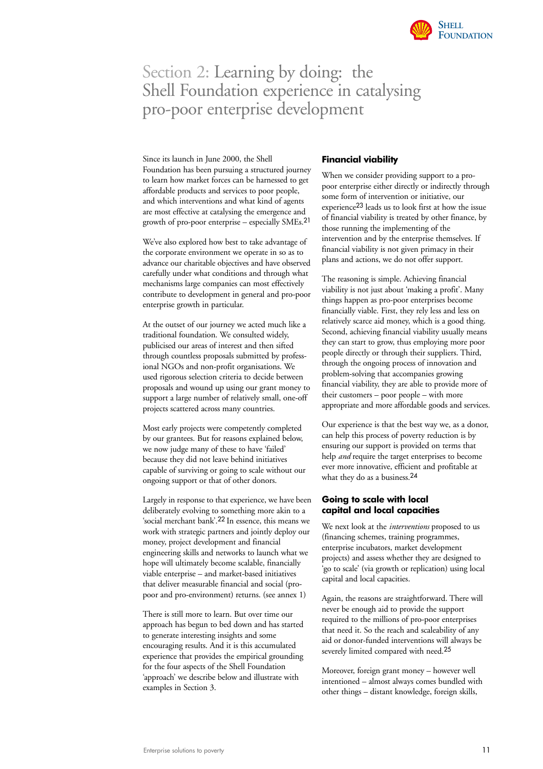# Section 2: Learning by doing: the Shell Foundation experience in catalysing pro-poor enterprise development

Since its launch in June 2000, the Shell Foundation has been pursuing a structured journey to learn how market forces can be harnessed to get affordable products and services to poor people, and which interventions and what kind of agents are most effective at catalysing the emergence and growth of pro-poor enterprise – especially SMEs.[21]

We've also explored how best to take advantage of the corporate environment we operate in so as to advance our charitable objectives and have observed carefully under what conditions and through what mechanisms large companies can most effectively contribute to development in general and pro-poor enterprise growth in particular.

At the outset of our journey we acted much like a traditional foundation. We consulted widely, publicised our areas of interest and then sifted through countless proposals submitted by professional NGOs and non-profit organisations. We used rigorous selection criteria to decide between proposals and wound up using our grant money to support a large number of relatively small, one-off projects scattered across many countries.

Most early projects were competently completed by our grantees. But for reasons explained below, we now judge many of these to have 'failed' because they did not leave behind initiatives capable of surviving or going to scale without our ongoing support or that of other donors.

Largely in response to that experience, we have been deliberately evolving to something more akin to a 'social merchant bank'.[22] In essence, this means we work with strategic partners and jointly deploy our money, project development and financial engineering skills and networks to launch what we hope will ultimately become scalable, financially viable enterprise – and market-based initiatives that deliver measurable financial and social (pro-poor and pro-environment) returns. (see annex 1)

There is still more to learn. But over time our approach has begun to bed down and has started to generate interesting insights and some encouraging results. And it is this accumulated experience that provides the empirical grounding for the four aspects of the Shell Foundation 'approach' we describe below and illustrate with examples in Section 3.

## Financial viability

When we consider providing support to a pro-poor enterprise either directly or indirectly through some form of intervention or initiative, our experience[23] leads us to look first at how the issue of financial viability is treated by other finance, by those running the implementing of the intervention and by the enterprise themselves. If financial viability is not given primacy in their plans and actions, we do not offer support.

The reasoning is simple. Achieving financial viability is not just about 'making a profit'. Many things happen as pro-poor enterprises become financially viable. First, they rely less and less on relatively scarce aid money, which is a good thing. Second, achieving financial viability usually means they can start to grow, thus employing more poor people directly or through their suppliers. Third, through the ongoing process of innovation and problem-solving that accompanies growing financial viability, they are able to provide more of their customers – poor people – with more appropriate and more affordable goods and services.

Our experience is that the best way we, as a donor, can help this process of poverty reduction is by ensuring our support is provided on terms that help *and* require the target enterprises to become ever more innovative, efficient and profitable at what they do as a business.[24]

## Going to scale with local capital and local capacities

We next look at the *interventions* proposed to us (financing schemes, training programmes, enterprise incubators, market development projects) and assess whether they are designed to 'go to scale' (via growth or replication) using local capital and local capacities.

Again, the reasons are straightforward. There will never be enough aid to provide the support required to the millions of pro-poor enterprises that need it. So the reach and scaleability of any aid or donor-funded interventions will always be severely limited compared with need.[25]

Moreover, foreign grant money – however well intentioned – almost always comes bundled with other things – distant knowledge, foreign skills,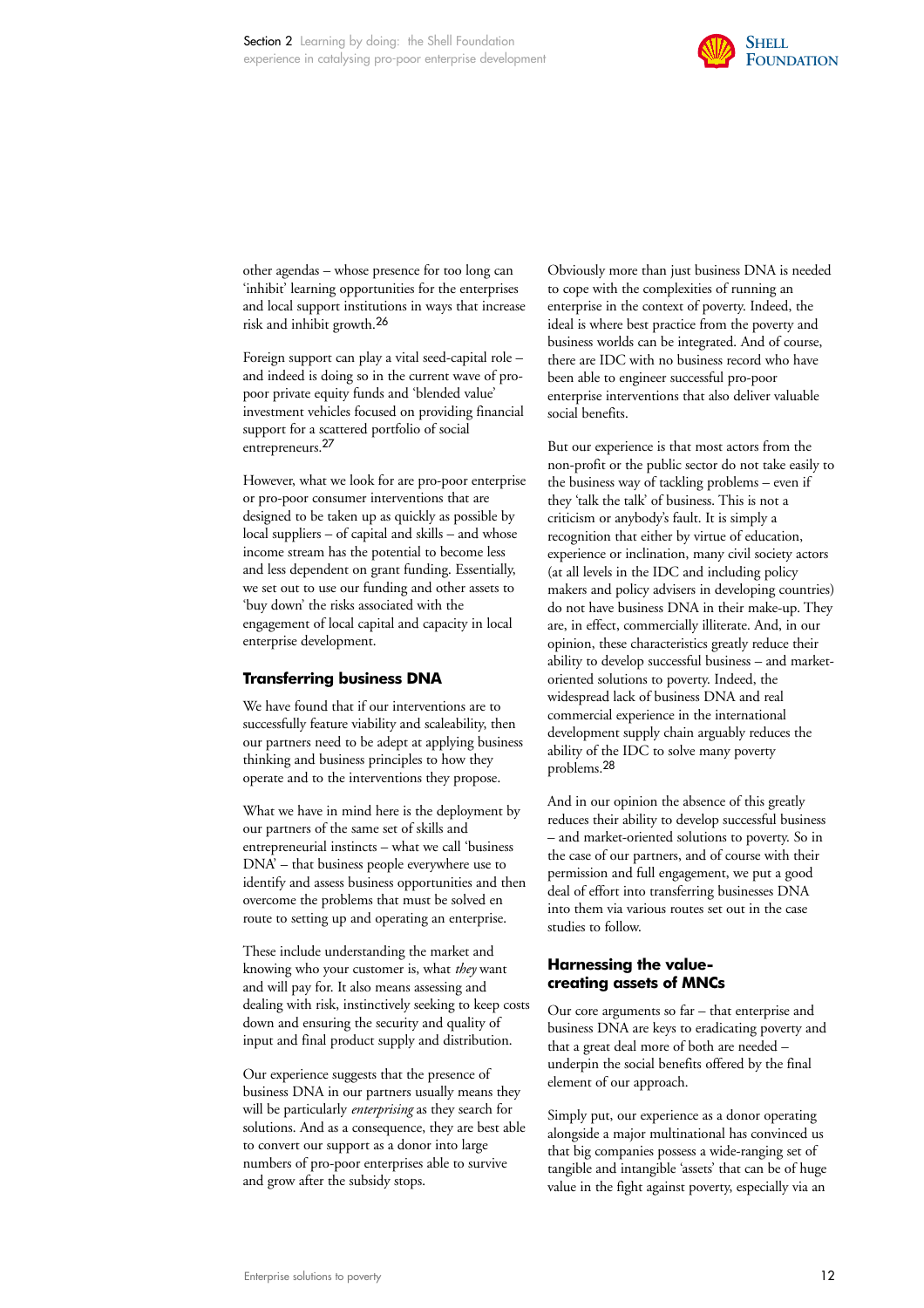other agendas – whose presence for too long can 'inhibit' learning opportunities for the enterprises and local support institutions in ways that increase risk and inhibit growth.[26]

Foreign support can play a vital seed-capital role – and indeed is doing so in the current wave of pro-poor private equity funds and 'blended value' investment vehicles focused on providing financial support for a scattered portfolio of social entrepreneurs.[27]

However, what we look for are pro-poor enterprise or pro-poor consumer interventions that are designed to be taken up as quickly as possible by local suppliers – of capital and skills – and whose income stream has the potential to become less and less dependent on grant funding. Essentially, we set out to use our funding and other assets to 'buy down' the risks associated with the engagement of local capital and capacity in local enterprise development.

### Transferring business DNA

We have found that if our interventions are to successfully feature viability and scaleability, then our partners need to be adept at applying business thinking and business principles to how they operate and to the interventions they propose.

What we have in mind here is the deployment by our partners of the same set of skills and entrepreneurial instincts – what we call 'business DNA' – that business people everywhere use to identify and assess business opportunities and then overcome the problems that must be solved en route to setting up and operating an enterprise.

These include understanding the market and knowing who your customer is, what *they* want and will pay for. It also means assessing and dealing with risk, instinctively seeking to keep costs down and ensuring the security and quality of input and final product supply and distribution.

Our experience suggests that the presence of business DNA in our partners usually means they will be particularly *enterprising* as they search for solutions. And as a consequence, they are best able to convert our support as a donor into large numbers of pro-poor enterprises able to survive and grow after the subsidy stops.

Obviously more than just business DNA is needed to cope with the complexities of running an enterprise in the context of poverty. Indeed, the ideal is where best practice from the poverty and business worlds can be integrated. And of course, there are IDC with no business record who have been able to engineer successful pro-poor enterprise interventions that also deliver valuable social benefits.

But our experience is that most actors from the non-profit or the public sector do not take easily to the business way of tackling problems – even if they 'talk the talk' of business. This is not a criticism or anybody's fault. It is simply a recognition that either by virtue of education, experience or inclination, many civil society actors (at all levels in the IDC and including policy makers and policy advisers in developing countries) do not have business DNA in their make-up. They are, in effect, commercially illiterate. And, in our opinion, these characteristics greatly reduce their ability to develop successful business – and market-oriented solutions to poverty. Indeed, the widespread lack of business DNA and real commercial experience in the international development supply chain arguably reduces the ability of the IDC to solve many poverty problems.[28]

And in our opinion the absence of this greatly reduces their ability to develop successful business – and market-oriented solutions to poverty. So in the case of our partners, and of course with their permission and full engagement, we put a good deal of effort into transferring businesses DNA into them via various routes set out in the case studies to follow.

### Harnessing the value-creating assets of MNCs

Our core arguments so far – that enterprise and business DNA are keys to eradicating poverty and that a great deal more of both are needed – underpin the social benefits offered by the final element of our approach.

Simply put, our experience as a donor operating alongside a major multinational has convinced us that big companies possess a wide-ranging set of tangible and intangible 'assets' that can be of huge value in the fight against poverty, especially via an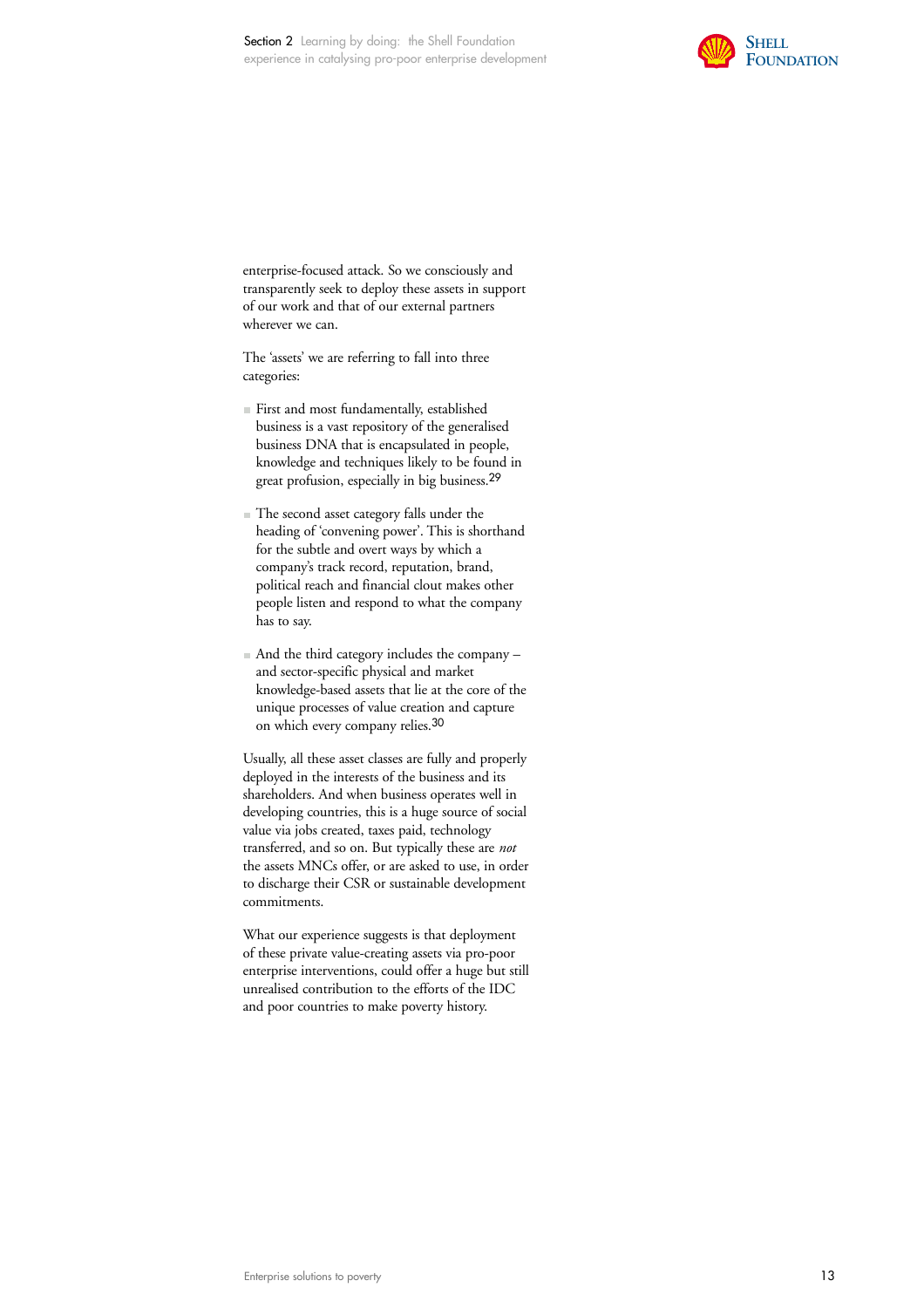enterprise-focused attack. So we consciously and transparently seek to deploy these assets in support of our work and that of our external partners wherever we can.

The 'assets' we are referring to fall into three categories:

- First and most fundamentally, established business is a vast repository of the generalised business DNA that is encapsulated in people, knowledge and techniques likely to be found in great profusion, especially in big business.[29]
- The second asset category falls under the heading of 'convening power'. This is shorthand for the subtle and overt ways by which a company's track record, reputation, brand, political reach and financial clout makes other people listen and respond to what the company has to say.
- And the third category includes the company – and sector-specific physical and market knowledge-based assets that lie at the core of the unique processes of value creation and capture on which every company relies.[30]

Usually, all these asset classes are fully and properly deployed in the interests of the business and its shareholders. And when business operates well in developing countries, this is a huge source of social value via jobs created, taxes paid, technology transferred, and so on. But typically these are *not* the assets MNCs offer, or are asked to use, in order to discharge their CSR or sustainable development commitments.

What our experience suggests is that deployment of these private value-creating assets via pro-poor enterprise interventions, could offer a huge but still unrealised contribution to the efforts of the IDC and poor countries to make poverty history.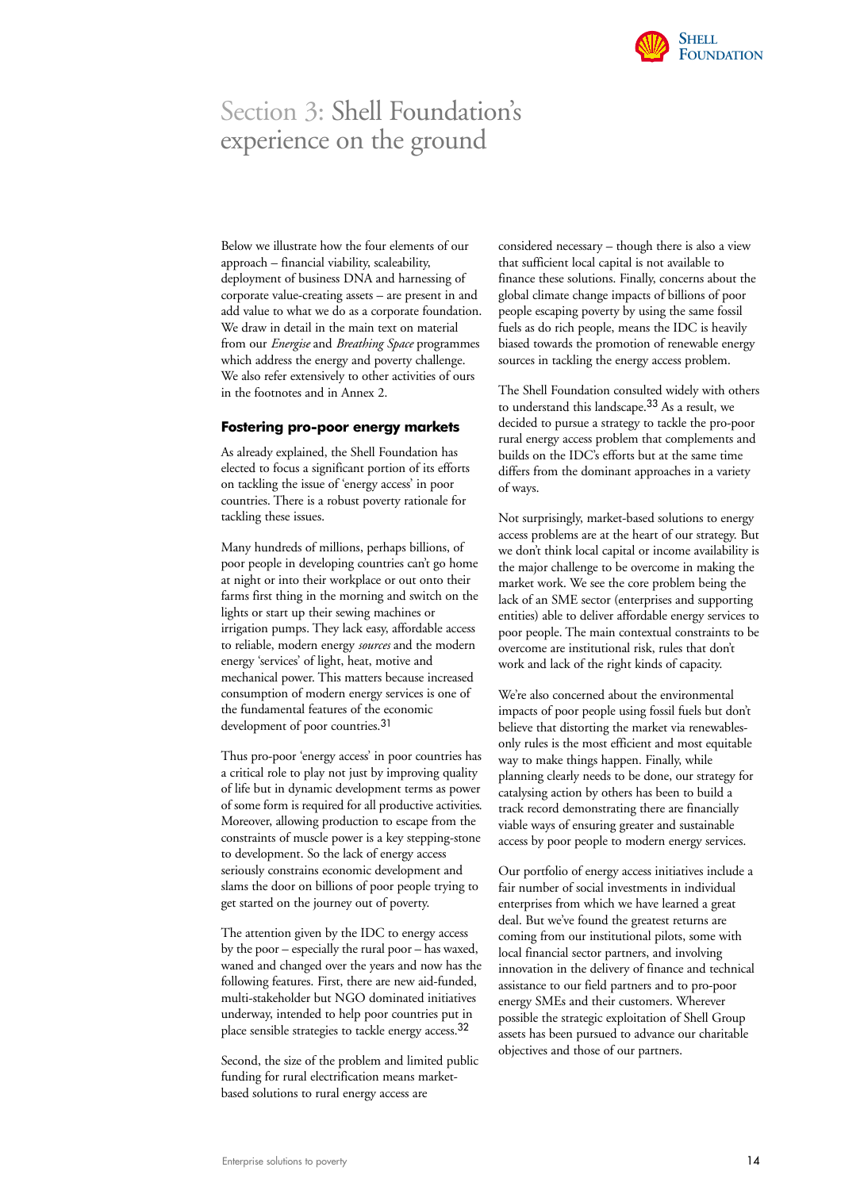# Section 3: Shell Foundation's experience on the ground

Below we illustrate how the four elements of our approach – financial viability, scaleability, deployment of business DNA and harnessing of corporate value-creating assets – are present in and add value to what we do as a corporate foundation. We draw in detail in the main text on material from our *Energise* and *Breathing Space* programmes which address the energy and poverty challenge. We also refer extensively to other activities of ours in the footnotes and in Annex 2.

## Fostering pro-poor energy markets

As already explained, the Shell Foundation has elected to focus a significant portion of its efforts on tackling the issue of 'energy access' in poor countries. There is a robust poverty rationale for tackling these issues.

Many hundreds of millions, perhaps billions, of poor people in developing countries can't go home at night or into their workplace or out onto their farms first thing in the morning and switch on the lights or start up their sewing machines or irrigation pumps. They lack easy, affordable access to reliable, modern energy *sources* and the modern energy 'services' of light, heat, motive and mechanical power. This matters because increased consumption of modern energy services is one of the fundamental features of the economic development of poor countries.[31]

Thus pro-poor 'energy access' in poor countries has a critical role to play not just by improving quality of life but in dynamic development terms as power of some form is required for all productive activities. Moreover, allowing production to escape from the constraints of muscle power is a key stepping-stone to development. So the lack of energy access seriously constrains economic development and slams the door on billions of poor people trying to get started on the journey out of poverty.

The attention given by the IDC to energy access by the poor – especially the rural poor – has waxed, waned and changed over the years and now has the following features. First, there are new aid-funded, multi-stakeholder but NGO dominated initiatives underway, intended to help poor countries put in place sensible strategies to tackle energy access.[32]

Second, the size of the problem and limited public funding for rural electrification means market-based solutions to rural energy access are considered necessary – though there is also a view that sufficient local capital is not available to finance these solutions. Finally, concerns about the global climate change impacts of billions of poor people escaping poverty by using the same fossil fuels as do rich people, means the IDC is heavily biased towards the promotion of renewable energy sources in tackling the energy access problem.

The Shell Foundation consulted widely with others to understand this landscape.[33] As a result, we decided to pursue a strategy to tackle the pro-poor rural energy access problem that complements and builds on the IDC's efforts but at the same time differs from the dominant approaches in a variety of ways.

Not surprisingly, market-based solutions to energy access problems are at the heart of our strategy. But we don't think local capital or income availability is the major challenge to be overcome in making the market work. We see the core problem being the lack of an SME sector (enterprises and supporting entities) able to deliver affordable energy services to poor people. The main contextual constraints to be overcome are institutional risk, rules that don't work and lack of the right kinds of capacity.

We're also concerned about the environmental impacts of poor people using fossil fuels but don't believe that distorting the market via renewables-only rules is the most efficient and most equitable way to make things happen. Finally, while planning clearly needs to be done, our strategy for catalysing action by others has been to build a track record demonstrating there are financially viable ways of ensuring greater and sustainable access by poor people to modern energy services.

Our portfolio of energy access initiatives include a fair number of social investments in individual enterprises from which we have learned a great deal. But we've found the greatest returns are coming from our institutional pilots, some with local financial sector partners, and involving innovation in the delivery of finance and technical assistance to our field partners and to pro-poor energy SMEs and their customers. Wherever possible the strategic exploitation of Shell Group assets has been pursued to advance our charitable objectives and those of our partners.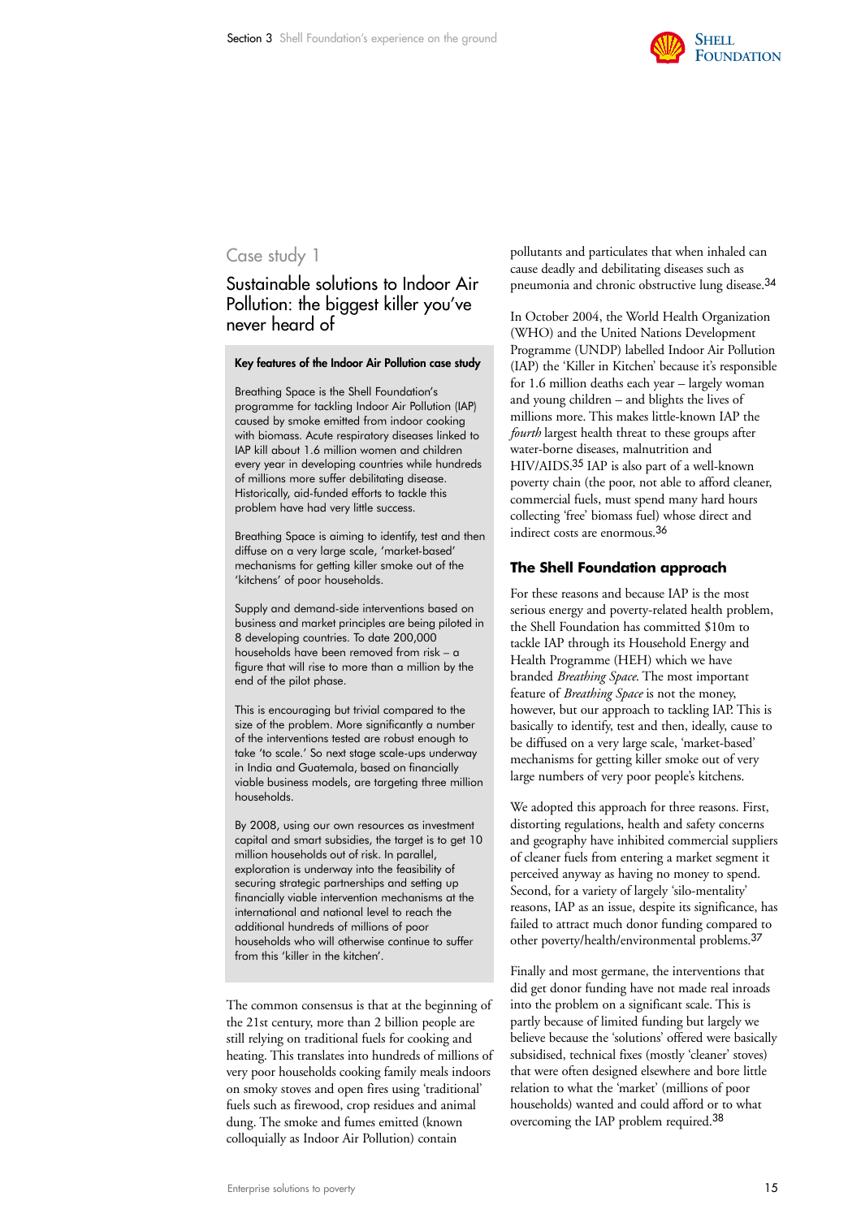## Case study 1

### Sustainable solutions to Indoor Air Pollution: the biggest killer you've never heard of

**Key features of the Indoor Air Pollution case study**

Breathing Space is the Shell Foundation's programme for tackling Indoor Air Pollution (IAP) caused by smoke emitted from indoor cooking with biomass. Acute respiratory diseases linked to IAP kill about 1.6 million women and children every year in developing countries while hundreds of millions more suffer debilitating disease. Historically, aid-funded efforts to tackle this problem have had very little success.

Breathing Space is aiming to identify, test and then diffuse on a very large scale, 'market-based' mechanisms for getting killer smoke out of the 'kitchens' of poor households.

Supply and demand-side interventions based on business and market principles are being piloted in 8 developing countries. To date 200,000 households have been removed from risk – a figure that will rise to more than a million by the end of the pilot phase.

This is encouraging but trivial compared to the size of the problem. More significantly a number of the interventions tested are robust enough to take 'to scale.' So next stage scale-ups underway in India and Guatemala, based on financially viable business models, are targeting three million households.

By 2008, using our own resources as investment capital and smart subsidies, the target is to get 10 million households out of risk. In parallel, exploration is underway into the feasibility of securing strategic partnerships and setting up financially viable intervention mechanisms at the international and national level to reach the additional hundreds of millions of poor households who will otherwise continue to suffer from this 'killer in the kitchen'.

The common consensus is that at the beginning of the 21st century, more than 2 billion people are still relying on traditional fuels for cooking and heating. This translates into hundreds of millions of very poor households cooking family meals indoors on smoky stoves and open fires using 'traditional' fuels such as firewood, crop residues and animal dung. The smoke and fumes emitted (known colloquially as Indoor Air Pollution) contain pollutants and particulates that when inhaled can cause deadly and debilitating diseases such as pneumonia and chronic obstructive lung disease.[34]

In October 2004, the World Health Organization (WHO) and the United Nations Development Programme (UNDP) labelled Indoor Air Pollution (IAP) the 'Killer in Kitchen' because it's responsible for 1.6 million deaths each year – largely woman and young children – and blights the lives of millions more. This makes little-known IAP the *fourth* largest health threat to these groups after water-borne diseases, malnutrition and HIV/AIDS.[35] IAP is also part of a well-known poverty chain (the poor, not able to afford cleaner, commercial fuels, must spend many hard hours collecting 'free' biomass fuel) whose direct and indirect costs are enormous.[36]

### The Shell Foundation approach

For these reasons and because IAP is the most serious energy and poverty-related health problem, the Shell Foundation has committed $10m to tackle IAP through its Household Energy and Health Programme (HEH) which we have branded *Breathing Space*. The most important feature of *Breathing Space* is not the money, however, but our approach to tackling IAP. This is basically to identify, test and then, ideally, cause to be diffused on a very large scale, 'market-based' mechanisms for getting killer smoke out of very large numbers of very poor people's kitchens.

We adopted this approach for three reasons. First, distorting regulations, health and safety concerns and geography have inhibited commercial suppliers of cleaner fuels from entering a market segment it perceived anyway as having no money to spend. Second, for a variety of largely 'silo-mentality' reasons, IAP as an issue, despite its significance, has failed to attract much donor funding compared to other poverty/health/environmental problems.[37]

Finally and most germane, the interventions that did get donor funding have not made real inroads into the problem on a significant scale. This is partly because of limited funding but largely we believe because the 'solutions' offered were basically subsidised, technical fixes (mostly 'cleaner' stoves) that were often designed elsewhere and bore little relation to what the 'market' (millions of poor households) wanted and could afford or to what overcoming the IAP problem required.[38]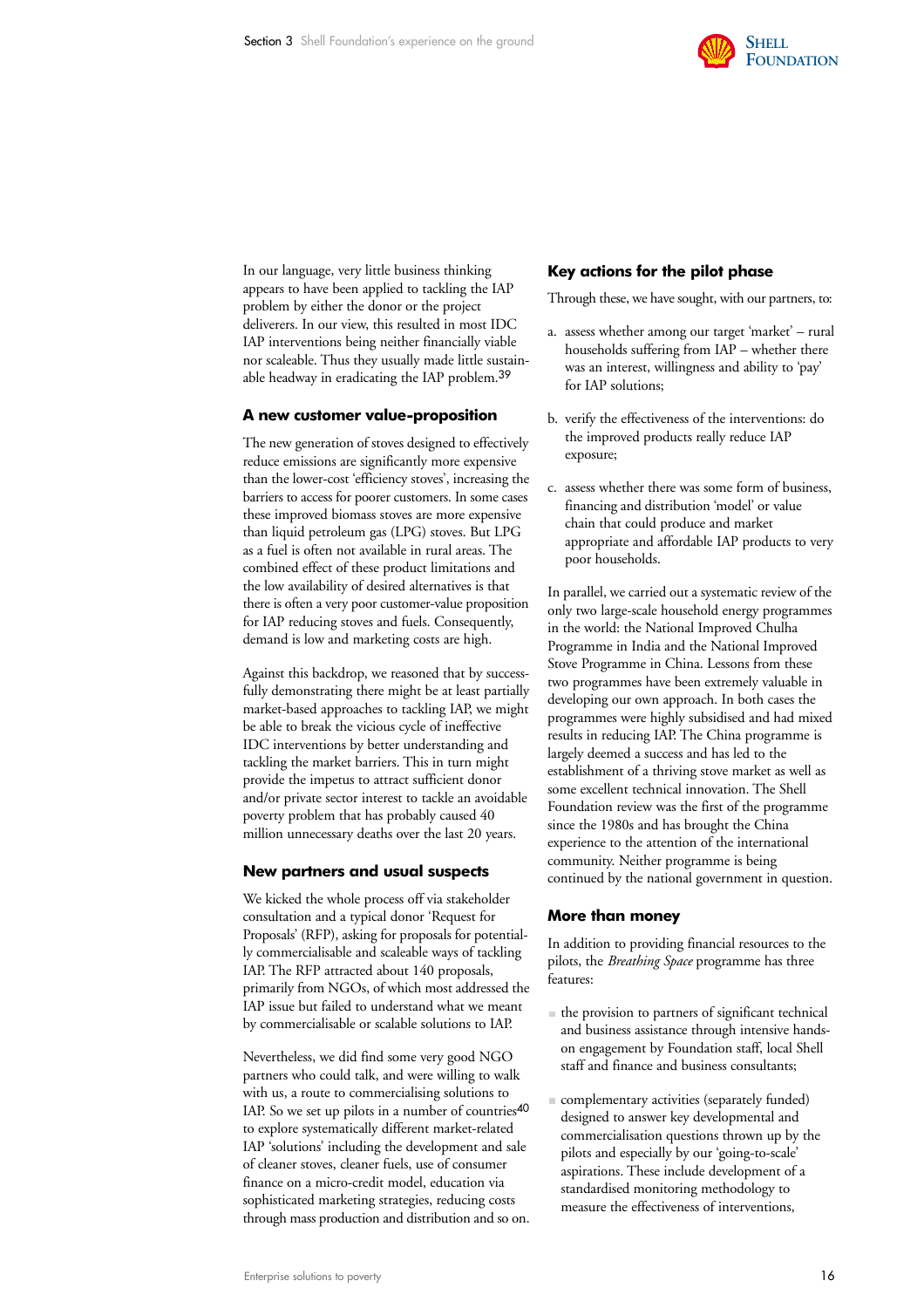In our language, very little business thinking appears to have been applied to tackling the IAP problem by either the donor or the project deliverers. In our view, this resulted in most IDC IAP interventions being neither financially viable nor scaleable. Thus they usually made little sustainable headway in eradicating the IAP problem.[39]

### A new customer value-proposition

The new generation of stoves designed to effectively reduce emissions are significantly more expensive than the lower-cost 'efficiency stoves', increasing the barriers to access for poorer customers. In some cases these improved biomass stoves are more expensive than liquid petroleum gas (LPG) stoves. But LPG as a fuel is often not available in rural areas. The combined effect of these product limitations and the low availability of desired alternatives is that there is often a very poor customer-value proposition for IAP reducing stoves and fuels. Consequently, demand is low and marketing costs are high.

Against this backdrop, we reasoned that by successfully demonstrating there might be at least partially market-based approaches to tackling IAP, we might be able to break the vicious cycle of ineffective IDC interventions by better understanding and tackling the market barriers. This in turn might provide the impetus to attract sufficient donor and/or private sector interest to tackle an avoidable poverty problem that has probably caused 40 million unnecessary deaths over the last 20 years.

### New partners and usual suspects

We kicked the whole process off via stakeholder consultation and a typical donor 'Request for Proposals' (RFP), asking for proposals for potentially commercialisable and scaleable ways of tackling IAP. The RFP attracted about 140 proposals, primarily from NGOs, of which most addressed the IAP issue but failed to understand what we meant by commercialisable or scalable solutions to IAP.

Nevertheless, we did find some very good NGO partners who could talk, and were willing to walk with us, a route to commercialising solutions to IAP. So we set up pilots in a number of countries[40] to explore systematically different market-related IAP 'solutions' including the development and sale of cleaner stoves, cleaner fuels, use of consumer finance on a micro-credit model, education via sophisticated marketing strategies, reducing costs through mass production and distribution and so on.

### Key actions for the pilot phase

Through these, we have sought, with our partners, to:

a. assess whether among our target 'market' – rural households suffering from IAP – whether there was an interest, willingness and ability to 'pay' for IAP solutions;

b. verify the effectiveness of the interventions: do the improved products really reduce IAP exposure;

c. assess whether there was some form of business, financing and distribution 'model' or value chain that could produce and market appropriate and affordable IAP products to very poor households.

In parallel, we carried out a systematic review of the only two large-scale household energy programmes in the world: the National Improved Chulha Programme in India and the National Improved Stove Programme in China. Lessons from these two programmes have been extremely valuable in developing our own approach. In both cases the programmes were highly subsidised and had mixed results in reducing IAP. The China programme is largely deemed a success and has led to the establishment of a thriving stove market as well as some excellent technical innovation. The Shell Foundation review was the first of the programme since the 1980s and has brought the China experience to the attention of the international community. Neither programme is being continued by the national government in question.

### More than money

In addition to providing financial resources to the pilots, the *Breathing Space* programme has three features:

- the provision to partners of significant technical and business assistance through intensive hands-on engagement by Foundation staff, local Shell staff and finance and business consultants;
- complementary activities (separately funded) designed to answer key developmental and commercialisation questions thrown up by the pilots and especially by our 'going-to-scale' aspirations. These include development of a standardised monitoring methodology to measure the effectiveness of interventions,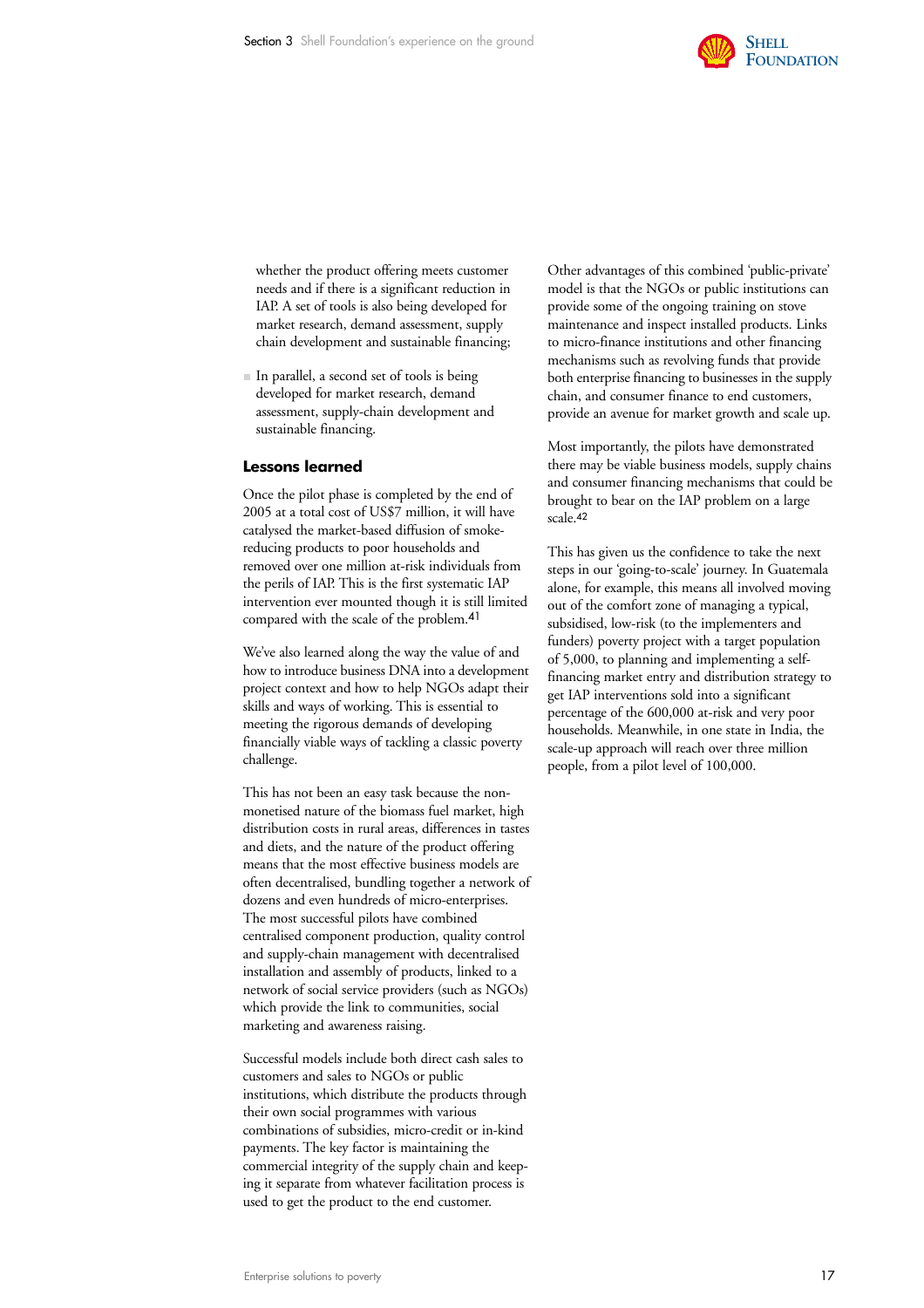whether the product offering meets customer needs and if there is a significant reduction in IAP. A set of tools is also being developed for market research, demand assessment, supply chain development and sustainable financing;

- In parallel, a second set of tools is being developed for market research, demand assessment, supply-chain development and sustainable financing.

### Lessons learned

Once the pilot phase is completed by the end of 2005 at a total cost of US$7 million, it will have catalysed the market-based diffusion of smoke-reducing products to poor households and removed over one million at-risk individuals from the perils of IAP. This is the first systematic IAP intervention ever mounted though it is still limited compared with the scale of the problem.[41]

We've also learned along the way the value of and how to introduce business DNA into a development project context and how to help NGOs adapt their skills and ways of working. This is essential to meeting the rigorous demands of developing financially viable ways of tackling a classic poverty challenge.

This has not been an easy task because the non-monetised nature of the biomass fuel market, high distribution costs in rural areas, differences in tastes and diets, and the nature of the product offering means that the most effective business models are often decentralised, bundling together a network of dozens and even hundreds of micro-enterprises. The most successful pilots have combined centralised component production, quality control and supply-chain management with decentralised installation and assembly of products, linked to a network of social service providers (such as NGOs) which provide the link to communities, social marketing and awareness raising.

Successful models include both direct cash sales to customers and sales to NGOs or public institutions, which distribute the products through their own social programmes with various combinations of subsidies, micro-credit or in-kind payments. The key factor is maintaining the commercial integrity of the supply chain and keeping it separate from whatever facilitation process is used to get the product to the end customer.

Other advantages of this combined 'public-private' model is that the NGOs or public institutions can provide some of the ongoing training on stove maintenance and inspect installed products. Links to micro-finance institutions and other financing mechanisms such as revolving funds that provide both enterprise financing to businesses in the supply chain, and consumer finance to end customers, provide an avenue for market growth and scale up.

Most importantly, the pilots have demonstrated there may be viable business models, supply chains and consumer financing mechanisms that could be brought to bear on the IAP problem on a large scale.[42]

This has given us the confidence to take the next steps in our 'going-to-scale' journey. In Guatemala alone, for example, this means all involved moving out of the comfort zone of managing a typical, subsidised, low-risk (to the implementers and funders) poverty project with a target population of 5,000, to planning and implementing a self-financing market entry and distribution strategy to get IAP interventions sold into a significant percentage of the 600,000 at-risk and very poor households. Meanwhile, in one state in India, the scale-up approach will reach over three million people, from a pilot level of 100,000.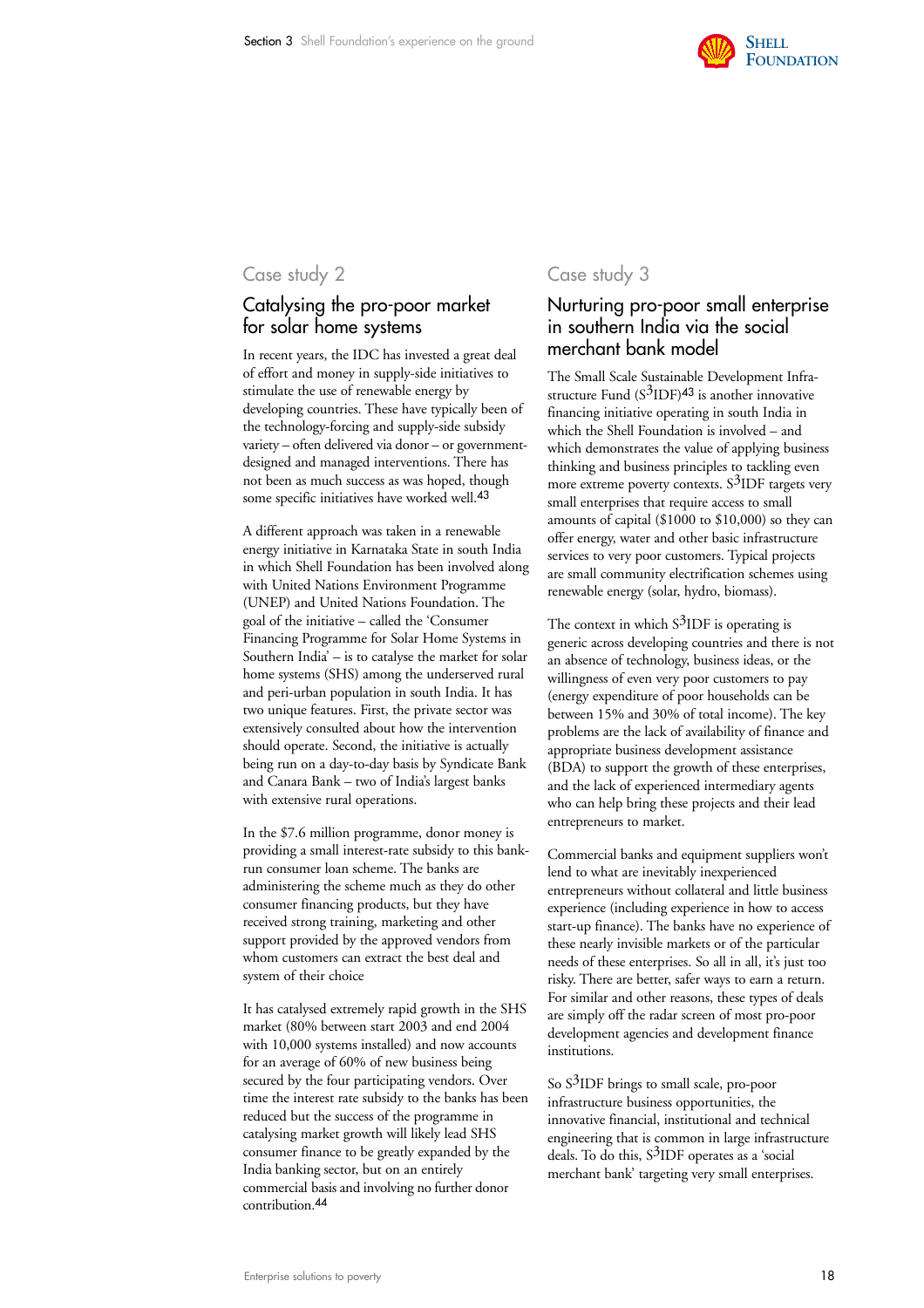## Case study 2

### Catalysing the pro-poor market for solar home systems

In recent years, the IDC has invested a great deal of effort and money in supply-side initiatives to stimulate the use of renewable energy by developing countries. These have typically been of the technology-forcing and supply-side subsidy variety – often delivered via donor – or government-designed and managed interventions. There has not been as much success as was hoped, though some specific initiatives have worked well.[43]

A different approach was taken in a renewable energy initiative in Karnataka State in south India in which Shell Foundation has been involved along with United Nations Environment Programme (UNEP) and United Nations Foundation. The goal of the initiative – called the 'Consumer Financing Programme for Solar Home Systems in Southern India' – is to catalyse the market for solar home systems (SHS) among the underserved rural and peri-urban population in south India. It has two unique features. First, the private sector was extensively consulted about how the intervention should operate. Second, the initiative is actually being run on a day-to-day basis by Syndicate Bank and Canara Bank – two of India's largest banks with extensive rural operations.

In the $7.6 million programme, donor money is providing a small interest-rate subsidy to this bank-run consumer loan scheme. The banks are administering the scheme much as they do other consumer financing products, but they have received strong training, marketing and other support provided by the approved vendors from whom customers can extract the best deal and system of their choice

It has catalysed extremely rapid growth in the SHS market (80% between start 2003 and end 2004 with 10,000 systems installed) and now accounts for an average of 60% of new business being secured by the four participating vendors. Over time the interest rate subsidy to the banks has been reduced but the success of the programme in catalysing market growth will likely lead SHS consumer finance to be greatly expanded by the India banking sector, but on an entirely commercial basis and involving no further donor contribution.[44]

## Case study 3

### Nurturing pro-poor small enterprise in southern India via the social merchant bank model

The Small Scale Sustainable Development Infrastructure Fund ($S^3$IDF)[43] is another innovative financing initiative operating in south India in which the Shell Foundation is involved – and which demonstrates the value of applying business thinking and business principles to tackling even more extreme poverty contexts. $S^3$IDF targets very small enterprises that require access to small amounts of capital ($1000 to $10,000) so they can offer energy, water and other basic infrastructure services to very poor customers. Typical projects are small community electrification schemes using renewable energy (solar, hydro, biomass).

The context in which $S^3$IDF is operating is generic across developing countries and there is not an absence of technology, business ideas, or the willingness of even very poor customers to pay (energy expenditure of poor households can be between 15% and 30% of total income). The key problems are the lack of availability of finance and appropriate business development assistance (BDA) to support the growth of these enterprises, and the lack of experienced intermediary agents who can help bring these projects and their lead entrepreneurs to market.

Commercial banks and equipment suppliers won't lend to what are inevitably inexperienced entrepreneurs without collateral and little business experience (including experience in how to access start-up finance). The banks have no experience of these nearly invisible markets or of the particular needs of these enterprises. So all in all, it's just too risky. There are better, safer ways to earn a return. For similar and other reasons, these types of deals are simply off the radar screen of most pro-poor development agencies and development finance institutions.

So $S^3$IDF brings to small scale, pro-poor infrastructure business opportunities, the innovative financial, institutional and technical engineering that is common in large infrastructure deals. To do this, $S^3$IDF operates as a 'social merchant bank' targeting very small enterprises.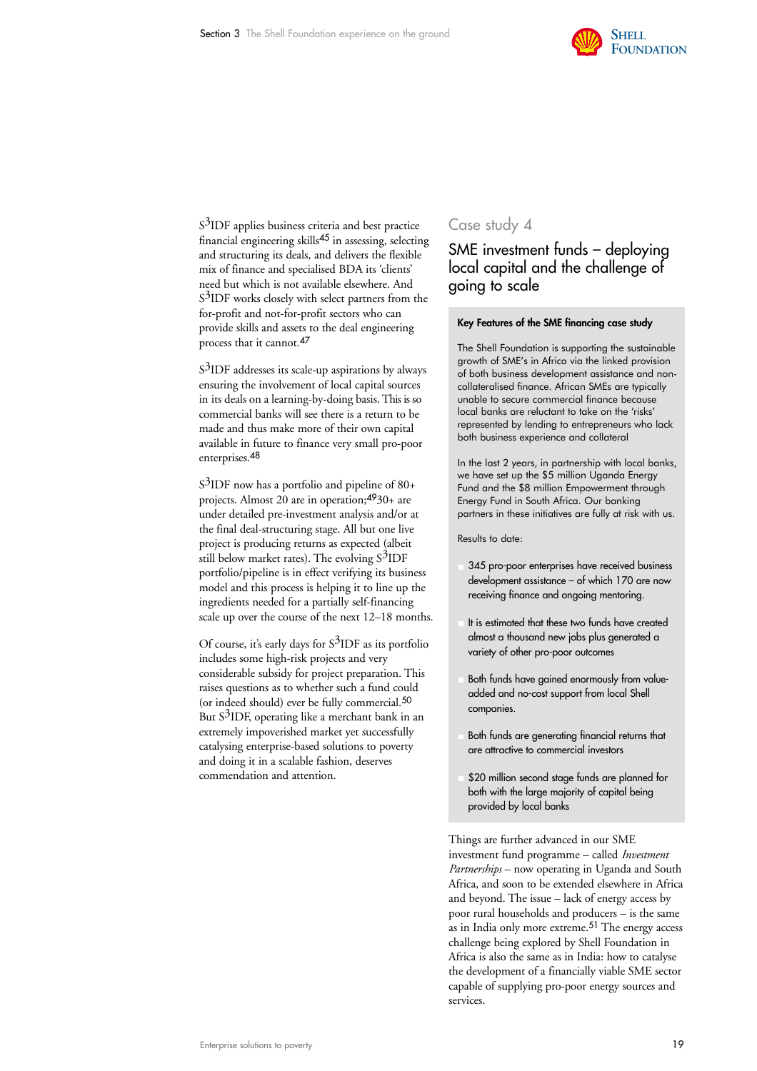$S^3$IDF applies business criteria and best practice financial engineering skills[45] in assessing, selecting and structuring its deals, and delivers the flexible mix of finance and specialised BDA its 'clients' need but which is not available elsewhere. And $S^3$IDF works closely with select partners from the for-profit and not-for-profit sectors who can provide skills and assets to the deal engineering process that it cannot.[47]

$S^3$IDF addresses its scale-up aspirations by always ensuring the involvement of local capital sources in its deals on a learning-by-doing basis. This is so commercial banks will see there is a return to be made and thus make more of their own capital available in future to finance very small pro-poor enterprises.[48]

$S^3$IDF now has a portfolio and pipeline of 80+ projects. Almost 20 are in operation;[49] 30+ are under detailed pre-investment analysis and/or at the final deal-structuring stage. All but one live project is producing returns as expected (albeit still below market rates). The evolving $S^3$IDF portfolio/pipeline is in effect verifying its business model and this process is helping it to line up the ingredients needed for a partially self-financing scale up over the course of the next 12–18 months.

Of course, it's early days for $S^3$IDF as its portfolio includes some high-risk projects and very considerable subsidy for project preparation. This raises questions as to whether such a fund could (or indeed should) ever be fully commercial.[50] But $S^3$IDF, operating like a merchant bank in an extremely impoverished market yet successfully catalysing enterprise-based solutions to poverty and doing it in a scalable fashion, deserves commendation and attention.

## Case study 4

## SME investment funds – deploying local capital and the challenge of going to scale

**Key Features of the SME financing case study**

The Shell Foundation is supporting the sustainable growth of SME's in Africa via the linked provision of both business development assistance and non-collateralised finance. African SMEs are typically unable to secure commercial finance because local banks are reluctant to take on the 'risks' represented by lending to entrepreneurs who lack both business experience and collateral

In the last 2 years, in partnership with local banks, we have set up the $5 million Uganda Energy Fund and the $8 million Empowerment through Energy Fund in South Africa. Our banking partners in these initiatives are fully at risk with us.

Results to date:

- 345 pro-poor enterprises have received business development assistance – of which 170 are now receiving finance and ongoing mentoring.
- It is estimated that these two funds have created almost a thousand new jobs plus generated a variety of other pro-poor outcomes
- Both funds have gained enormously from value-added and no-cost support from local Shell companies.
- Both funds are generating financial returns that are attractive to commercial investors
- $20 million second stage funds are planned for both with the large majority of capital being provided by local banks

Things are further advanced in our SME investment fund programme – called *Investment Partnerships* – now operating in Uganda and South Africa, and soon to be extended elsewhere in Africa and beyond. The issue – lack of energy access by poor rural households and producers – is the same as in India only more extreme.[51] The energy access challenge being explored by Shell Foundation in Africa is also the same as in India: how to catalyse the development of a financially viable SME sector capable of supplying pro-poor energy sources and services.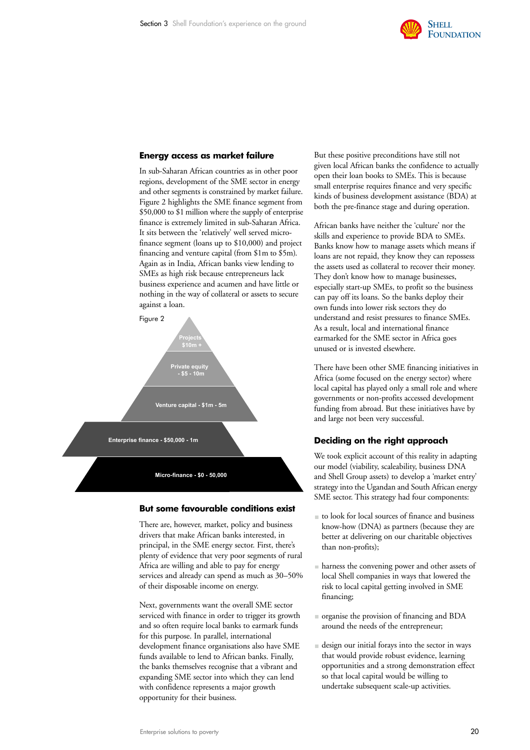## Energy access as market failure

In sub-Saharan African countries as in other poor regions, development of the SME sector in energy and other segments is constrained by market failure. Figure 2 highlights the SME finance segment from $50,000 to $1 million where the supply of enterprise finance is extremely limited in sub-Saharan Africa. It sits between the 'relatively' well served micro-finance segment (loans up to $10,000) and project financing and venture capital (from $1m to $5m). Again as in India, African banks view lending to SMEs as high risk because entrepreneurs lack business experience and acumen and have little or nothing in the way of collateral or assets to secure against a loan.

Figure 2

- Projects $10m +
- Private equity - $5 - 10m
- Venture capital - $1m - 5m
- Enterprise finance - $50,000 - 1m
- Micro-finance - $0 - 50,000

## But some favourable conditions exist

There are, however, market, policy and business drivers that make African banks interested, in principal, in the SME energy sector. First, there's plenty of evidence that very poor segments of rural Africa are willing and able to pay for energy services and already can spend as much as 30–50% of their disposable income on energy.

Next, governments want the overall SME sector serviced with finance in order to trigger its growth and so often require local banks to earmark funds for this purpose. In parallel, international development finance organisations also have SME funds available to lend to African banks. Finally, the banks themselves recognise that a vibrant and expanding SME sector into which they can lend with confidence represents a major growth opportunity for their business.

But these positive preconditions have still not given local African banks the confidence to actually open their loan books to SMEs. This is because small enterprise requires finance and very specific kinds of business development assistance (BDA) at both the pre-finance stage and during operation.

African banks have neither the 'culture' nor the skills and experience to provide BDA to SMEs. Banks know how to manage assets which means if loans are not repaid, they know they can repossess the assets used as collateral to recover their money. They don't know how to manage businesses, especially start-up SMEs, to profit so the business can pay off its loans. So the banks deploy their own funds into lower risk sectors they do understand and resist pressures to finance SMEs. As a result, local and international finance earmarked for the SME sector in Africa goes unused or is invested elsewhere.

There have been other SME financing initiatives in Africa (some focused on the energy sector) where local capital has played only a small role and where governments or non-profits accessed development funding from abroad. But these initiatives have by and large not been very successful.

## Deciding on the right approach

We took explicit account of this reality in adapting our model (viability, scaleability, business DNA and Shell Group assets) to develop a 'market entry' strategy into the Ugandan and South African energy SME sector. This strategy had four components:

- to look for local sources of finance and business know-how (DNA) as partners (because they are better at delivering on our charitable objectives than non-profits);
- harness the convening power and other assets of local Shell companies in ways that lowered the risk to local capital getting involved in SME financing;
- organise the provision of financing and BDA around the needs of the entrepreneur;
- design our initial forays into the sector in ways that would provide robust evidence, learning opportunities and a strong demonstration effect so that local capital would be willing to undertake subsequent scale-up activities.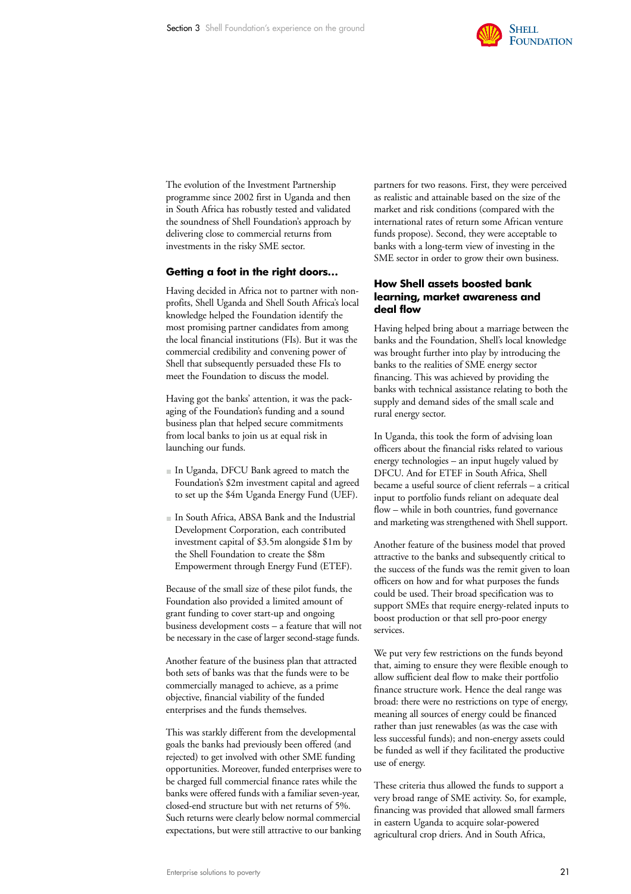The evolution of the Investment Partnership programme since 2002 first in Uganda and then in South Africa has robustly tested and validated the soundness of Shell Foundation's approach by delivering close to commercial returns from investments in the risky SME sector.

## Getting a foot in the right doors…

Having decided in Africa not to partner with non-profits, Shell Uganda and Shell South Africa's local knowledge helped the Foundation identify the most promising partner candidates from among the local financial institutions (FIs). But it was the commercial credibility and convening power of Shell that subsequently persuaded these FIs to meet the Foundation to discuss the model.

Having got the banks' attention, it was the packaging of the Foundation's funding and a sound business plan that helped secure commitments from local banks to join us at equal risk in launching our funds.

- In Uganda, DFCU Bank agreed to match the Foundation's $2m investment capital and agreed to set up the $4m Uganda Energy Fund (UEF).
- In South Africa, ABSA Bank and the Industrial Development Corporation, each contributed investment capital of $3.5m alongside $1m by the Shell Foundation to create the $8m Empowerment through Energy Fund (ETEF).

Because of the small size of these pilot funds, the Foundation also provided a limited amount of grant funding to cover start-up and ongoing business development costs – a feature that will not be necessary in the case of larger second-stage funds.

Another feature of the business plan that attracted both sets of banks was that the funds were to be commercially managed to achieve, as a prime objective, financial viability of the funded enterprises and the funds themselves.

This was starkly different from the developmental goals the banks had previously been offered (and rejected) to get involved with other SME funding opportunities. Moreover, funded enterprises were to be charged full commercial finance rates while the banks were offered funds with a familiar seven-year, closed-end structure but with net returns of 5%. Such returns were clearly below normal commercial expectations, but were still attractive to our banking partners for two reasons. First, they were perceived as realistic and attainable based on the size of the market and risk conditions (compared with the international rates of return some African venture funds propose). Second, they were acceptable to banks with a long-term view of investing in the SME sector in order to grow their own business.

## How Shell assets boosted bank learning, market awareness and deal flow

Having helped bring about a marriage between the banks and the Foundation, Shell's local knowledge was brought further into play by introducing the banks to the realities of SME energy sector financing. This was achieved by providing the banks with technical assistance relating to both the supply and demand sides of the small scale and rural energy sector.

In Uganda, this took the form of advising loan officers about the financial risks related to various energy technologies – an input hugely valued by DFCU. And for ETEF in South Africa, Shell became a useful source of client referrals – a critical input to portfolio funds reliant on adequate deal flow – while in both countries, fund governance and marketing was strengthened with Shell support.

Another feature of the business model that proved attractive to the banks and subsequently critical to the success of the funds was the remit given to loan officers on how and for what purposes the funds could be used. Their broad specification was to support SMEs that require energy-related inputs to boost production or that sell pro-poor energy services.

We put very few restrictions on the funds beyond that, aiming to ensure they were flexible enough to allow sufficient deal flow to make their portfolio finance structure work. Hence the deal range was broad: there were no restrictions on type of energy, meaning all sources of energy could be financed rather than just renewables (as was the case with less successful funds); and non-energy assets could be funded as well if they facilitated the productive use of energy.

These criteria thus allowed the funds to support a very broad range of SME activity. So, for example, financing was provided that allowed small farmers in eastern Uganda to acquire solar-powered agricultural crop driers. And in South Africa,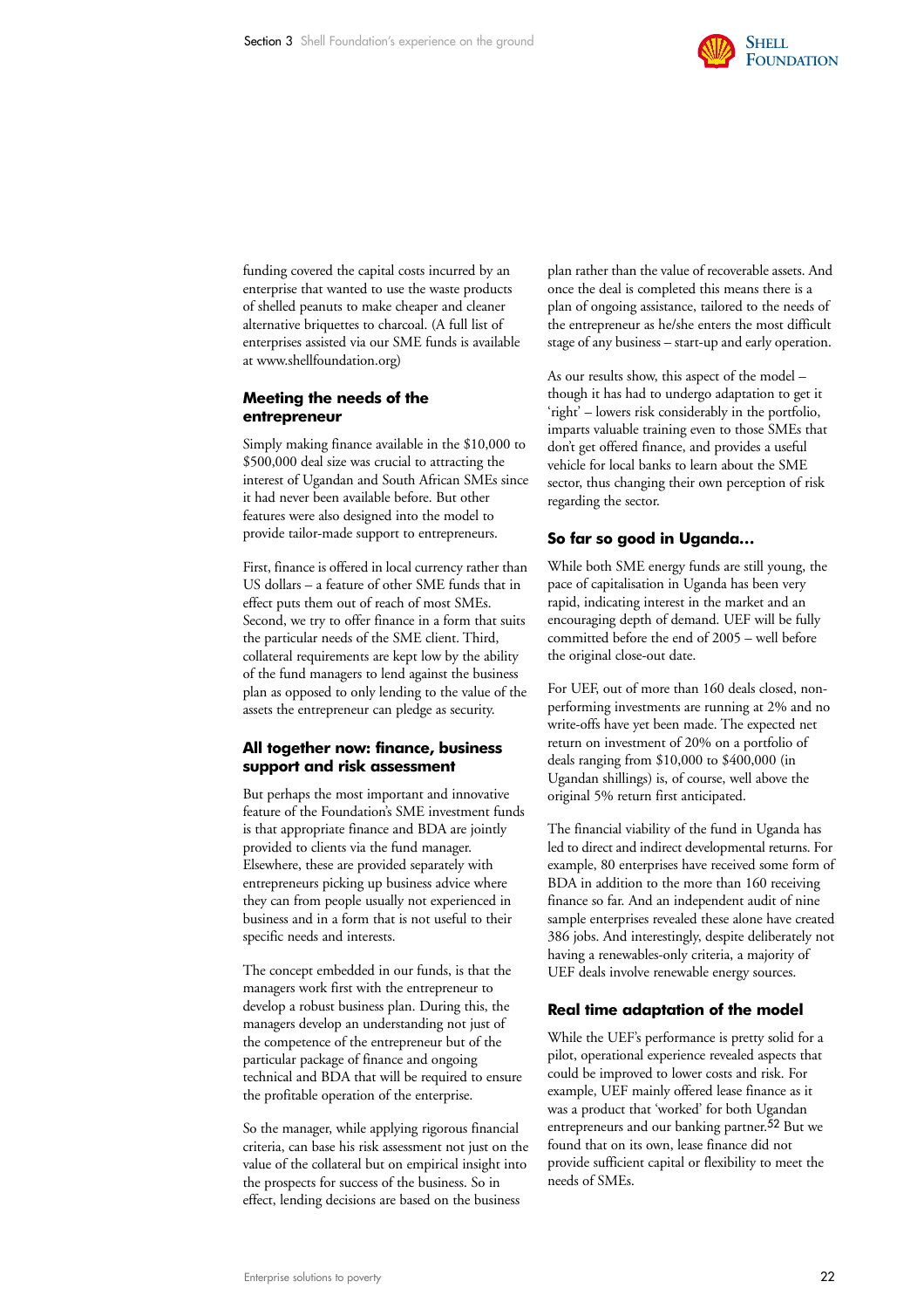funding covered the capital costs incurred by an enterprise that wanted to use the waste products of shelled peanuts to make cheaper and cleaner alternative briquettes to charcoal. (A full list of enterprises assisted via our SME funds is available at www.shellfoundation.org)

### Meeting the needs of the entrepreneur

Simply making finance available in the $10,000 to $500,000 deal size was crucial to attracting the interest of Ugandan and South African SMEs since it had never been available before. But other features were also designed into the model to provide tailor-made support to entrepreneurs.

First, finance is offered in local currency rather than US dollars – a feature of other SME funds that in effect puts them out of reach of most SMEs. Second, we try to offer finance in a form that suits the particular needs of the SME client. Third, collateral requirements are kept low by the ability of the fund managers to lend against the business plan as opposed to only lending to the value of the assets the entrepreneur can pledge as security.

### All together now: finance, business support and risk assessment

But perhaps the most important and innovative feature of the Foundation's SME investment funds is that appropriate finance and BDA are jointly provided to clients via the fund manager. Elsewhere, these are provided separately with entrepreneurs picking up business advice where they can from people usually not experienced in business and in a form that is not useful to their specific needs and interests.

The concept embedded in our funds, is that the managers work first with the entrepreneur to develop a robust business plan. During this, the managers develop an understanding not just of the competence of the entrepreneur but of the particular package of finance and ongoing technical and BDA that will be required to ensure the profitable operation of the enterprise.

So the manager, while applying rigorous financial criteria, can base his risk assessment not just on the value of the collateral but on empirical insight into the prospects for success of the business. So in effect, lending decisions are based on the business plan rather than the value of recoverable assets. And once the deal is completed this means there is a plan of ongoing assistance, tailored to the needs of the entrepreneur as he/she enters the most difficult stage of any business – start-up and early operation.

As our results show, this aspect of the model – though it has had to undergo adaptation to get it 'right' – lowers risk considerably in the portfolio, imparts valuable training even to those SMEs that don't get offered finance, and provides a useful vehicle for local banks to learn about the SME sector, thus changing their own perception of risk regarding the sector.

### So far so good in Uganda…

While both SME energy funds are still young, the pace of capitalisation in Uganda has been very rapid, indicating interest in the market and an encouraging depth of demand. UEF will be fully committed before the end of 2005 – well before the original close-out date.

For UEF, out of more than 160 deals closed, non-performing investments are running at 2% and no write-offs have yet been made. The expected net return on investment of 20% on a portfolio of deals ranging from $10,000 to $400,000 (in Ugandan shillings) is, of course, well above the original 5% return first anticipated.

The financial viability of the fund in Uganda has led to direct and indirect developmental returns. For example, 80 enterprises have received some form of BDA in addition to the more than 160 receiving finance so far. And an independent audit of nine sample enterprises revealed these alone have created 386 jobs. And interestingly, despite deliberately not having a renewables-only criteria, a majority of UEF deals involve renewable energy sources.

### Real time adaptation of the model

While the UEF's performance is pretty solid for a pilot, operational experience revealed aspects that could be improved to lower costs and risk. For example, UEF mainly offered lease finance as it was a product that 'worked' for both Ugandan entrepreneurs and our banking partner.[52] But we found that on its own, lease finance did not provide sufficient capital or flexibility to meet the needs of SMEs.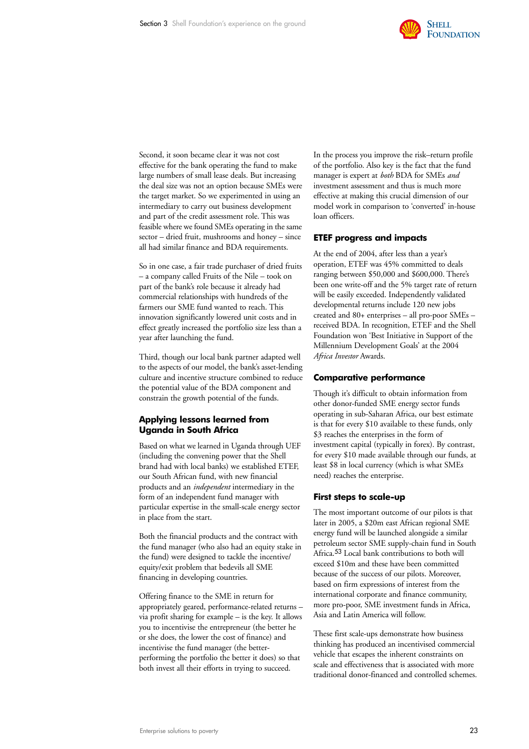Second, it soon became clear it was not cost effective for the bank operating the fund to make large numbers of small lease deals. But increasing the deal size was not an option because SMEs were the target market. So we experimented in using an intermediary to carry out business development and part of the credit assessment role. This was feasible where we found SMEs operating in the same sector – dried fruit, mushrooms and honey – since all had similar finance and BDA requirements.

So in one case, a fair trade purchaser of dried fruits – a company called Fruits of the Nile – took on part of the bank's role because it already had commercial relationships with hundreds of the farmers our SME fund wanted to reach. This innovation significantly lowered unit costs and in effect greatly increased the portfolio size less than a year after launching the fund.

Third, though our local bank partner adapted well to the aspects of our model, the bank's asset-lending culture and incentive structure combined to reduce the potential value of the BDA component and constrain the growth potential of the funds.

### Applying lessons learned from Uganda in South Africa

Based on what we learned in Uganda through UEF (including the convening power that the Shell brand had with local banks) we established ETEF, our South African fund, with new financial products and an *independent* intermediary in the form of an independent fund manager with particular expertise in the small-scale energy sector in place from the start.

Both the financial products and the contract with the fund manager (who also had an equity stake in the fund) were designed to tackle the incentive/equity/exit problem that bedevils all SME financing in developing countries.

Offering finance to the SME in return for appropriately geared, performance-related returns – via profit sharing for example – is the key. It allows you to incentivise the entrepreneur (the better he or she does, the lower the cost of finance) and incentivise the fund manager (the better-performing the portfolio the better it does) so that both invest all their efforts in trying to succeed.

In the process you improve the risk–return profile of the portfolio. Also key is the fact that the fund manager is expert at *both* BDA for SMEs *and* investment assessment and thus is much more effective at making this crucial dimension of our model work in comparison to 'converted' in-house loan officers.

### ETEF progress and impacts

At the end of 2004, after less than a year's operation, ETEF was 45% committed to deals ranging between $50,000 and $600,000. There's been one write-off and the 5% target rate of return will be easily exceeded. Independently validated developmental returns include 120 new jobs created and 80+ enterprises – all pro-poor SMEs – received BDA. In recognition, ETEF and the Shell Foundation won 'Best Initiative in Support of the Millennium Development Goals' at the 2004 *Africa Investor* Awards.

### Comparative performance

Though it's difficult to obtain information from other donor-funded SME energy sector funds operating in sub-Saharan Africa, our best estimate is that for every $10 available to these funds, only $3 reaches the enterprises in the form of investment capital (typically in forex). By contrast, for every $10 made available through our funds, at least $8 in local currency (which is what SMEs need) reaches the enterprise.

### First steps to scale-up

The most important outcome of our pilots is that later in 2005, a $20m east African regional SME energy fund will be launched alongside a similar petroleum sector SME supply-chain fund in South Africa.[53] Local bank contributions to both will exceed $10m and these have been committed because of the success of our pilots. Moreover, based on firm expressions of interest from the international corporate and finance community, more pro-poor, SME investment funds in Africa, Asia and Latin America will follow.

These first scale-ups demonstrate how business thinking has produced an incentivised commercial vehicle that escapes the inherent constraints on scale and effectiveness that is associated with more traditional donor-financed and controlled schemes.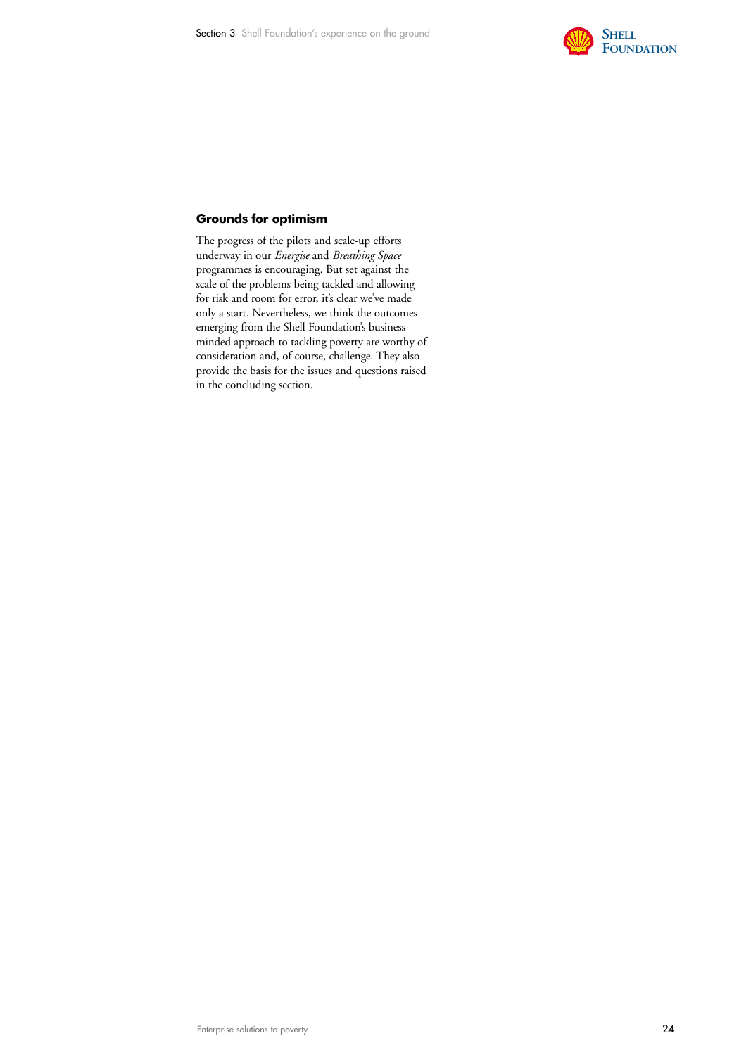### Grounds for optimism

The progress of the pilots and scale-up efforts underway in our *Energise* and *Breathing Space* programmes is encouraging. But set against the scale of the problems being tackled and allowing for risk and room for error, it's clear we've made only a start. Nevertheless, we think the outcomes emerging from the Shell Foundation's business-minded approach to tackling poverty are worthy of consideration and, of course, challenge. They also provide the basis for the issues and questions raised in the concluding section.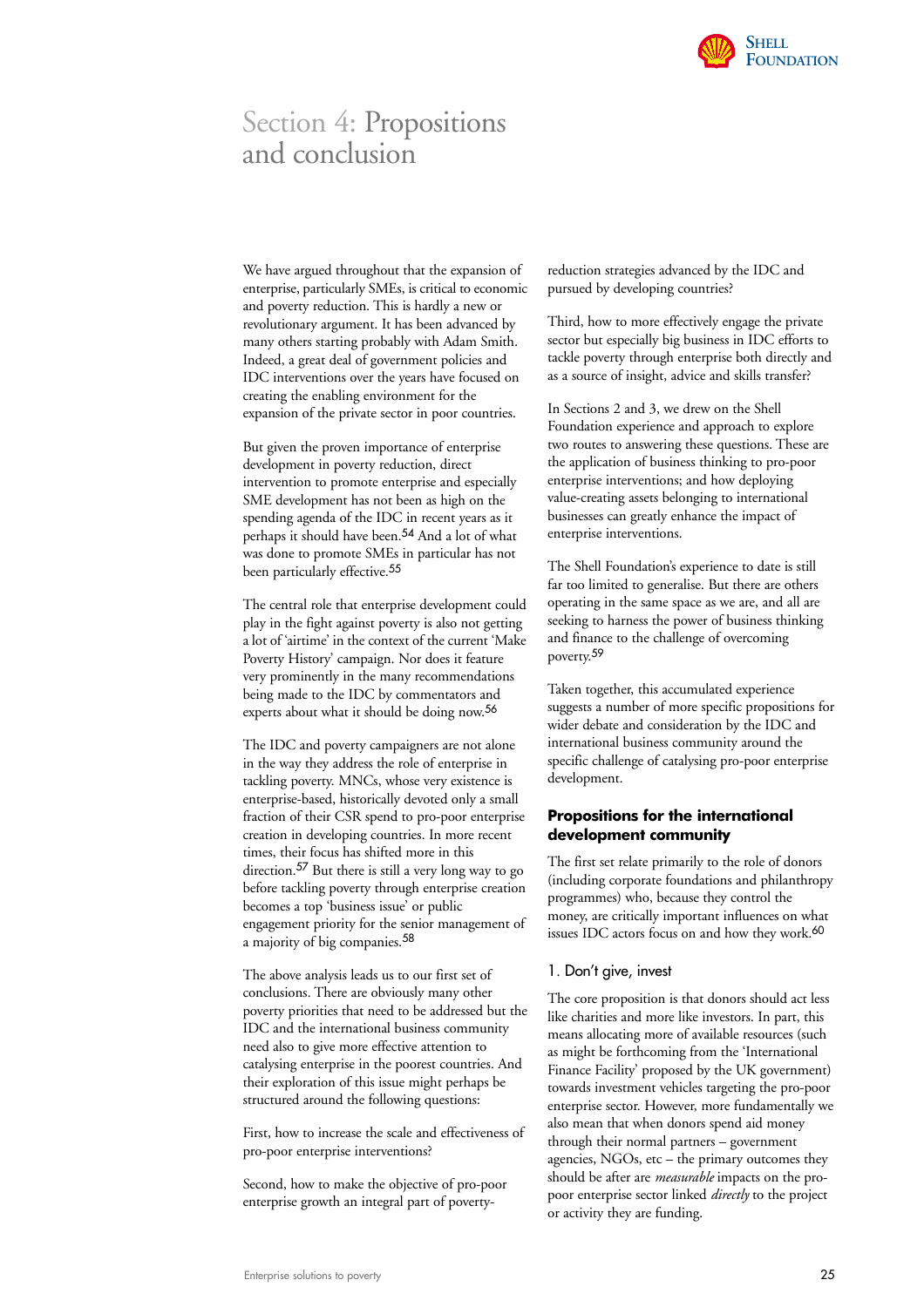# Section 4: Propositions and conclusion

We have argued throughout that the expansion of enterprise, particularly SMEs, is critical to economic and poverty reduction. This is hardly a new or revolutionary argument. It has been advanced by many others starting probably with Adam Smith. Indeed, a great deal of government policies and IDC interventions over the years have focused on creating the enabling environment for the expansion of the private sector in poor countries.

But given the proven importance of enterprise development in poverty reduction, direct intervention to promote enterprise and especially SME development has not been as high on the spending agenda of the IDC in recent years as it perhaps it should have been.[54] And a lot of what was done to promote SMEs in particular has not been particularly effective.[55]

The central role that enterprise development could play in the fight against poverty is also not getting a lot of 'airtime' in the context of the current 'Make Poverty History' campaign. Nor does it feature very prominently in the many recommendations being made to the IDC by commentators and experts about what it should be doing now.[56]

The IDC and poverty campaigners are not alone in the way they address the role of enterprise in tackling poverty. MNCs, whose very existence is enterprise-based, historically devoted only a small fraction of their CSR spend to pro-poor enterprise creation in developing countries. In more recent times, their focus has shifted more in this direction.[57] But there is still a very long way to go before tackling poverty through enterprise creation becomes a top 'business issue' or public engagement priority for the senior management of a majority of big companies.[58]

The above analysis leads us to our first set of conclusions. There are obviously many other poverty priorities that need to be addressed but the IDC and the international business community need also to give more effective attention to catalysing enterprise in the poorest countries. And their exploration of this issue might perhaps be structured around the following questions:

First, how to increase the scale and effectiveness of pro-poor enterprise interventions?

Second, how to make the objective of pro-poor enterprise growth an integral part of poverty-reduction strategies advanced by the IDC and pursued by developing countries?

Third, how to more effectively engage the private sector but especially big business in IDC efforts to tackle poverty through enterprise both directly and as a source of insight, advice and skills transfer?

In Sections 2 and 3, we drew on the Shell Foundation experience and approach to explore two routes to answering these questions. These are the application of business thinking to pro-poor enterprise interventions; and how deploying value-creating assets belonging to international businesses can greatly enhance the impact of enterprise interventions.

The Shell Foundation's experience to date is still far too limited to generalise. But there are others operating in the same space as we are, and all are seeking to harness the power of business thinking and finance to the challenge of overcoming poverty.[59]

Taken together, this accumulated experience suggests a number of more specific propositions for wider debate and consideration by the IDC and international business community around the specific challenge of catalysing pro-poor enterprise development.

## Propositions for the international development community

The first set relate primarily to the role of donors (including corporate foundations and philanthropy programmes) who, because they control the money, are critically important influences on what issues IDC actors focus on and how they work.[60]

### 1. Don't give, invest

The core proposition is that donors should act less like charities and more like investors. In part, this means allocating more of available resources (such as might be forthcoming from the 'International Finance Facility' proposed by the UK government) towards investment vehicles targeting the pro-poor enterprise sector. However, more fundamentally we also mean that when donors spend aid money through their normal partners – government agencies, NGOs, etc – the primary outcomes they should be after are *measurable* impacts on the pro-poor enterprise sector linked *directly* to the project or activity they are funding.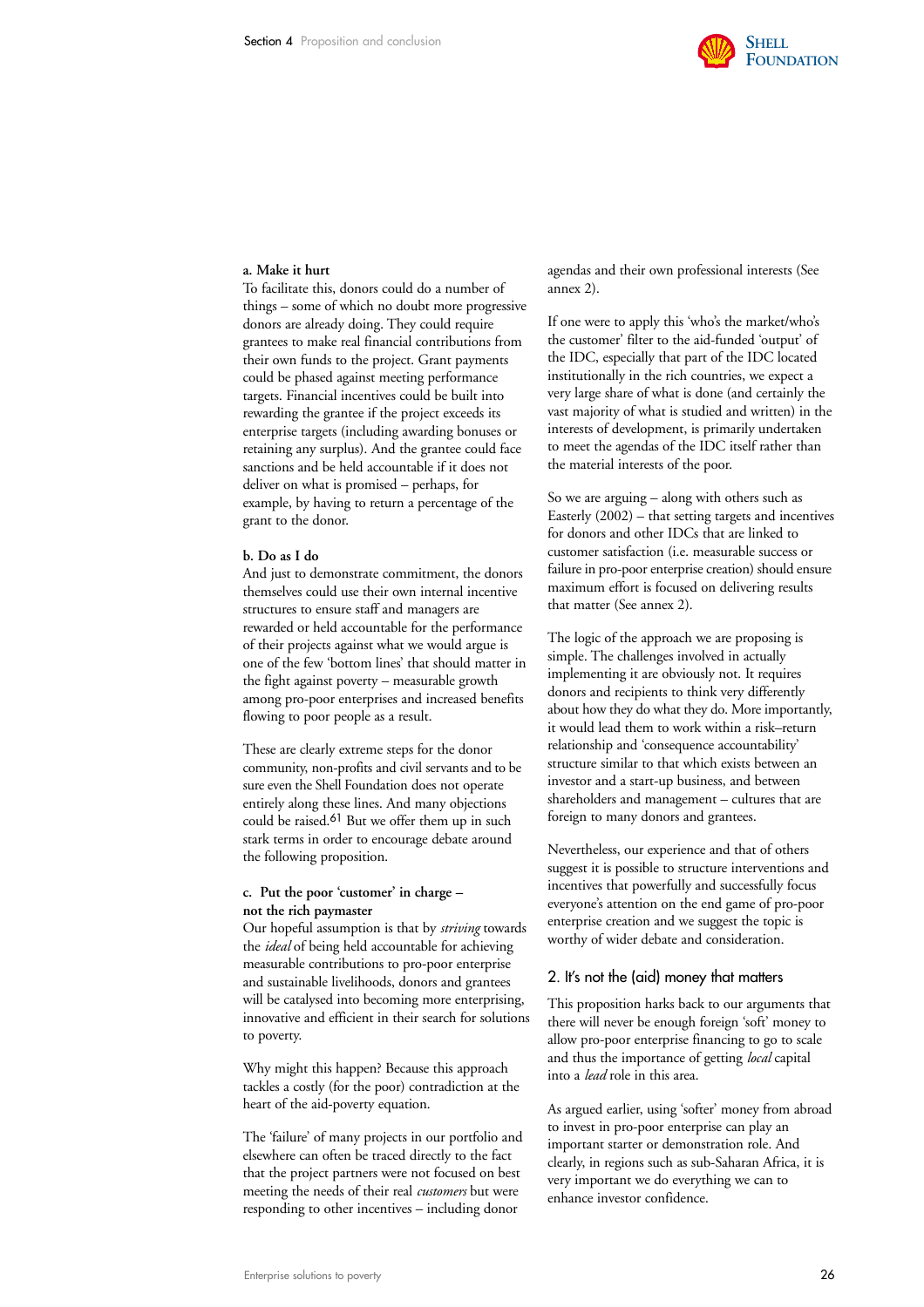**a. Make it hurt**

To facilitate this, donors could do a number of things – some of which no doubt more progressive donors are already doing. They could require grantees to make real financial contributions from their own funds to the project. Grant payments could be phased against meeting performance targets. Financial incentives could be built into rewarding the grantee if the project exceeds its enterprise targets (including awarding bonuses or retaining any surplus). And the grantee could face sanctions and be held accountable if it does not deliver on what is promised – perhaps, for example, by having to return a percentage of the grant to the donor.

**b. Do as I do**

And just to demonstrate commitment, the donors themselves could use their own internal incentive structures to ensure staff and managers are rewarded or held accountable for the performance of their projects against what we would argue is one of the few 'bottom lines' that should matter in the fight against poverty – measurable growth among pro-poor enterprises and increased benefits flowing to poor people as a result.

These are clearly extreme steps for the donor community, non-profits and civil servants and to be sure even the Shell Foundation does not operate entirely along these lines. And many objections could be raised.[61] But we offer them up in such stark terms in order to encourage debate around the following proposition.

**c. Put the poor 'customer' in charge – not the rich paymaster**

Our hopeful assumption is that by *striving* towards the *ideal* of being held accountable for achieving measurable contributions to pro-poor enterprise and sustainable livelihoods, donors and grantees will be catalysed into becoming more enterprising, innovative and efficient in their search for solutions to poverty.

Why might this happen? Because this approach tackles a costly (for the poor) contradiction at the heart of the aid-poverty equation.

The 'failure' of many projects in our portfolio and elsewhere can often be traced directly to the fact that the project partners were not focused on best meeting the needs of their real *customers* but were responding to other incentives – including donor agendas and their own professional interests (See annex 2).

If one were to apply this 'who's the market/who's the customer' filter to the aid-funded 'output' of the IDC, especially that part of the IDC located institutionally in the rich countries, we expect a very large share of what is done (and certainly the vast majority of what is studied and written) in the interests of development, is primarily undertaken to meet the agendas of the IDC itself rather than the material interests of the poor.

So we are arguing – along with others such as Easterly (2002) – that setting targets and incentives for donors and other IDCs that are linked to customer satisfaction (i.e. measurable success or failure in pro-poor enterprise creation) should ensure maximum effort is focused on delivering results that matter (See annex 2).

The logic of the approach we are proposing is simple. The challenges involved in actually implementing it are obviously not. It requires donors and recipients to think very differently about how they do what they do. More importantly, it would lead them to work within a risk–return relationship and 'consequence accountability' structure similar to that which exists between an investor and a start-up business, and between shareholders and management – cultures that are foreign to many donors and grantees.

Nevertheless, our experience and that of others suggest it is possible to structure interventions and incentives that powerfully and successfully focus everyone's attention on the end game of pro-poor enterprise creation and we suggest the topic is worthy of wider debate and consideration.

## 2. It's not the (aid) money that matters

This proposition harks back to our arguments that there will never be enough foreign 'soft' money to allow pro-poor enterprise financing to go to scale and thus the importance of getting *local* capital into a *lead* role in this area.

As argued earlier, using 'softer' money from abroad to invest in pro-poor enterprise can play an important starter or demonstration role. And clearly, in regions such as sub-Saharan Africa, it is very important we do everything we can to enhance investor confidence.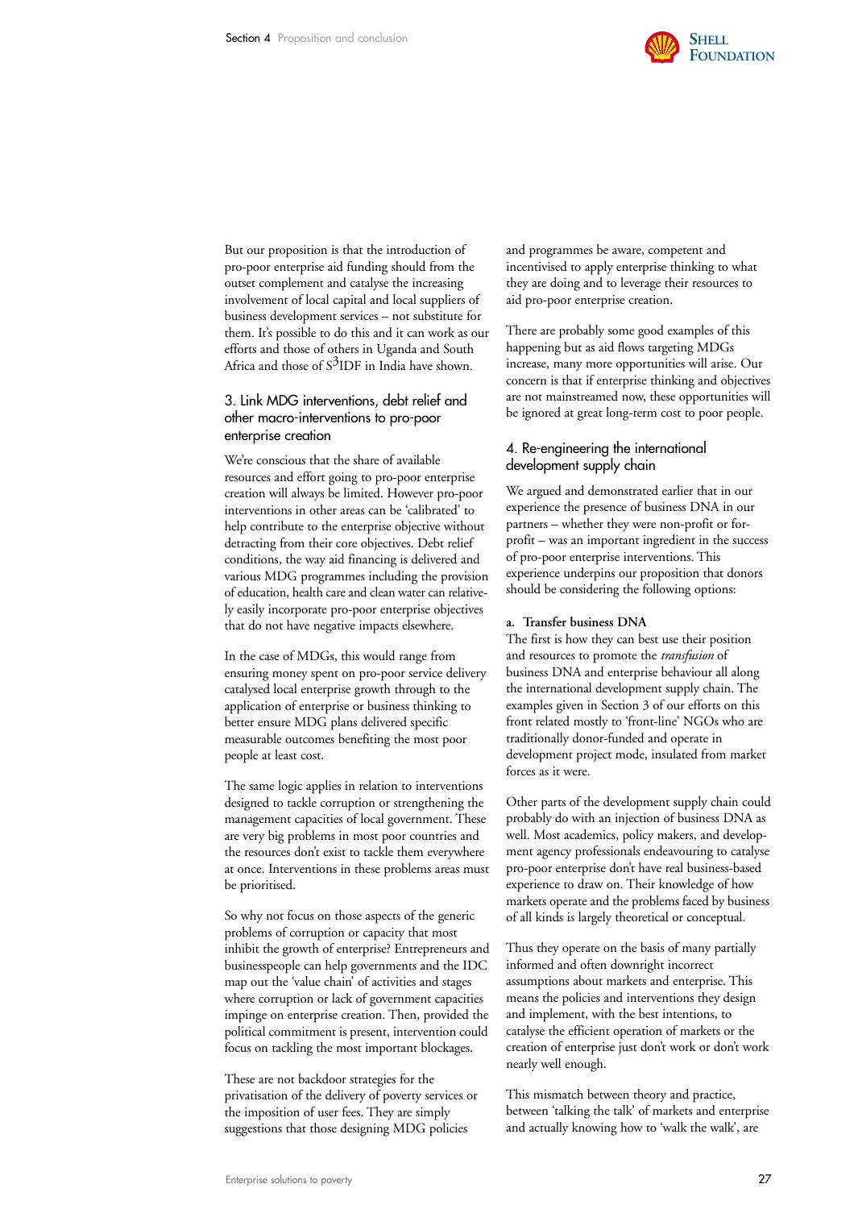But our proposition is that the introduction of pro-poor enterprise aid funding should from the outset complement and catalyse the increasing involvement of local capital and local suppliers of business development services – not substitute for them. It's possible to do this and it can work as our efforts and those of others in Uganda and South Africa and those of S$^3$IDF in India have shown.

## 3. Link MDG interventions, debt relief and other macro-interventions to pro-poor enterprise creation

We're conscious that the share of available resources and effort going to pro-poor enterprise creation will always be limited. However pro-poor interventions in other areas can be 'calibrated' to help contribute to the enterprise objective without detracting from their core objectives. Debt relief conditions, the way aid financing is delivered and various MDG programmes including the provision of education, health care and clean water can relatively easily incorporate pro-poor enterprise objectives that do not have negative impacts elsewhere.

In the case of MDGs, this would range from ensuring money spent on pro-poor service delivery catalysed local enterprise growth through to the application of enterprise or business thinking to better ensure MDG plans delivered specific measurable outcomes benefiting the most poor people at least cost.

The same logic applies in relation to interventions designed to tackle corruption or strengthening the management capacities of local government. These are very big problems in most poor countries and the resources don't exist to tackle them everywhere at once. Interventions in these problems areas must be prioritised.

So why not focus on those aspects of the generic problems of corruption or capacity that most inhibit the growth of enterprise? Entrepreneurs and businesspeople can help governments and the IDC map out the 'value chain' of activities and stages where corruption or lack of government capacities impinge on enterprise creation. Then, provided the political commitment is present, intervention could focus on tackling the most important blockages.

These are not backdoor strategies for the privatisation of the delivery of poverty services or the imposition of user fees. They are simply suggestions that those designing MDG policies and programmes be aware, competent and incentivised to apply enterprise thinking to what they are doing and to leverage their resources to aid pro-poor enterprise creation.

There are probably some good examples of this happening but as aid flows targeting MDGs increase, many more opportunities will arise. Our concern is that if enterprise thinking and objectives are not mainstreamed now, these opportunities will be ignored at great long-term cost to poor people.

## 4. Re-engineering the international development supply chain

We argued and demonstrated earlier that in our experience the presence of business DNA in our partners – whether they were non-profit or for-profit – was an important ingredient in the success of pro-poor enterprise interventions. This experience underpins our proposition that donors should be considering the following options:

**a. Transfer business DNA**

The first is how they can best use their position and resources to promote the *transfusion* of business DNA and enterprise behaviour all along the international development supply chain. The examples given in Section 3 of our efforts on this front related mostly to 'front-line' NGOs who are traditionally donor-funded and operate in development project mode, insulated from market forces as it were.

Other parts of the development supply chain could probably do with an injection of business DNA as well. Most academics, policy makers, and development agency professionals endeavouring to catalyse pro-poor enterprise don't have real business-based experience to draw on. Their knowledge of how markets operate and the problems faced by business of all kinds is largely theoretical or conceptual.

Thus they operate on the basis of many partially informed and often downright incorrect assumptions about markets and enterprise. This means the policies and interventions they design and implement, with the best intentions, to catalyse the efficient operation of markets or the creation of enterprise just don't work or don't work nearly well enough.

This mismatch between theory and practice, between 'talking the talk' of markets and enterprise and actually knowing how to 'walk the walk', are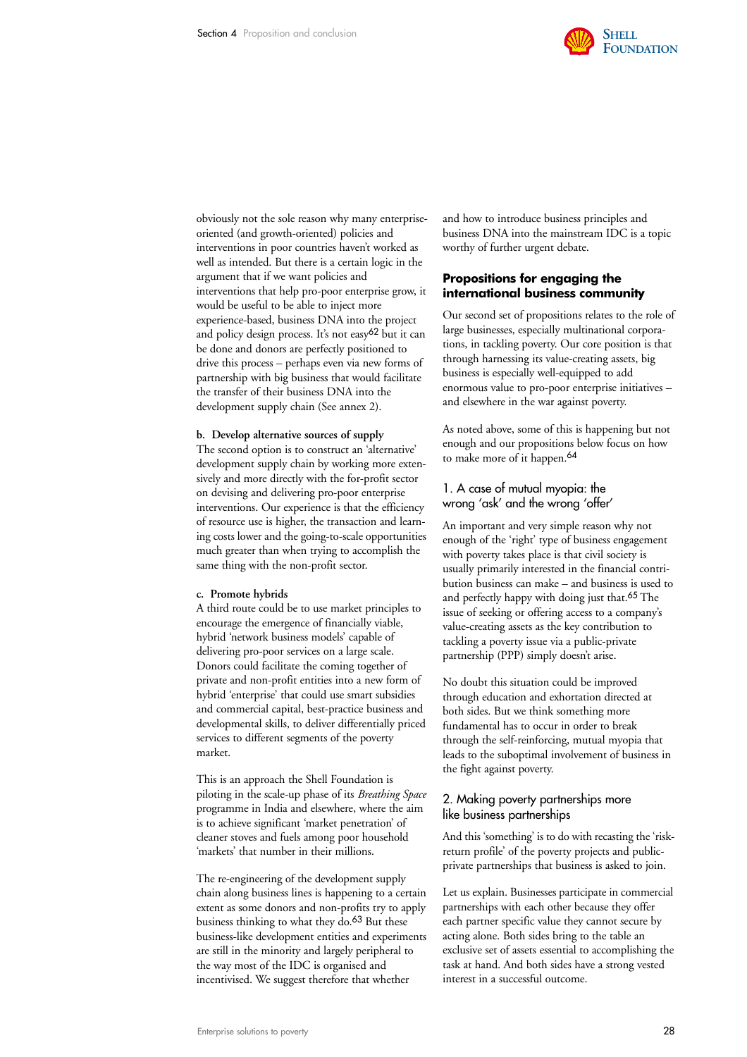obviously not the sole reason why many enterprise-oriented (and growth-oriented) policies and interventions in poor countries haven't worked as well as intended. But there is a certain logic in the argument that if we want policies and interventions that help pro-poor enterprise grow, it would be useful to be able to inject more experience-based, business DNA into the project and policy design process. It's not easy[62] but it can be done and donors are perfectly positioned to drive this process – perhaps even via new forms of partnership with big business that would facilitate the transfer of their business DNA into the development supply chain (See annex 2).

**b. Develop alternative sources of supply**
The second option is to construct an 'alternative' development supply chain by working more extensively and more directly with the for-profit sector on devising and delivering pro-poor enterprise interventions. Our experience is that the efficiency of resource use is higher, the transaction and learning costs lower and the going-to-scale opportunities much greater than when trying to accomplish the same thing with the non-profit sector.

**c. Promote hybrids**
A third route could be to use market principles to encourage the emergence of financially viable, hybrid 'network business models' capable of delivering pro-poor services on a large scale. Donors could facilitate the coming together of private and non-profit entities into a new form of hybrid 'enterprise' that could use smart subsidies and commercial capital, best-practice business and developmental skills, to deliver differentially priced services to different segments of the poverty market.

This is an approach the Shell Foundation is piloting in the scale-up phase of its *Breathing Space* programme in India and elsewhere, where the aim is to achieve significant 'market penetration' of cleaner stoves and fuels among poor household 'markets' that number in their millions.

The re-engineering of the development supply chain along business lines is happening to a certain extent as some donors and non-profits try to apply business thinking to what they do.[63] But these business-like development entities and experiments are still in the minority and largely peripheral to the way most of the IDC is organised and incentivised. We suggest therefore that whether and how to introduce business principles and business DNA into the mainstream IDC is a topic worthy of further urgent debate.

## Propositions for engaging the international business community

Our second set of propositions relates to the role of large businesses, especially multinational corporations, in tackling poverty. Our core position is that through harnessing its value-creating assets, big business is especially well-equipped to add enormous value to pro-poor enterprise initiatives – and elsewhere in the war against poverty.

As noted above, some of this is happening but not enough and our propositions below focus on how to make more of it happen.[64]

### 1. A case of mutual myopia: the wrong 'ask' and the wrong 'offer'

An important and very simple reason why not enough of the 'right' type of business engagement with poverty takes place is that civil society is usually primarily interested in the financial contribution business can make – and business is used to and perfectly happy with doing just that.[65] The issue of seeking or offering access to a company's value-creating assets as the key contribution to tackling a poverty issue via a public-private partnership (PPP) simply doesn't arise.

No doubt this situation could be improved through education and exhortation directed at both sides. But we think something more fundamental has to occur in order to break through the self-reinforcing, mutual myopia that leads to the suboptimal involvement of business in the fight against poverty.

### 2. Making poverty partnerships more like business partnerships

And this 'something' is to do with recasting the 'risk-return profile' of the poverty projects and public-private partnerships that business is asked to join.

Let us explain. Businesses participate in commercial partnerships with each other because they offer each partner specific value they cannot secure by acting alone. Both sides bring to the table an exclusive set of assets essential to accomplishing the task at hand. And both sides have a strong vested interest in a successful outcome.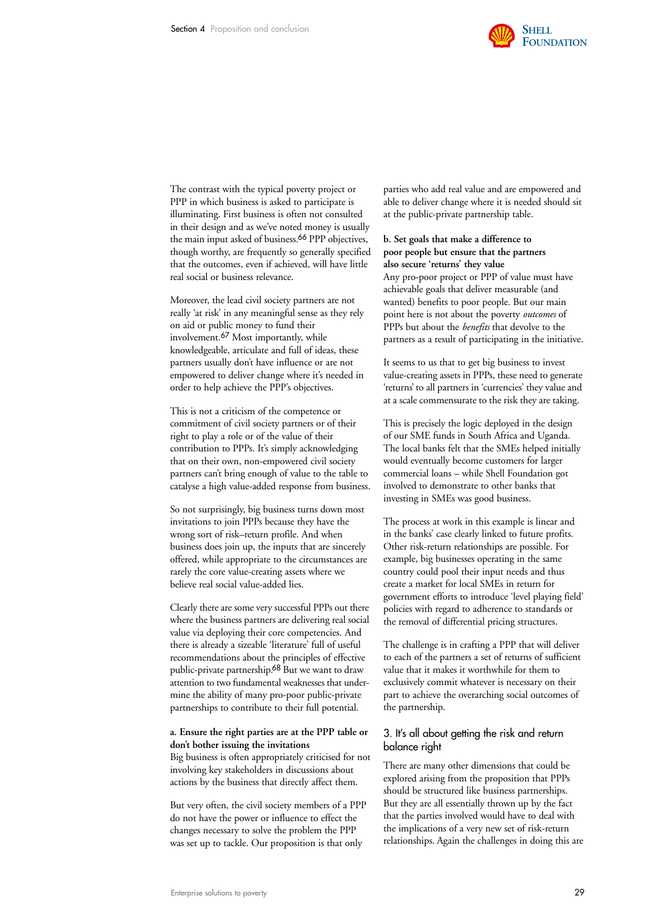The contrast with the typical poverty project or PPP in which business is asked to participate is illuminating. First business is often not consulted in their design and as we've noted money is usually the main input asked of business.[66] PPP objectives, though worthy, are frequently so generally specified that the outcomes, even if achieved, will have little real social or business relevance.

Moreover, the lead civil society partners are not really 'at risk' in any meaningful sense as they rely on aid or public money to fund their involvement.[67] Most importantly, while knowledgeable, articulate and full of ideas, these partners usually don't have influence or are not empowered to deliver change where it's needed in order to help achieve the PPP's objectives.

This is not a criticism of the competence or commitment of civil society partners or of their right to play a role or of the value of their contribution to PPPs. It's simply acknowledging that on their own, non-empowered civil society partners can't bring enough of value to the table to catalyse a high value-added response from business.

So not surprisingly, big business turns down most invitations to join PPPs because they have the wrong sort of risk–return profile. And when business does join up, the inputs that are sincerely offered, while appropriate to the circumstances are rarely the core value-creating assets where we believe real social value-added lies.

Clearly there are some very successful PPPs out there where the business partners are delivering real social value via deploying their core competencies. And there is already a sizeable 'literature' full of useful recommendations about the principles of effective public-private partnership.[68] But we want to draw attention to two fundamental weaknesses that under-mine the ability of many pro-poor public-private partnerships to contribute to their full potential.

**a. Ensure the right parties are at the PPP table or don't bother issuing the invitations**

Big business is often appropriately criticised for not involving key stakeholders in discussions about actions by the business that directly affect them.

But very often, the civil society members of a PPP do not have the power or influence to effect the changes necessary to solve the problem the PPP was set up to tackle. Our proposition is that only parties who add real value and are empowered and able to deliver change where it is needed should sit at the public-private partnership table.

**b. Set goals that make a difference to poor people but ensure that the partners also secure 'returns' they value**

Any pro-poor project or PPP of value must have achievable goals that deliver measurable (and wanted) benefits to poor people. But our main point here is not about the poverty *outcomes* of PPPs but about the *benefits* that devolve to the partners as a result of participating in the initiative.

It seems to us that to get big business to invest value-creating assets in PPPs, these need to generate 'returns' to all partners in 'currencies' they value and at a scale commensurate to the risk they are taking.

This is precisely the logic deployed in the design of our SME funds in South Africa and Uganda. The local banks felt that the SMEs helped initially would eventually become customers for larger commercial loans – while Shell Foundation got involved to demonstrate to other banks that investing in SMEs was good business.

The process at work in this example is linear and in the banks' case clearly linked to future profits. Other risk-return relationships are possible. For example, big businesses operating in the same country could pool their input needs and thus create a market for local SMEs in return for government efforts to introduce 'level playing field' policies with regard to adherence to standards or the removal of differential pricing structures.

The challenge is in crafting a PPP that will deliver to each of the partners a set of returns of sufficient value that it makes it worthwhile for them to exclusively commit whatever is necessary on their part to achieve the overarching social outcomes of the partnership.

## 3. It's all about getting the risk and return balance right

There are many other dimensions that could be explored arising from the proposition that PPPs should be structured like business partnerships. But they are all essentially thrown up by the fact that the parties involved would have to deal with the implications of a very new set of risk-return relationships. Again the challenges in doing this are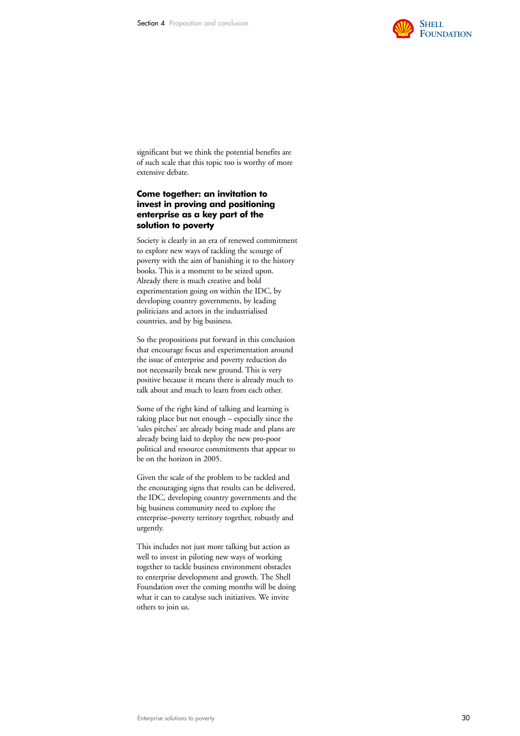significant but we think the potential benefits are of such scale that this topic too is worthy of more extensive debate.

## Come together: an invitation to invest in proving and positioning enterprise as a key part of the solution to poverty

Society is clearly in an era of renewed commitment to explore new ways of tackling the scourge of poverty with the aim of banishing it to the history books. This is a moment to be seized upon. Already there is much creative and bold experimentation going on within the IDC, by developing country governments, by leading politicians and actors in the industrialised countries, and by big business.

So the propositions put forward in this conclusion that encourage focus and experimentation around the issue of enterprise and poverty reduction do not necessarily break new ground. This is very positive because it means there is already much to talk about and much to learn from each other.

Some of the right kind of talking and learning is taking place but not enough – especially since the 'sales pitches' are already being made and plans are already being laid to deploy the new pro-poor political and resource commitments that appear to be on the horizon in 2005.

Given the scale of the problem to be tackled and the encouraging signs that results can be delivered, the IDC, developing country governments and the big business community need to explore the enterprise–poverty territory together, robustly and urgently.

This includes not just more talking but action as well to invest in piloting new ways of working together to tackle business environment obstacles to enterprise development and growth. The Shell Foundation over the coming months will be doing what it can to catalyse such initiatives. We invite others to join us.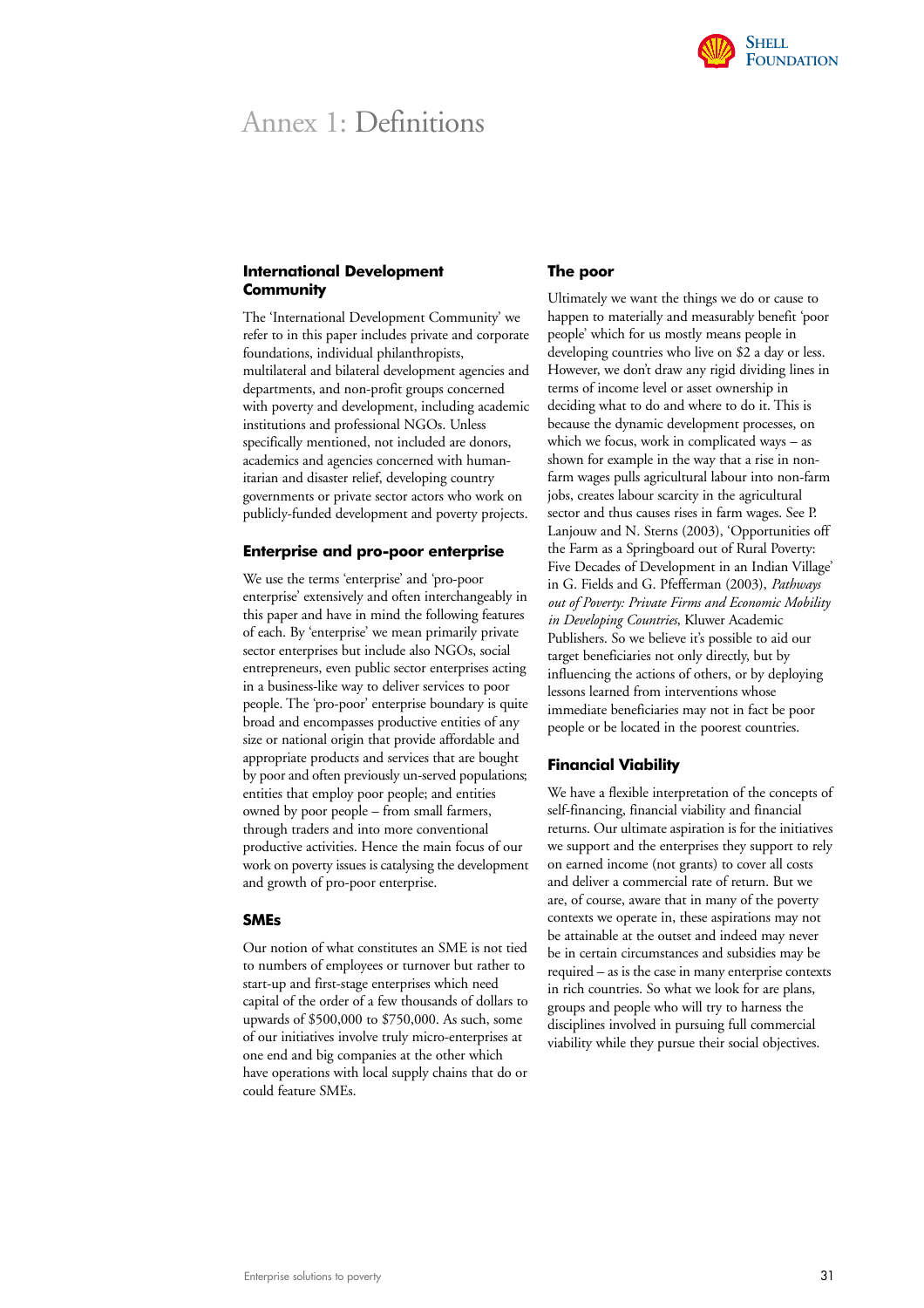# Annex 1: Definitions

## International Development Community

The 'International Development Community' we refer to in this paper includes private and corporate foundations, individual philanthropists, multilateral and bilateral development agencies and departments, and non-profit groups concerned with poverty and development, including academic institutions and professional NGOs. Unless specifically mentioned, not included are donors, academics and agencies concerned with humanitarian and disaster relief, developing country governments or private sector actors who work on publicly-funded development and poverty projects.

## Enterprise and pro-poor enterprise

We use the terms 'enterprise' and 'pro-poor enterprise' extensively and often interchangeably in this paper and have in mind the following features of each. By 'enterprise' we mean primarily private sector enterprises but include also NGOs, social entrepreneurs, even public sector enterprises acting in a business-like way to deliver services to poor people. The 'pro-poor' enterprise boundary is quite broad and encompasses productive entities of any size or national origin that provide affordable and appropriate products and services that are bought by poor and often previously un-served populations; entities that employ poor people; and entities owned by poor people – from small farmers, through traders and into more conventional productive activities. Hence the main focus of our work on poverty issues is catalysing the development and growth of pro-poor enterprise.

## SMEs

Our notion of what constitutes an SME is not tied to numbers of employees or turnover but rather to start-up and first-stage enterprises which need capital of the order of a few thousands of dollars to upwards of $500,000 to $750,000. As such, some of our initiatives involve truly micro-enterprises at one end and big companies at the other which have operations with local supply chains that do or could feature SMEs.

## The poor

Ultimately we want the things we do or cause to happen to materially and measurably benefit 'poor people' which for us mostly means people in developing countries who live on $2 a day or less. However, we don't draw any rigid dividing lines in terms of income level or asset ownership in deciding what to do and where to do it. This is because the dynamic development processes, on which we focus, work in complicated ways – as shown for example in the way that a rise in non-farm wages pulls agricultural labour into non-farm jobs, creates labour scarcity in the agricultural sector and thus causes rises in farm wages. See P. Lanjouw and N. Sterns (2003), 'Opportunities off the Farm as a Springboard out of Rural Poverty: Five Decades of Development in an Indian Village' in G. Fields and G. Pfefferman (2003), *Pathways out of Poverty: Private Firms and Economic Mobility in Developing Countries*, Kluwer Academic Publishers. So we believe it's possible to aid our target beneficiaries not only directly, but by influencing the actions of others, or by deploying lessons learned from interventions whose immediate beneficiaries may not in fact be poor people or be located in the poorest countries.

## Financial Viability

We have a flexible interpretation of the concepts of self-financing, financial viability and financial returns. Our ultimate aspiration is for the initiatives we support and the enterprises they support to rely on earned income (not grants) to cover all costs and deliver a commercial rate of return. But we are, of course, aware that in many of the poverty contexts we operate in, these aspirations may not be attainable at the outset and indeed may never be in certain circumstances and subsidies may be required – as is the case in many enterprise contexts in rich countries. So what we look for are plans, groups and people who will try to harness the disciplines involved in pursuing full commercial viability while they pursue their social objectives.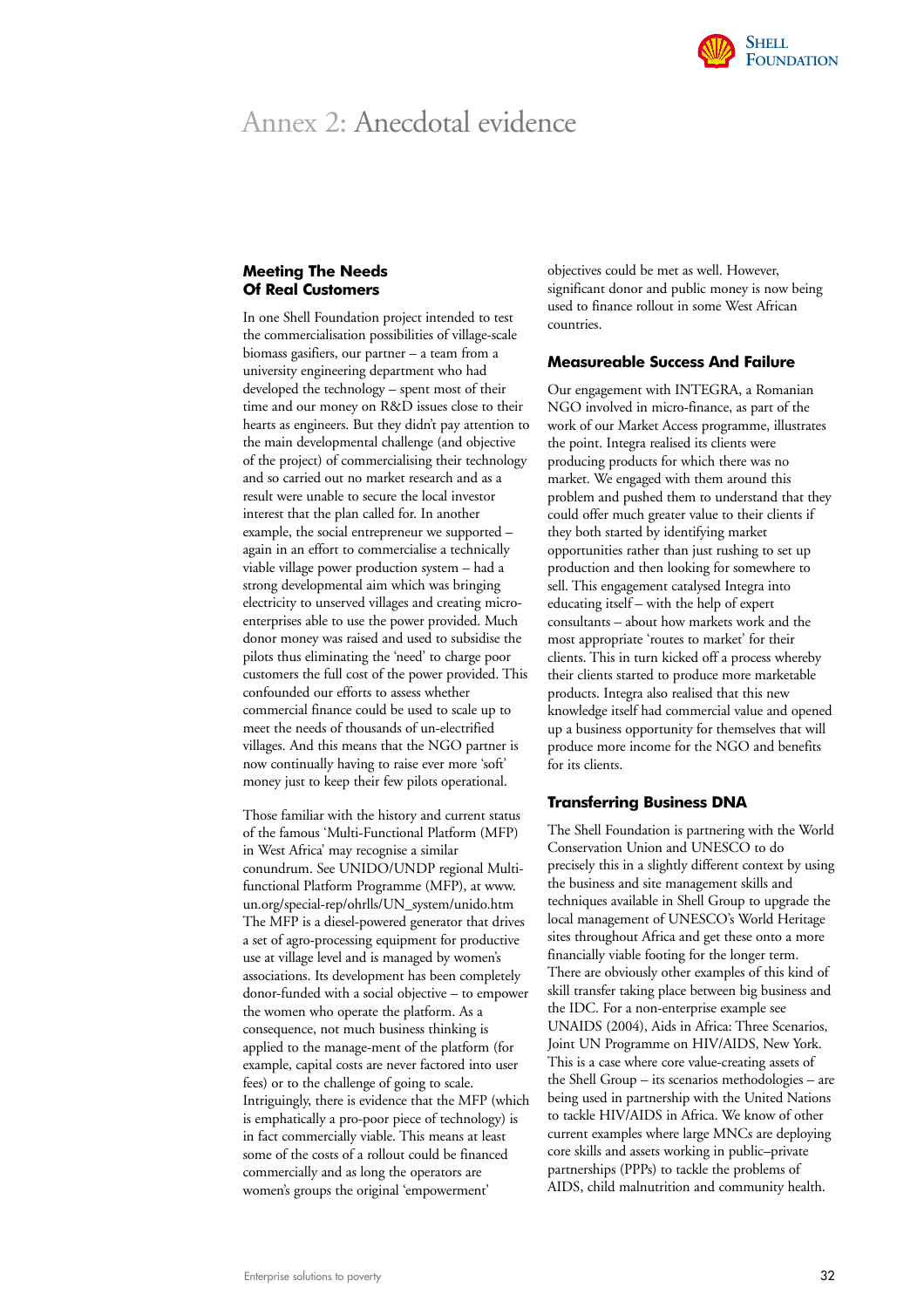# Annex 2: Anecdotal evidence

### Meeting The Needs Of Real Customers

In one Shell Foundation project intended to test the commercialisation possibilities of village-scale biomass gasifiers, our partner – a team from a university engineering department who had developed the technology – spent most of their time and our money on R&D issues close to their hearts as engineers. But they didn't pay attention to the main developmental challenge (and objective of the project) of commercialising their technology and so carried out no market research and as a result were unable to secure the local investor interest that the plan called for. In another example, the social entrepreneur we supported – again in an effort to commercialise a technically viable village power production system – had a strong developmental aim which was bringing electricity to unserved villages and creating micro-enterprises able to use the power provided. Much donor money was raised and used to subsidise the pilots thus eliminating the 'need' to charge poor customers the full cost of the power provided. This confounded our efforts to assess whether commercial finance could be used to scale up to meet the needs of thousands of un-electrified villages. And this means that the NGO partner is now continually having to raise ever more 'soft' money just to keep their few pilots operational.

Those familiar with the history and current status of the famous 'Multi-Functional Platform (MFP) in West Africa' may recognise a similar conundrum. See UNIDO/UNDP regional Multi-functional Platform Programme (MFP), at www.un.org/special-rep/ohrlls/UN_system/unido.htm The MFP is a diesel-powered generator that drives a set of agro-processing equipment for productive use at village level and is managed by women's associations. Its development has been completely donor-funded with a social objective – to empower the women who operate the platform. As a consequence, not much business thinking is applied to the manage-ment of the platform (for example, capital costs are never factored into user fees) or to the challenge of going to scale. Intriguingly, there is evidence that the MFP (which is emphatically a pro-poor piece of technology) is in fact commercially viable. This means at least some of the costs of a rollout could be financed commercially and as long as the operators are women's groups the original 'empowerment' objectives could be met as well. However, significant donor and public money is now being used to finance rollout in some West African countries.

### Measureable Success And Failure

Our engagement with INTEGRA, a Romanian NGO involved in micro-finance, as part of the work of our Market Access programme, illustrates the point. Integra realised its clients were producing products for which there was no market. We engaged with them around this problem and pushed them to understand that they could offer much greater value to their clients if they both started by identifying market opportunities rather than just rushing to set up production and then looking for somewhere to sell. This engagement catalysed Integra into educating itself – with the help of expert consultants – about how markets work and the most appropriate 'routes to market' for their clients. This in turn kicked off a process whereby their clients started to produce more marketable products. Integra also realised that this new knowledge itself had commercial value and opened up a business opportunity for themselves that will produce more income for the NGO and benefits for its clients.

### Transferring Business DNA

The Shell Foundation is partnering with the World Conservation Union and UNESCO to do precisely this in a slightly different context by using the business and site management skills and techniques available in Shell Group to upgrade the local management of UNESCO's World Heritage sites throughout Africa and get these onto a more financially viable footing for the longer term. There are obviously other examples of this kind of skill transfer taking place between big business and the IDC. For a non-enterprise example see UNAIDS (2004), Aids in Africa: Three Scenarios, Joint UN Programme on HIV/AIDS, New York. This is a case where core value-creating assets of the Shell Group – its scenarios methodologies – are being used in partnership with the United Nations to tackle HIV/AIDS in Africa. We know of other current examples where large MNCs are deploying core skills and assets working in public–private partnerships (PPPs) to tackle the problems of AIDS, child malnutrition and community health.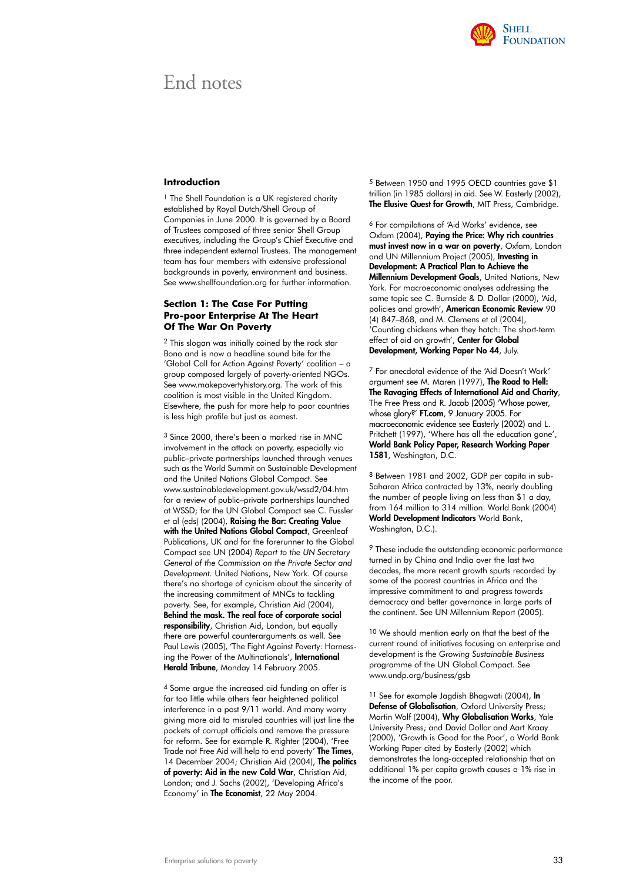# End notes

### Introduction

1 The Shell Foundation is a UK registered charity established by Royal Dutch/Shell Group of Companies in June 2000. It is governed by a Board of Trustees composed of three senior Shell Group executives, including the Group's Chief Executive and three independent external Trustees. The management team has four members with extensive professional backgrounds in poverty, environment and business. See www.shellfoundation.org for further information.

### Section 1: The Case For Putting Pro-poor Enterprise At The Heart Of The War On Poverty

2 This slogan was initially coined by the rock star Bono and is now a headline sound bite for the 'Global Call for Action Against Poverty' coalition – a group composed largely of poverty-oriented NGOs. See www.makepovertyhistory.org. The work of this coalition is most visible in the United Kingdom. Elsewhere, the push for more help to poor countries is less high profile but just as earnest.

3 Since 2000, there's been a marked rise in MNC involvement in the attack on poverty, especially via public–private partnerships launched through venues such as the World Summit on Sustainable Development and the United Nations Global Compact. See www.sustainabledevelopment.gov.uk/wssd2/04.htm for a review of public–private partnerships launched at WSSD; for the UN Global Compact see C. Fussler et al (eds) (2004), **Raising the Bar: Creating Value with the United Nations Global Compact**, Greenleaf Publications, UK and for the forerunner to the Global Compact see UN (2004) *Report to the UN Secretary General of the Commission on the Private Sector and Development.* United Nations, New York. Of course there's no shortage of cynicism about the sincerity of the increasing commitment of MNCs to tackling poverty. See, for example, Christian Aid (2004), **Behind the mask. The real face of corporate social responsibility**, Christian Aid, London, but equally there are powerful counterarguments as well. See Paul Lewis (2005), 'The Fight Against Poverty: Harnessing the Power of the Multinationals', **International Herald Tribune**, Monday 14 February 2005.

4 Some argue the increased aid funding on offer is far too little while others fear heightened political interference in a post 9/11 world. And many worry giving more aid to misruled countries will just line the pockets of corrupt officials and remove the pressure for reform. See for example R. Righter (2004), 'Free Trade not Free Aid will help to end poverty' **The Times**, 14 December 2004; Christian Aid (2004), **The politics of poverty: Aid in the new Cold War**, Christian Aid, London; and J. Sachs (2002), 'Developing Africa's Economy' in **The Economist**, 22 May 2004.

5 Between 1950 and 1995 OECD countries gave $1 trillion (in 1985 dollars) in aid. See W. Easterly (2002), **The Elusive Quest for Growth**, MIT Press, Cambridge.

6 For compilations of 'Aid Works' evidence, see Oxfam (2004), **Paying the Price: Why rich countries must invest now in a war on poverty**, Oxfam, London and UN Millennium Project (2005), **Investing in Development: A Practical Plan to Achieve the Millennium Development Goals**, United Nations, New York. For macroeconomic analyses addressing the same topic see C. Burnside & D. Dollar (2000), 'Aid, policies and growth', **American Economic Review** 90 (4) 847–868, and M. Clemens et al (2004), 'Counting chickens when they hatch: The short-term effect of aid on growth', **Center for Global Development, Working Paper No 44**, July.

7 For anecdotal evidence of the 'Aid Doesn't Work' argument see M. Maren (1997), **The Road to Hell: The Ravaging Effects of International Aid and Charity**, The Free Press and R. Jacob (2005) 'Whose power, whose glory?' **FT.com**, 9 January 2005. For macroeconomic evidence see Easterly (2002) and L. Pritchett (1997), 'Where has all the education gone', **World Bank Policy Paper, Research Working Paper 1581**, Washington, D.C.

8 Between 1981 and 2002, GDP per capita in sub-Saharan Africa contracted by 13%, nearly doubling the number of people living on less than $1 a day, from 164 million to 314 million. World Bank (2004) **World Development Indicators** World Bank, Washington, D.C.).

9 These include the outstanding economic performance turned in by China and India over the last two decades, the more recent growth spurts recorded by some of the poorest countries in Africa and the impressive commitment to and progress towards democracy and better governance in large parts of the continent. See UN Millennium Report (2005).

10 We should mention early on that the best of the current round of initiatives focusing on enterprise and development is the *Growing Sustainable Business* programme of the UN Global Compact. See www.undp.org/business/gsb

11 See for example Jagdish Bhagwati (2004), **In Defense of Globalisation**, Oxford University Press; Martin Wolf (2004), **Why Globalisation Works**, Yale University Press; and David Dollar and Aart Kraay (2000), 'Growth is Good for the Poor', a World Bank Working Paper cited by Easterly (2002) which demonstrates the long-accepted relationship that an additional 1% per capita growth causes a 1% rise in the income of the poor.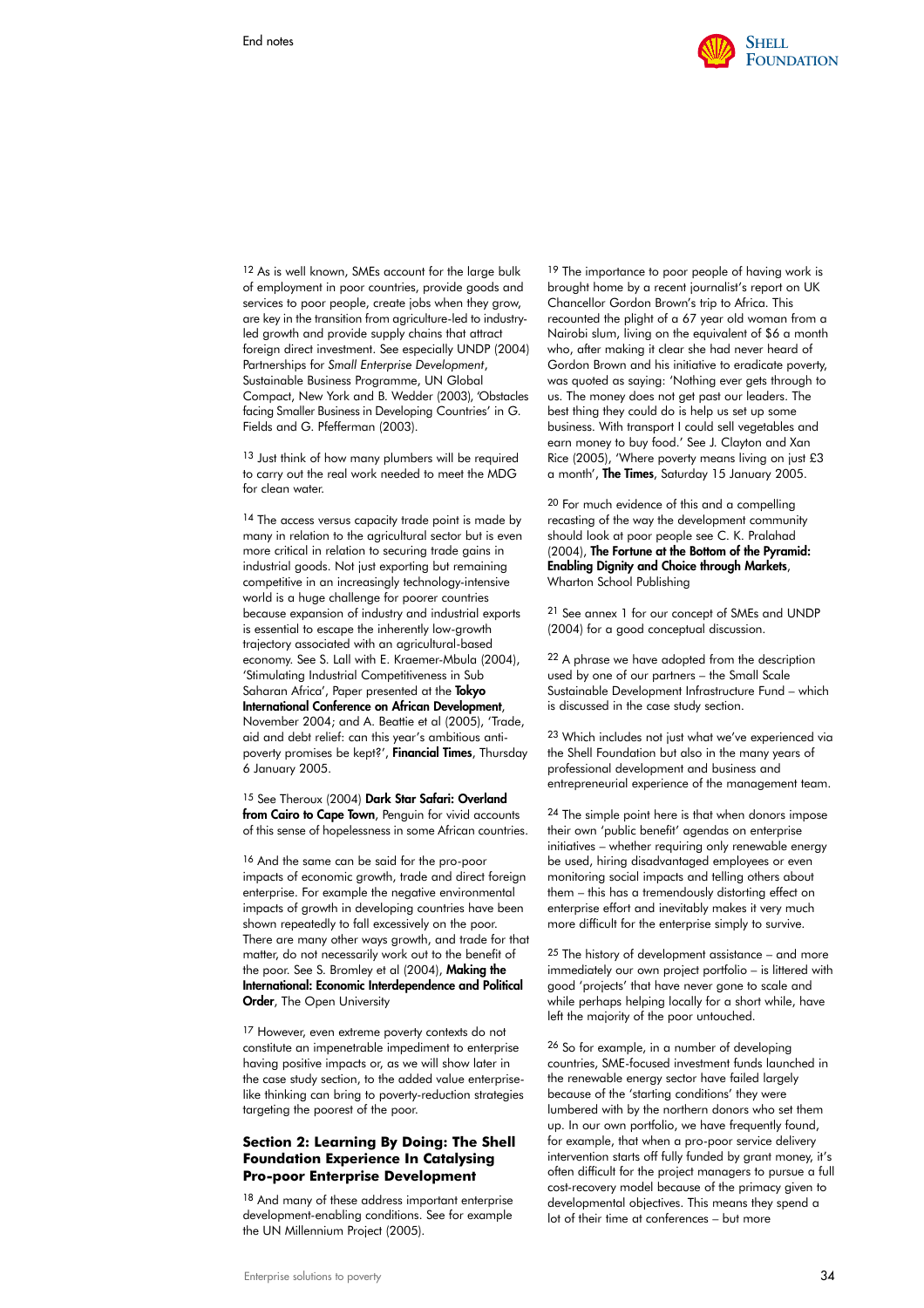End notes

[12] As is well known, SMEs account for the large bulk of employment in poor countries, provide goods and services to poor people, create jobs when they grow, are key in the transition from agriculture-led to industry-led growth and provide supply chains that attract foreign direct investment. See especially UNDP (2004) Partnerships for *Small Enterprise Development*, Sustainable Business Programme, UN Global Compact, New York and B. Wedder (2003), 'Obstacles facing Smaller Business in Developing Countries' in G. Fields and G. Pfefferman (2003).

[13] Just think of how many plumbers will be required to carry out the real work needed to meet the MDG for clean water.

[14] The access versus capacity trade point is made by many in relation to the agricultural sector but is even more critical in relation to securing trade gains in industrial goods. Not just exporting but remaining competitive in an increasingly technology-intensive world is a huge challenge for poorer countries because expansion of industry and industrial exports is essential to escape the inherently low-growth trajectory associated with an agricultural-based economy. See S. Lall with E. Kraemer-Mbula (2004), 'Stimulating Industrial Competitiveness in Sub Saharan Africa', Paper presented at the **Tokyo International Conference on African Development**, November 2004; and A. Beattie et al (2005), 'Trade, aid and debt relief: can this year's ambitious anti-poverty promises be kept?', **Financial Times**, Thursday 6 January 2005.

[15] See Theroux (2004) **Dark Star Safari: Overland from Cairo to Cape Town**, Penguin for vivid accounts of this sense of hopelessness in some African countries.

[16] And the same can be said for the pro-poor impacts of economic growth, trade and direct foreign enterprise. For example the negative environmental impacts of growth in developing countries have been shown repeatedly to fall excessively on the poor. There are many other ways growth, and trade for that matter, do not necessarily work out to the benefit of the poor. See S. Bromley et al (2004), **Making the International: Economic Interdependence and Political Order**, The Open University

[17] However, even extreme poverty contexts do not constitute an impenetrable impediment to enterprise having positive impacts or, as we will show later in the case study section, to the added value enterprise-like thinking can bring to poverty-reduction strategies targeting the poorest of the poor.

### Section 2: Learning By Doing: The Shell Foundation Experience In Catalysing Pro-poor Enterprise Development

[18] And many of these address important enterprise development-enabling conditions. See for example the UN Millennium Project (2005).

[19] The importance to poor people of having work is brought home by a recent journalist's report on UK Chancellor Gordon Brown's trip to Africa. This recounted the plight of a 67 year old woman from a Nairobi slum, living on the equivalent of $6 a month who, after making it clear she had never heard of Gordon Brown and his initiative to eradicate poverty, was quoted as saying: 'Nothing ever gets through to us. The money does not get past our leaders. The best thing they could do is help us set up some business. With transport I could sell vegetables and earn money to buy food.' See J. Clayton and Xan Rice (2005), 'Where poverty means living on just £3 a month', **The Times**, Saturday 15 January 2005.

[20] For much evidence of this and a compelling recasting of the way the development community should look at poor people see C. K. Pralahad (2004), **The Fortune at the Bottom of the Pyramid: Enabling Dignity and Choice through Markets**, Wharton School Publishing

[21] See annex 1 for our concept of SMEs and UNDP (2004) for a good conceptual discussion.

[22] A phrase we have adopted from the description used by one of our partners – the Small Scale Sustainable Development Infrastructure Fund – which is discussed in the case study section.

[23] Which includes not just what we've experienced via the Shell Foundation but also in the many years of professional development and business and entrepreneurial experience of the management team.

[24] The simple point here is that when donors impose their own 'public benefit' agendas on enterprise initiatives – whether requiring only renewable energy be used, hiring disadvantaged employees or even monitoring social impacts and telling others about them – this has a tremendously distorting effect on enterprise effort and inevitably makes it very much more difficult for the enterprise simply to survive.

[25] The history of development assistance – and more immediately our own project portfolio – is littered with good 'projects' that have never gone to scale and while perhaps helping locally for a short while, have left the majority of the poor untouched.

[26] So for example, in a number of developing countries, SME-focused investment funds launched in the renewable energy sector have failed largely because of the 'starting conditions' they were lumbered with by the northern donors who set them up. In our own portfolio, we have frequently found, for example, that when a pro-poor service delivery intervention starts off fully funded by grant money, it's often difficult for the project managers to pursue a full cost-recovery model because of the primacy given to developmental objectives. This means they spend a lot of their time at conferences – but more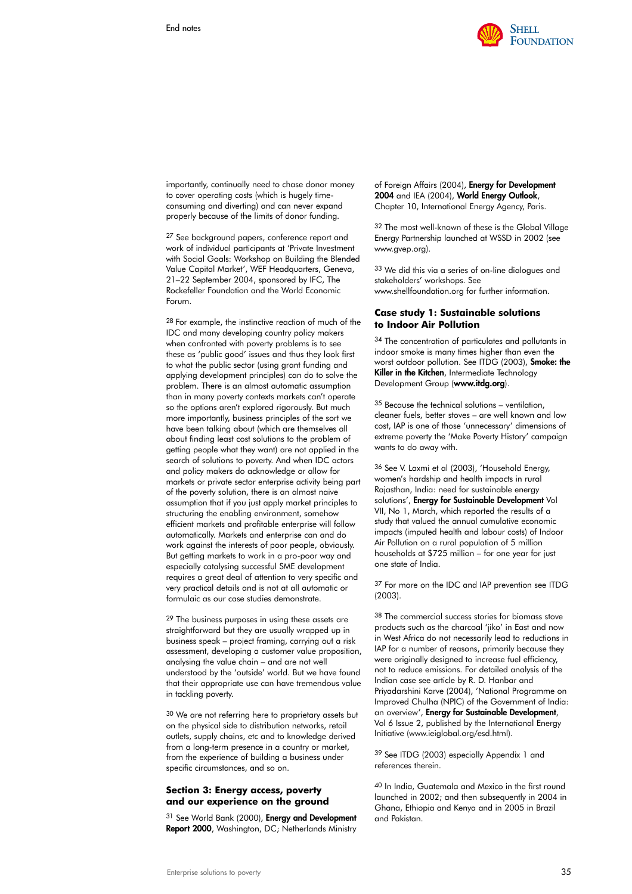End notes

importantly, continually need to chase donor money to cover operating costs (which is hugely time-consuming and diverting) and can never expand properly because of the limits of donor funding.

[27] See background papers, conference report and work of individual participants at 'Private Investment with Social Goals: Workshop on Building the Blended Value Capital Market', WEF Headquarters, Geneva, 21–22 September 2004, sponsored by IFC, The Rockefeller Foundation and the World Economic Forum.

[28] For example, the instinctive reaction of much of the IDC and many developing country policy makers when confronted with poverty problems is to see these as 'public good' issues and thus they look first to what the public sector (using grant funding and applying development principles) can do to solve the problem. There is an almost automatic assumption than in many poverty contexts markets can't operate so the options aren't explored rigorously. But much more importantly, business principles of the sort we have been talking about (which are themselves all about finding least cost solutions to the problem of getting people what they want) are not applied in the search of solutions to poverty. And when IDC actors and policy makers do acknowledge or allow for markets or private sector enterprise activity being part of the poverty solution, there is an almost naive assumption that if you just apply market principles to structuring the enabling environment, somehow efficient markets and profitable enterprise will follow automatically. Markets and enterprise can and do work against the interests of poor people, obviously. But getting markets to work in a pro-poor way and especially catalysing successful SME development requires a great deal of attention to very specific and very practical details and is not at all automatic or formulaic as our case studies demonstrate.

[29] The business purposes in using these assets are straightforward but they are usually wrapped up in business speak – project framing, carrying out a risk assessment, developing a customer value proposition, analysing the value chain – and are not well understood by the 'outside' world. But we have found that their appropriate use can have tremendous value in tackling poverty.

[30] We are not referring here to proprietary assets but on the physical side to distribution networks, retail outlets, supply chains, etc and to knowledge derived from a long-term presence in a country or market, from the experience of building a business under specific circumstances, and so on.

## Section 3: Energy access, poverty and our experience on the ground

[31] See World Bank (2000), **Energy and Development Report 2000**, Washington, DC; Netherlands Ministry of Foreign Affairs (2004), **Energy for Development 2004** and IEA (2004), **World Energy Outlook**, Chapter 10, International Energy Agency, Paris.

[32] The most well-known of these is the Global Village Energy Partnership launched at WSSD in 2002 (see www.gvep.org).

[33] We did this via a series of on-line dialogues and stakeholders' workshops. See www.shellfoundation.org for further information.

## Case study 1: Sustainable solutions to Indoor Air Pollution

[34] The concentration of particulates and pollutants in indoor smoke is many times higher than even the worst outdoor pollution. See ITDG (2003), **Smoke: the Killer in the Kitchen**, Intermediate Technology Development Group (**www.itdg.org**).

[35] Because the technical solutions – ventilation, cleaner fuels, better stoves – are well known and low cost, IAP is one of those 'unnecessary' dimensions of extreme poverty the 'Make Poverty History' campaign wants to do away with.

[36] See V. Laxmi et al (2003), 'Household Energy, women's hardship and health impacts in rural Rajasthan, India: need for sustainable energy solutions', **Energy for Sustainable Development** Vol VII, No 1, March, which reported the results of a study that valued the annual cumulative economic impacts (imputed health and labour costs) of Indoor Air Pollution on a rural population of 5 million households at $725 million – for one year for just one state of India.

[37] For more on the IDC and IAP prevention see ITDG (2003).

[38] The commercial success stories for biomass stove products such as the charcoal 'jiko' in East and now in West Africa do not necessarily lead to reductions in IAP for a number of reasons, primarily because they were originally designed to increase fuel efficiency, not to reduce emissions. For detailed analysis of the Indian case see article by R. D. Hanbar and Priyadarshini Karve (2004), 'National Programme on Improved Chulha (NPIC) of the Government of India: an overview', **Energy for Sustainable Development**, Vol 6 Issue 2, published by the International Energy Initiative (www.ieiglobal.org/esd.html).

[39] See ITDG (2003) especially Appendix 1 and references therein.

[40] In India, Guatemala and Mexico in the first round launched in 2002; and then subsequently in 2004 in Ghana, Ethiopia and Kenya and in 2005 in Brazil and Pakistan.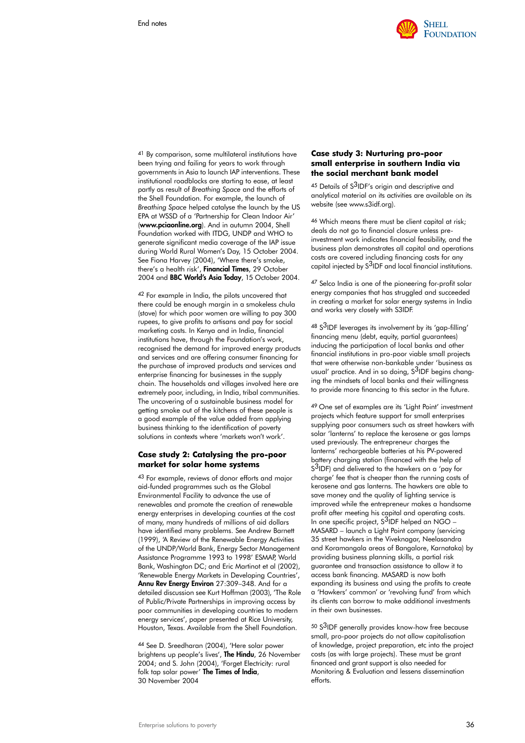41 By comparison, some multilateral institutions have been trying and failing for years to work through governments in Asia to launch IAP interventions. These institutional roadblocks are starting to ease, at least partly as result of *Breathing Space* and the efforts of the Shell Foundation. For example, the launch of *Breathing Space* helped catalyse the launch by the US EPA at WSSD of a 'Partnership for Clean Indoor Air' (**www.pciaonline.org**). And in autumn 2004, Shell Foundation worked with ITDG, UNDP and WHO to generate significant media coverage of the IAP issue during World Rural Women's Day, 15 October 2004. See Fiona Harvey (2004), 'Where there's smoke, there's a health risk', **Financial Times**, 29 October 2004 and **BBC World's Asia Today**, 15 October 2004.

42 For example in India, the pilots uncovered that there could be enough margin in a smokeless chula (stove) for which poor women are willing to pay 300 rupees, to give profits to artisans and pay for social marketing costs. In Kenya and in India, financial institutions have, through the Foundation's work, recognised the demand for improved energy products and services and are offering consumer financing for the purchase of improved products and services and enterprise financing for businesses in the supply chain. The households and villages involved here are extremely poor, including, in India, tribal communities. The uncovering of a sustainable business model for getting smoke out of the kitchens of these people is a good example of the value added from applying business thinking to the identification of poverty solutions in contexts where 'markets won't work'.

### Case study 2: Catalysing the pro-poor market for solar home systems

43 For example, reviews of donor efforts and major aid-funded programmes such as the Global Environmental Facility to advance the use of renewables and promote the creation of renewable energy enterprises in developing counties at the cost of many, many hundreds of millions of aid dollars have identified many problems. See Andrew Barnett (1999), 'A Review of the Renewable Energy Activities of the UNDP/World Bank, Energy Sector Management Assistance Programme 1993 to 1998' ESMAP, World Bank, Washington DC; and Eric Martinot et al (2002), 'Renewable Energy Markets in Developing Countries', **Annu Rev Energy Environ** 27:309–348. And for a detailed discussion see Kurt Hoffman (2003), 'The Role of Public/Private Partnerships in improving access by poor communities in developing countries to modern energy services', paper presented at Rice University, Houston, Texas. Available from the Shell Foundation.

44 See D. Sreedharan (2004), 'Here solar power brightens up people's lives', **The Hindu**, 26 November 2004; and S. John (2004), 'Forget Electricity: rural folk tap solar power' **The Times of India**, 30 November 2004

### Case study 3: Nurturing pro-poor small enterprise in southern India via the social merchant bank model

45 Details of S3IDF's origin and descriptive and analytical material on its activities are available on its website (see www.s3idf.org).

46 Which means there must be client capital at risk; deals do not go to financial closure unless pre-investment work indicates financial feasibility, and the business plan demonstrates all capital and operations costs are covered including financing costs for any capital injected by S3IDF and local financial institutions.

47 Selco India is one of the pioneering for-profit solar energy companies that has struggled and succeeded in creating a market for solar energy systems in India and works very closely with S3IDF.

48 S3IDF leverages its involvement by its 'gap-filling' financing menu (debt, equity, partial guarantees) inducing the participation of local banks and other financial institutions in pro-poor viable small projects that were otherwise non-bankable under 'business as usual' practice. And in so doing, S3IDF begins changing the mindsets of local banks and their willingness to provide more financing to this sector in the future.

49 One set of examples are its 'Light Point' investment projects which feature support for small enterprises supplying poor consumers such as street hawkers with solar 'lanterns' to replace the kerosene or gas lamps used previously. The entrepreneur charges the lanterns' rechargeable batteries at his PV-powered battery charging station (financed with the help of S3IDF) and delivered to the hawkers on a 'pay for charge' fee that is cheaper than the running costs of kerosene and gas lanterns. The hawkers are able to save money and the quality of lighting service is improved while the entrepreneur makes a handsome profit after meeting his capital and operating costs. In one specific project, S3IDF helped an NGO – MASARD – launch a Light Point company (servicing 35 street hawkers in the Viveknagar, Neelasandra and Koramangala areas of Bangalore, Karnataka) by providing business planning skills, a partial risk guarantee and transaction assistance to allow it to access bank financing. MASARD is now both expanding its business and using the profits to create a 'Hawkers' common' or 'revolving fund' from which its clients can borrow to make additional investments in their own businesses.

50 S3IDF generally provides know-how free because small, pro-poor projects do not allow capitalisation of knowledge, project preparation, etc into the project costs (as with large projects). These must be grant financed and grant support is also needed for Monitoring & Evaluation and lessens dissemination efforts.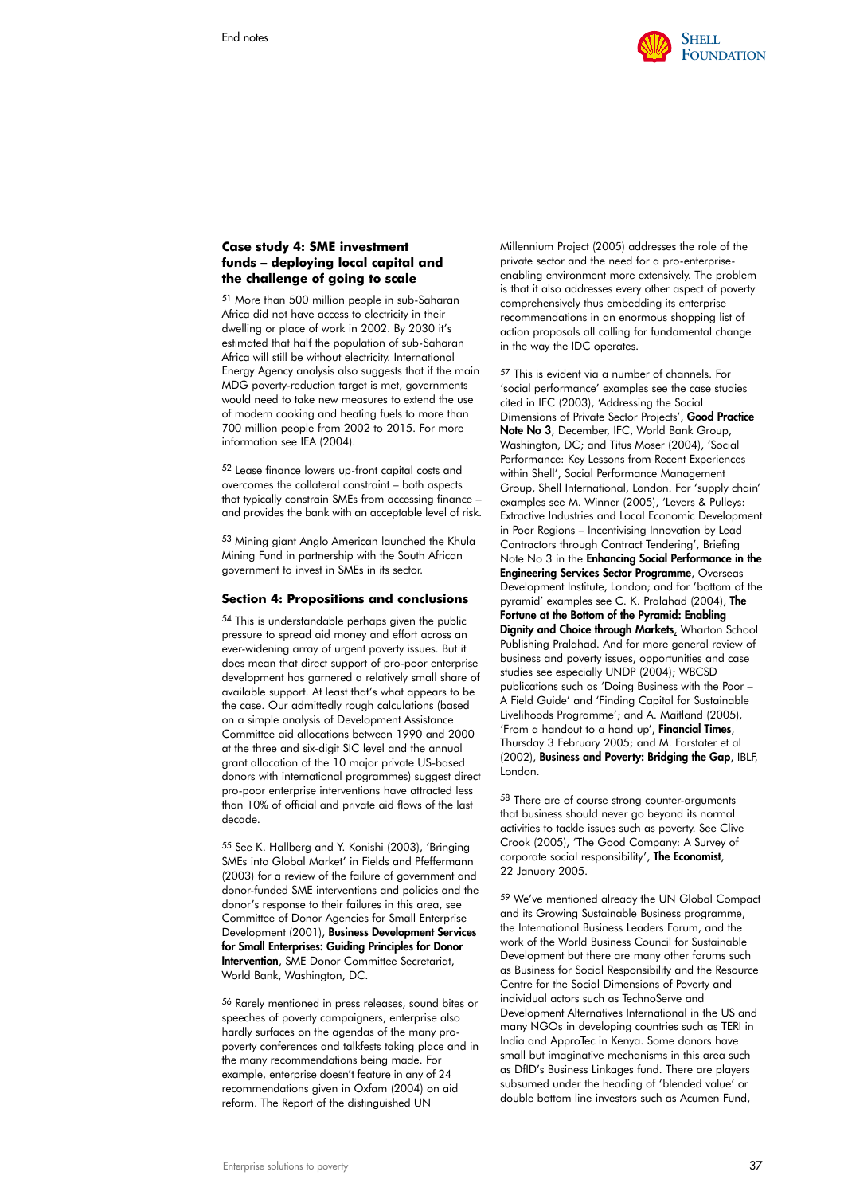### Case study 4: SME investment funds – deploying local capital and the challenge of going to scale

[51] More than 500 million people in sub-Saharan Africa did not have access to electricity in their dwelling or place of work in 2002. By 2030 it's estimated that half the population of sub-Saharan Africa will still be without electricity. International Energy Agency analysis also suggests that if the main MDG poverty-reduction target is met, governments would need to take new measures to extend the use of modern cooking and heating fuels to more than 700 million people from 2002 to 2015. For more information see IEA (2004).

[52] Lease finance lowers up-front capital costs and overcomes the collateral constraint – both aspects that typically constrain SMEs from accessing finance – and provides the bank with an acceptable level of risk.

[53] Mining giant Anglo American launched the Khula Mining Fund in partnership with the South African government to invest in SMEs in its sector.

### Section 4: Propositions and conclusions

[54] This is understandable perhaps given the public pressure to spread aid money and effort across an ever-widening array of urgent poverty issues. But it does mean that direct support of pro-poor enterprise development has garnered a relatively small share of available support. At least that's what appears to be the case. Our admittedly rough calculations (based on a simple analysis of Development Assistance Committee aid allocations between 1990 and 2000 at the three and six-digit SIC level and the annual grant allocation of the 10 major private US-based donors with international programmes) suggest direct pro-poor enterprise interventions have attracted less than 10% of official and private aid flows of the last decade.

[55] See K. Hallberg and Y. Konishi (2003), 'Bringing SMEs into Global Market' in Fields and Pfeffermann (2003) for a review of the failure of government and donor-funded SME interventions and policies and the donor's response to their failures in this area, see Committee of Donor Agencies for Small Enterprise Development (2001), **Business Development Services for Small Enterprises: Guiding Principles for Donor Intervention**, SME Donor Committee Secretariat, World Bank, Washington, DC.

[56] Rarely mentioned in press releases, sound bites or speeches of poverty campaigners, enterprise also hardly surfaces on the agendas of the many pro-poverty conferences and talkfests taking place and in the many recommendations being made. For example, enterprise doesn't feature in any of 24 recommendations given in Oxfam (2004) on aid reform. The Report of the distinguished UN Millennium Project (2005) addresses the role of the private sector and the need for a pro-enterprise-enabling environment more extensively. The problem is that it also addresses every other aspect of poverty comprehensively thus embedding its enterprise recommendations in an enormous shopping list of action proposals all calling for fundamental change in the way the IDC operates.

[57] This is evident via a number of channels. For 'social performance' examples see the case studies cited in IFC (2003), 'Addressing the Social Dimensions of Private Sector Projects', **Good Practice Note No 3**, December, IFC, World Bank Group, Washington, DC; and Titus Moser (2004), 'Social Performance: Key Lessons from Recent Experiences within Shell', Social Performance Management Group, Shell International, London. For 'supply chain' examples see M. Winner (2005), 'Levers & Pulleys: Extractive Industries and Local Economic Development in Poor Regions – Incentivising Innovation by Lead Contractors through Contract Tendering', Briefing Note No 3 in the **Enhancing Social Performance in the Engineering Services Sector Programme**, Overseas Development Institute, London; and for 'bottom of the pyramid' examples see C. K. Pralahad (2004), **The Fortune at the Bottom of the Pyramid: Enabling Dignity and Choice through Markets**, Wharton School Publishing Pralahad. And for more general review of business and poverty issues, opportunities and case studies see especially UNDP (2004); WBCSD publications such as 'Doing Business with the Poor – A Field Guide' and 'Finding Capital for Sustainable Livelihoods Programme'; and A. Maitland (2005), 'From a handout to a hand up', **Financial Times**, Thursday 3 February 2005; and M. Forstater et al (2002), **Business and Poverty: Bridging the Gap**, IBLF, London.

[58] There are of course strong counter-arguments that business should never go beyond its normal activities to tackle issues such as poverty. See Clive Crook (2005), 'The Good Company: A Survey of corporate social responsibility', **The Economist**, 22 January 2005.

[59] We've mentioned already the UN Global Compact and its Growing Sustainable Business programme, the International Business Leaders Forum, and the work of the World Business Council for Sustainable Development but there are many other forums such as Business for Social Responsibility and the Resource Centre for the Social Dimensions of Poverty and individual actors such as TechnoServe and Development Alternatives International in the US and many NGOs in developing countries such as TERI in India and ApproTec in Kenya. Some donors have small but imaginative mechanisms in this area such as DfID's Business Linkages fund. There are players subsumed under the heading of 'blended value' or double bottom line investors such as Acumen Fund,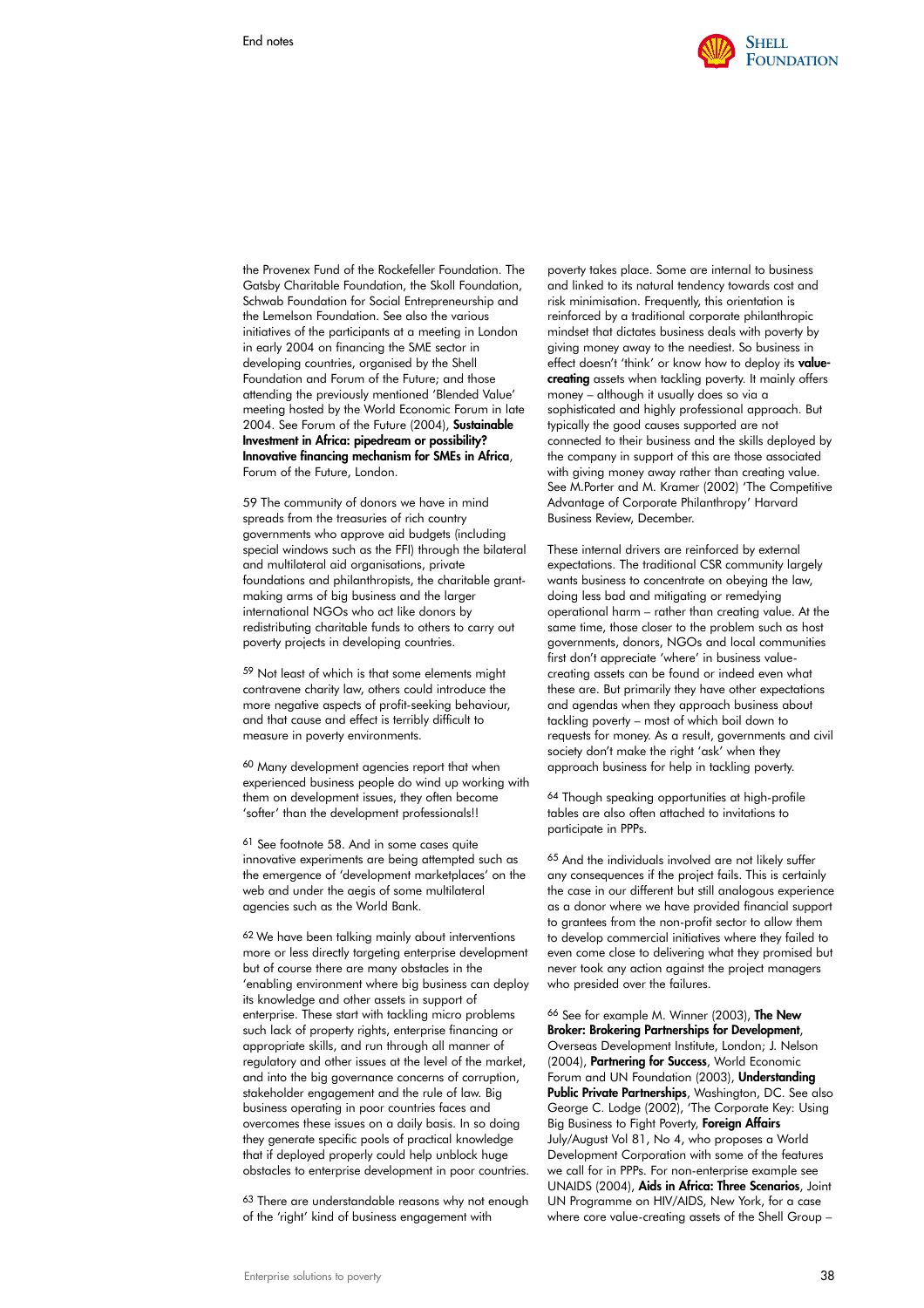the Provenex Fund of the Rockefeller Foundation. The Gatsby Charitable Foundation, the Skoll Foundation, Schwab Foundation for Social Entrepreneurship and the Lemelson Foundation. See also the various initiatives of the participants at a meeting in London in early 2004 on financing the SME sector in developing countries, organised by the Shell Foundation and Forum of the Future; and those attending the previously mentioned 'Blended Value' meeting hosted by the World Economic Forum in late 2004. See Forum of the Future (2004), **Sustainable Investment in Africa: pipedream or possibility? Innovative financing mechanism for SMEs in Africa**, Forum of the Future, London.

59 The community of donors we have in mind spreads from the treasuries of rich country governments who approve aid budgets (including special windows such as the FFI) through the bilateral and multilateral aid organisations, private foundations and philanthropists, the charitable grant-making arms of big business and the larger international NGOs who act like donors by redistributing charitable funds to others to carry out poverty projects in developing countries.

59 Not least of which is that some elements might contravene charity law, others could introduce the more negative aspects of profit-seeking behaviour, and that cause and effect is terribly difficult to measure in poverty environments.

60 Many development agencies report that when experienced business people do wind up working with them on development issues, they often become 'softer' than the development professionals!!

61 See footnote 58. And in some cases quite innovative experiments are being attempted such as the emergence of 'development marketplaces' on the web and under the aegis of some multilateral agencies such as the World Bank.

62 We have been talking mainly about interventions more or less directly targeting enterprise development but of course there are many obstacles in the 'enabling environment where big business can deploy its knowledge and other assets in support of enterprise. These start with tackling micro problems such lack of property rights, enterprise financing or appropriate skills, and run through all manner of regulatory and other issues at the level of the market, and into the big governance concerns of corruption, stakeholder engagement and the rule of law. Big business operating in poor countries faces and overcomes these issues on a daily basis. In so doing they generate specific pools of practical knowledge that if deployed properly could help unblock huge obstacles to enterprise development in poor countries.

63 There are understandable reasons why not enough of the 'right' kind of business engagement with poverty takes place. Some are internal to business and linked to its natural tendency towards cost and risk minimisation. Frequently, this orientation is reinforced by a traditional corporate philanthropic mindset that dictates business deals with poverty by giving money away to the neediest. So business in effect doesn't 'think' or know how to deploy its **value-creating** assets when tackling poverty. It mainly offers money – although it usually does so via a sophisticated and highly professional approach. But typically the good causes supported are not connected to their business and the skills deployed by the company in support of this are those associated with giving money away rather than creating value. See M.Porter and M. Kramer (2002) 'The Competitive Advantage of Corporate Philanthropy' Harvard Business Review, December.

These internal drivers are reinforced by external expectations. The traditional CSR community largely wants business to concentrate on obeying the law, doing less bad and mitigating or remedying operational harm – rather than creating value. At the same time, those closer to the problem such as host governments, donors, NGOs and local communities first don't appreciate 'where' in business value-creating assets can be found or indeed even what these are. But primarily they have other expectations and agendas when they approach business about tackling poverty – most of which boil down to requests for money. As a result, governments and civil society don't make the right 'ask' when they approach business for help in tackling poverty.

64 Though speaking opportunities at high-profile tables are also often attached to invitations to participate in PPPs.

65 And the individuals involved are not likely suffer any consequences if the project fails. This is certainly the case in our different but still analogous experience as a donor where we have provided financial support to grantees from the non-profit sector to allow them to develop commercial initiatives where they failed to even come close to delivering what they promised but never took any action against the project managers who presided over the failures.

66 See for example M. Winner (2003), **The New Broker: Brokering Partnerships for Development**, Overseas Development Institute, London; J. Nelson (2004), **Partnering for Success**, World Economic Forum and UN Foundation (2003), **Understanding Public Private Partnerships**, Washington, DC. See also George C. Lodge (2002), 'The Corporate Key: Using Big Business to Fight Poverty, **Foreign Affairs** July/August Vol 81, No 4, who proposes a World Development Corporation with some of the features we call for in PPPs. For non-enterprise example see UNAIDS (2004), **Aids in Africa: Three Scenarios**, Joint UN Programme on HIV/AIDS, New York, for a case where core value-creating assets of the Shell Group –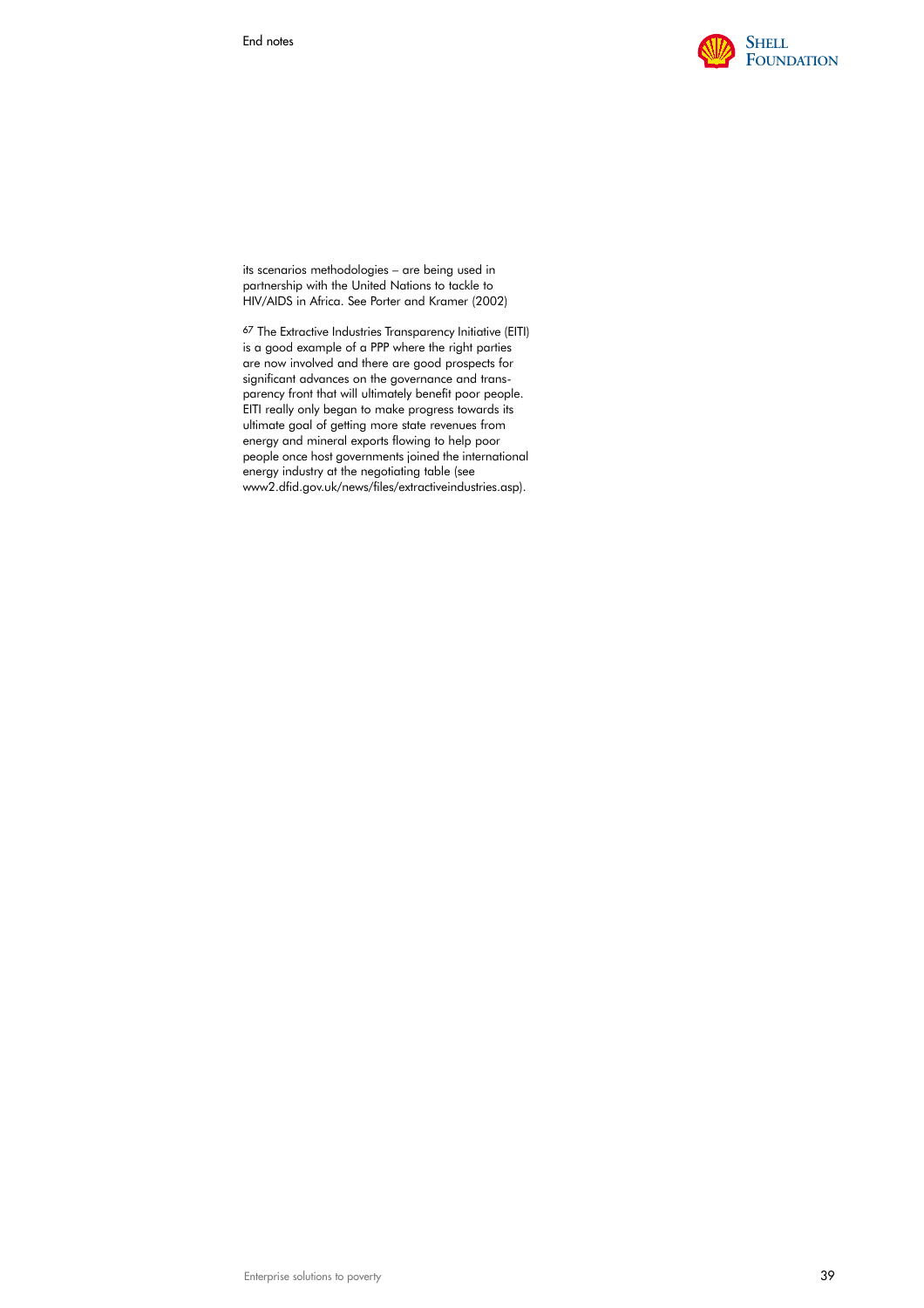its scenarios methodologies – are being used in partnership with the United Nations to tackle to HIV/AIDS in Africa. See Porter and Kramer (2002)

[67] The Extractive Industries Transparency Initiative (EITI) is a good example of a PPP where the right parties are now involved and there are good prospects for significant advances on the governance and transparency front that will ultimately benefit poor people. EITI really only began to make progress towards its ultimate goal of getting more state revenues from energy and mineral exports flowing to help poor people once host governments joined the international energy industry at the negotiating table (see www2.dfid.gov.uk/news/files/extractiveindustries.asp).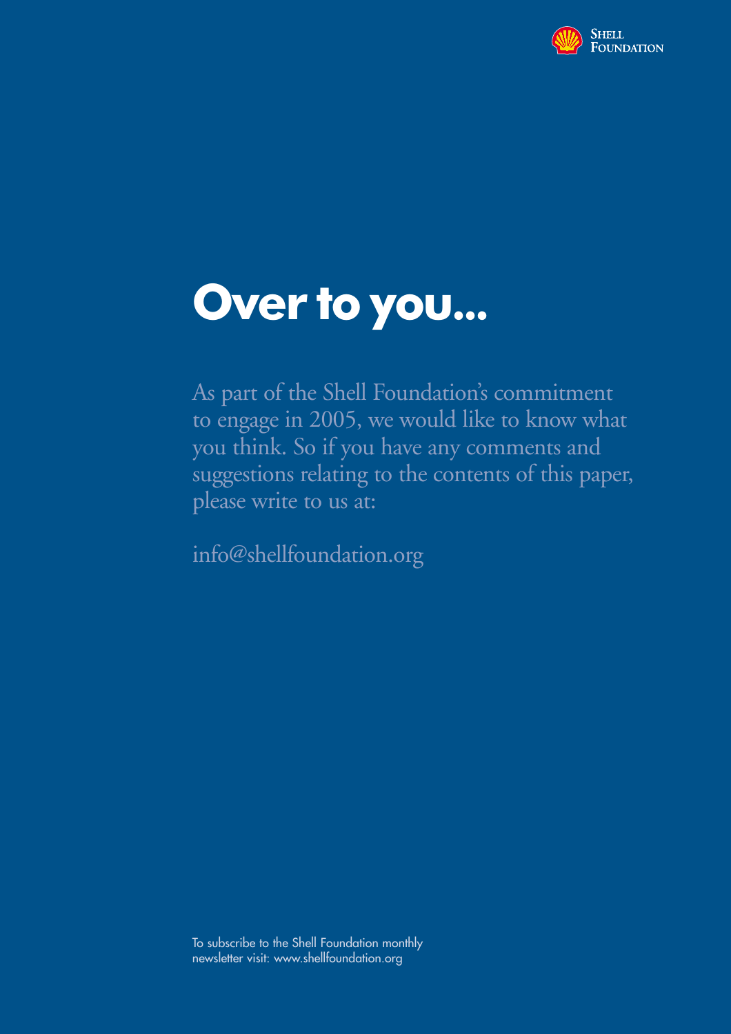Shell Foundation

# Over to you...

As part of the Shell Foundation's commitment to engage in 2005, we would like to know what you think. So if you have any comments and suggestions relating to the contents of this paper, please write to us at:

info@shellfoundation.org

To subscribe to the Shell Foundation monthly newsletter visit: www.shellfoundation.org